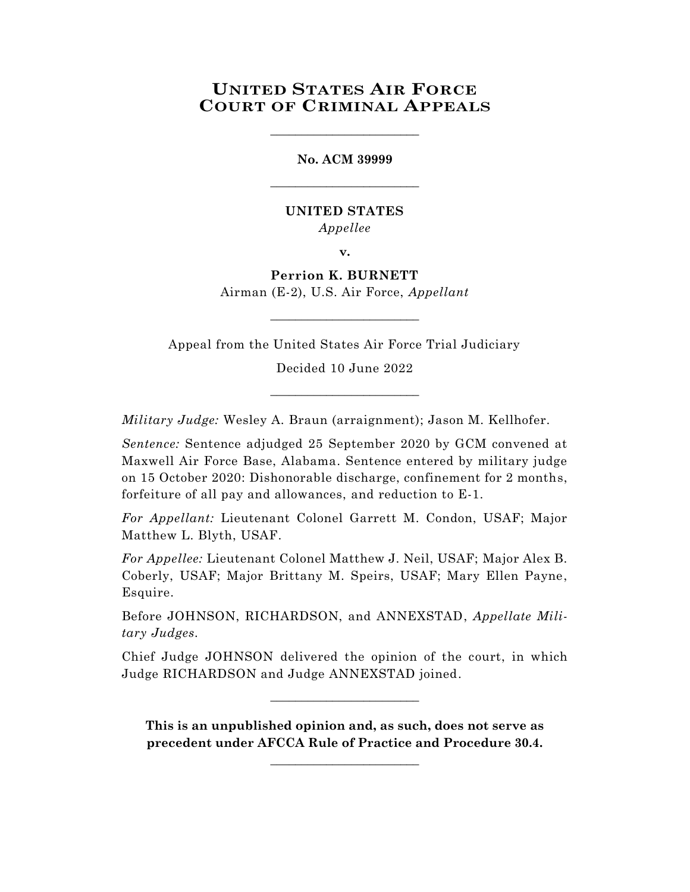# United States Air Force Court of Criminal Appeals

________________________

**No. ACM 39999**

________________________

**UNITED STATES**

*Appellee*

**v.**

**Perrion K. BURNETT**

Airman (E-2), U.S. Air Force, *Appellant*

________________________

Appeal from the United States Air Force Trial Judiciary

Decided 10 June 2022

________________________

*Military Judge:* Wesley A. Braun (arraignment); Jason M. Kellhofer.

*Sentence:* Sentence adjudged 25 September 2020 by GCM convened at Maxwell Air Force Base, Alabama. Sentence entered by military judge on 15 October 2020: Dishonorable discharge, confinement for 2 months, forfeiture of all pay and allowances, and reduction to E-1.

*For Appellant:* Lieutenant Colonel Garrett M. Condon, USAF; Major Matthew L. Blyth, USAF.

*For Appellee:* Lieutenant Colonel Matthew J. Neil, USAF; Major Alex B. Coberly, USAF; Major Brittany M. Speirs, USAF; Mary Ellen Payne, Esquire.

Before JOHNSON, RICHARDSON, and ANNEXSTAD, *Appellate Military Judges*.

Chief Judge JOHNSON delivered the opinion of the court, in which Judge RICHARDSON and Judge ANNEXSTAD joined.

________________________

**This is an unpublished opinion and, as such, does not serve as precedent under AFCCA Rule of Practice and Procedure 30.4.**

________________________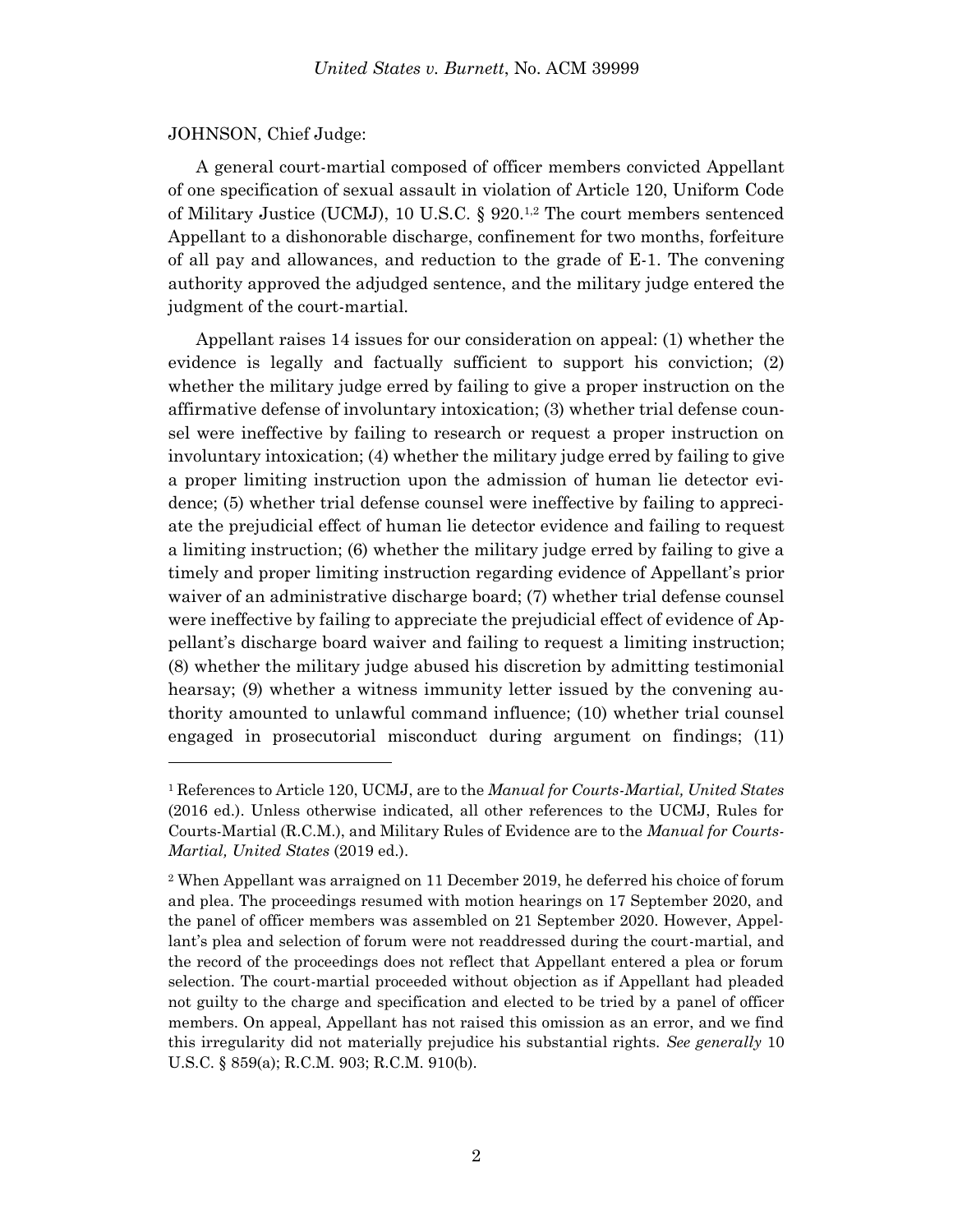JOHNSON, Chief Judge:

A general court-martial composed of officer members convicted Appellant of one specification of sexual assault in violation of Article 120, Uniform Code of Military Justice (UCMJ), 10 U.S.C. § 920.[1,2] The court members sentenced Appellant to a dishonorable discharge, confinement for two months, forfeiture of all pay and allowances, and reduction to the grade of E-1. The convening authority approved the adjudged sentence, and the military judge entered the judgment of the court-martial.

Appellant raises 14 issues for our consideration on appeal: (1) whether the evidence is legally and factually sufficient to support his conviction; (2) whether the military judge erred by failing to give a proper instruction on the affirmative defense of involuntary intoxication; (3) whether trial defense counsel were ineffective by failing to research or request a proper instruction on involuntary intoxication; (4) whether the military judge erred by failing to give a proper limiting instruction upon the admission of human lie detector evidence; (5) whether trial defense counsel were ineffective by failing to appreciate the prejudicial effect of human lie detector evidence and failing to request a limiting instruction; (6) whether the military judge erred by failing to give a timely and proper limiting instruction regarding evidence of Appellant's prior waiver of an administrative discharge board; (7) whether trial defense counsel were ineffective by failing to appreciate the prejudicial effect of evidence of Appellant's discharge board waiver and failing to request a limiting instruction; (8) whether the military judge abused his discretion by admitting testimonial hearsay; (9) whether a witness immunity letter issued by the convening authority amounted to unlawful command influence; (10) whether trial counsel engaged in prosecutorial misconduct during argument on findings; (11)

---

[1] References to Article 120, UCMJ, are to the *Manual for Courts-Martial, United States* (2016 ed.). Unless otherwise indicated, all other references to the UCMJ, Rules for Courts-Martial (R.C.M.), and Military Rules of Evidence are to the *Manual for Courts-Martial, United States* (2019 ed.).

[2] When Appellant was arraigned on 11 December 2019, he deferred his choice of forum and plea. The proceedings resumed with motion hearings on 17 September 2020, and the panel of officer members was assembled on 21 September 2020. However, Appellant's plea and selection of forum were not readdressed during the court-martial, and the record of the proceedings does not reflect that Appellant entered a plea or forum selection. The court-martial proceeded without objection as if Appellant had pleaded not guilty to the charge and specification and elected to be tried by a panel of officer members. On appeal, Appellant has not raised this omission as an error, and we find this irregularity did not materially prejudice his substantial rights. *See generally* 10 U.S.C. § 859(a); R.C.M. 903; R.C.M. 910(b).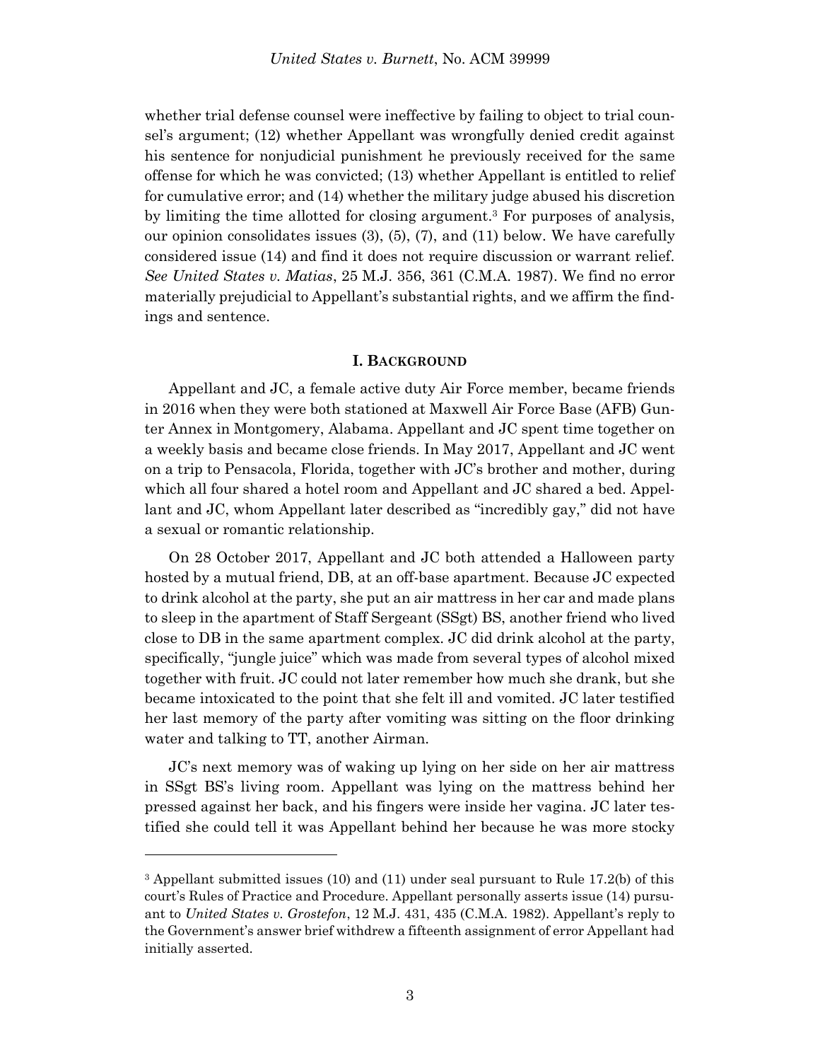whether trial defense counsel were ineffective by failing to object to trial counsel's argument; (12) whether Appellant was wrongfully denied credit against his sentence for nonjudicial punishment he previously received for the same offense for which he was convicted; (13) whether Appellant is entitled to relief for cumulative error; and (14) whether the military judge abused his discretion by limiting the time allotted for closing argument.[3] For purposes of analysis, our opinion consolidates issues (3), (5), (7), and (11) below. We have carefully considered issue (14) and find it does not require discussion or warrant relief. *See United States v. Matias*, 25 M.J. 356, 361 (C.M.A. 1987). We find no error materially prejudicial to Appellant's substantial rights, and we affirm the findings and sentence.

## I. BACKGROUND

Appellant and JC, a female active duty Air Force member, became friends in 2016 when they were both stationed at Maxwell Air Force Base (AFB) Gunter Annex in Montgomery, Alabama. Appellant and JC spent time together on a weekly basis and became close friends. In May 2017, Appellant and JC went on a trip to Pensacola, Florida, together with JC's brother and mother, during which all four shared a hotel room and Appellant and JC shared a bed. Appellant and JC, whom Appellant later described as "incredibly gay," did not have a sexual or romantic relationship.

On 28 October 2017, Appellant and JC both attended a Halloween party hosted by a mutual friend, DB, at an off-base apartment. Because JC expected to drink alcohol at the party, she put an air mattress in her car and made plans to sleep in the apartment of Staff Sergeant (SSgt) BS, another friend who lived close to DB in the same apartment complex. JC did drink alcohol at the party, specifically, "jungle juice" which was made from several types of alcohol mixed together with fruit. JC could not later remember how much she drank, but she became intoxicated to the point that she felt ill and vomited. JC later testified her last memory of the party after vomiting was sitting on the floor drinking water and talking to TT, another Airman.

JC's next memory was of waking up lying on her side on her air mattress in SSgt BS's living room. Appellant was lying on the mattress behind her pressed against her back, and his fingers were inside her vagina. JC later testified she could tell it was Appellant behind her because he was more stocky

---

[3] Appellant submitted issues (10) and (11) under seal pursuant to Rule 17.2(b) of this court's Rules of Practice and Procedure. Appellant personally asserts issue (14) pursuant to *United States v. Grostefon*, 12 M.J. 431, 435 (C.M.A. 1982). Appellant's reply to the Government's answer brief withdrew a fifteenth assignment of error Appellant had initially asserted.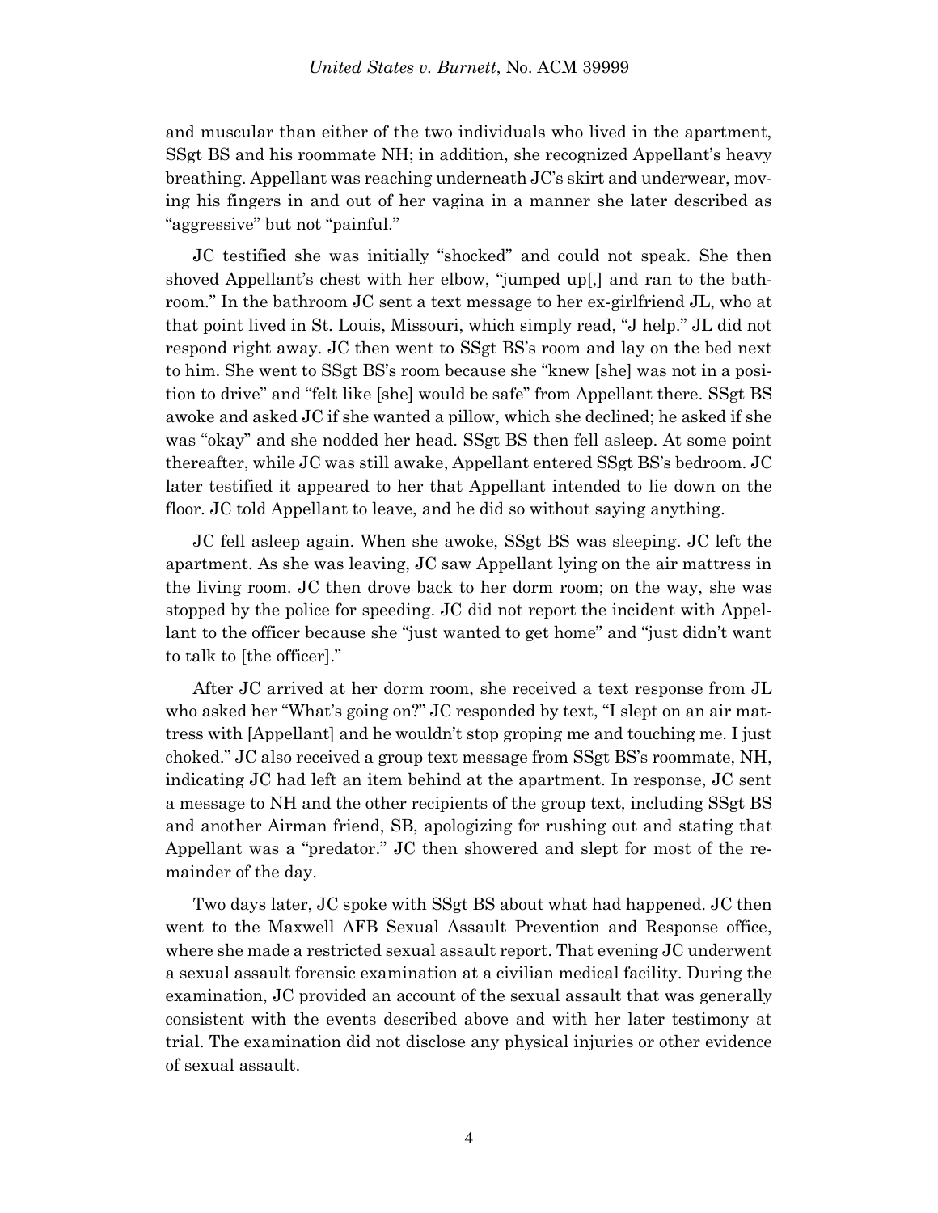and muscular than either of the two individuals who lived in the apartment, SSgt BS and his roommate NH; in addition, she recognized Appellant's heavy breathing. Appellant was reaching underneath JC's skirt and underwear, moving his fingers in and out of her vagina in a manner she later described as "aggressive" but not "painful."

JC testified she was initially "shocked" and could not speak. She then shoved Appellant's chest with her elbow, "jumped up[,] and ran to the bathroom." In the bathroom JC sent a text message to her ex-girlfriend JL, who at that point lived in St. Louis, Missouri, which simply read, "J help." JL did not respond right away. JC then went to SSgt BS's room and lay on the bed next to him. She went to SSgt BS's room because she "knew [she] was not in a position to drive" and "felt like [she] would be safe" from Appellant there. SSgt BS awoke and asked JC if she wanted a pillow, which she declined; he asked if she was "okay" and she nodded her head. SSgt BS then fell asleep. At some point thereafter, while JC was still awake, Appellant entered SSgt BS's bedroom. JC later testified it appeared to her that Appellant intended to lie down on the floor. JC told Appellant to leave, and he did so without saying anything.

JC fell asleep again. When she awoke, SSgt BS was sleeping. JC left the apartment. As she was leaving, JC saw Appellant lying on the air mattress in the living room. JC then drove back to her dorm room; on the way, she was stopped by the police for speeding. JC did not report the incident with Appellant to the officer because she "just wanted to get home" and "just didn't want to talk to [the officer]."

After JC arrived at her dorm room, she received a text response from JL who asked her "What's going on?" JC responded by text, "I slept on an air mattress with [Appellant] and he wouldn't stop groping me and touching me. I just choked." JC also received a group text message from SSgt BS's roommate, NH, indicating JC had left an item behind at the apartment. In response, JC sent a message to NH and the other recipients of the group text, including SSgt BS and another Airman friend, SB, apologizing for rushing out and stating that Appellant was a "predator." JC then showered and slept for most of the remainder of the day.

Two days later, JC spoke with SSgt BS about what had happened. JC then went to the Maxwell AFB Sexual Assault Prevention and Response office, where she made a restricted sexual assault report. That evening JC underwent a sexual assault forensic examination at a civilian medical facility. During the examination, JC provided an account of the sexual assault that was generally consistent with the events described above and with her later testimony at trial. The examination did not disclose any physical injuries or other evidence of sexual assault.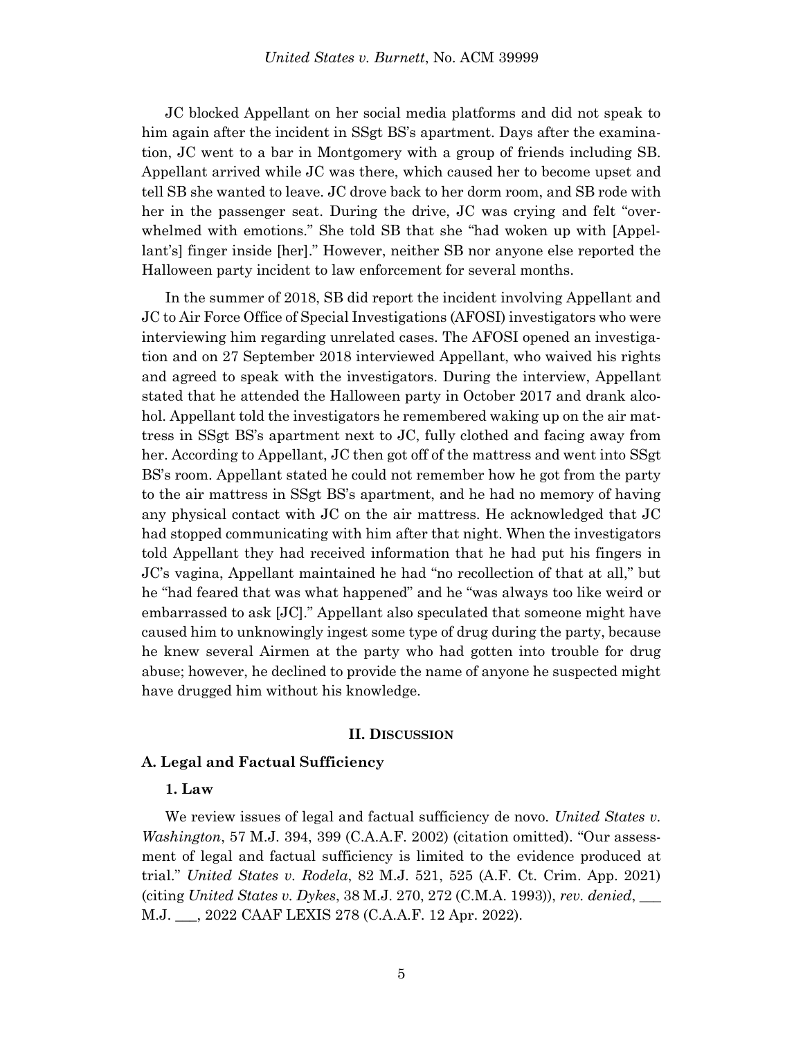JC blocked Appellant on her social media platforms and did not speak to him again after the incident in SSgt BS's apartment. Days after the examination, JC went to a bar in Montgomery with a group of friends including SB. Appellant arrived while JC was there, which caused her to become upset and tell SB she wanted to leave. JC drove back to her dorm room, and SB rode with her in the passenger seat. During the drive, JC was crying and felt "overwhelmed with emotions." She told SB that she "had woken up with [Appellant's] finger inside [her]." However, neither SB nor anyone else reported the Halloween party incident to law enforcement for several months.

In the summer of 2018, SB did report the incident involving Appellant and JC to Air Force Office of Special Investigations (AFOSI) investigators who were interviewing him regarding unrelated cases. The AFOSI opened an investigation and on 27 September 2018 interviewed Appellant, who waived his rights and agreed to speak with the investigators. During the interview, Appellant stated that he attended the Halloween party in October 2017 and drank alcohol. Appellant told the investigators he remembered waking up on the air mattress in SSgt BS's apartment next to JC, fully clothed and facing away from her. According to Appellant, JC then got off of the mattress and went into SSgt BS's room. Appellant stated he could not remember how he got from the party to the air mattress in SSgt BS's apartment, and he had no memory of having any physical contact with JC on the air mattress. He acknowledged that JC had stopped communicating with him after that night. When the investigators told Appellant they had received information that he had put his fingers in JC's vagina, Appellant maintained he had "no recollection of that at all," but he "had feared that was what happened" and he "was always too like weird or embarrassed to ask [JC]." Appellant also speculated that someone might have caused him to unknowingly ingest some type of drug during the party, because he knew several Airmen at the party who had gotten into trouble for drug abuse; however, he declined to provide the name of anyone he suspected might have drugged him without his knowledge.

## II. DISCUSSION

### A. Legal and Factual Sufficiency

#### 1. Law

We review issues of legal and factual sufficiency de novo. *United States v. Washington*, 57 M.J. 394, 399 (C.A.A.F. 2002) (citation omitted). "Our assessment of legal and factual sufficiency is limited to the evidence produced at trial." *United States v. Rodela*, 82 M.J. 521, 525 (A.F. Ct. Crim. App. 2021) (citing *United States v. Dykes*, 38 M.J. 270, 272 (C.M.A. 1993)), *rev. denied*, ___ M.J. ___, 2022 CAAF LEXIS 278 (C.A.A.F. 12 Apr. 2022).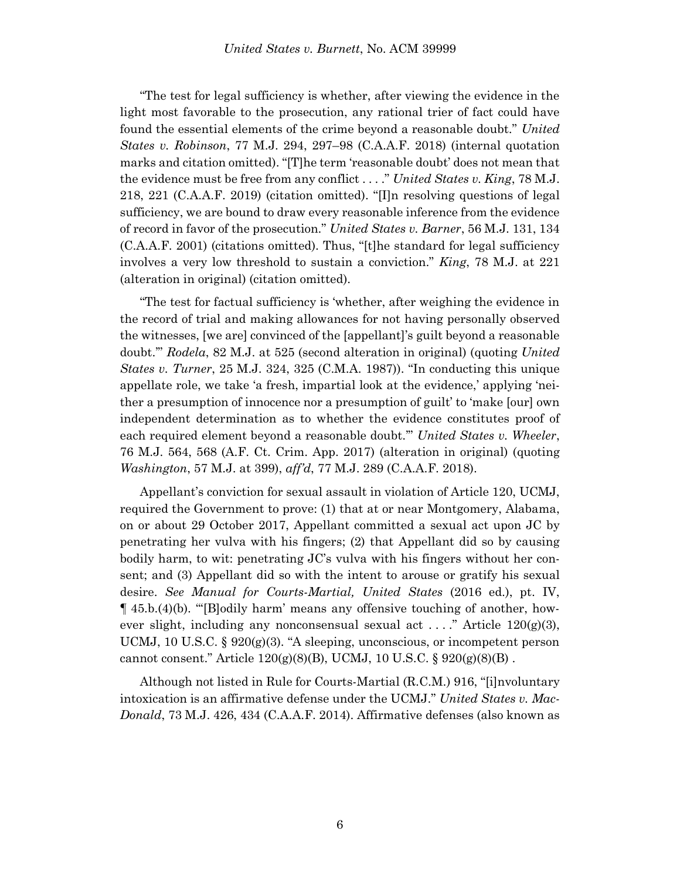"The test for legal sufficiency is whether, after viewing the evidence in the light most favorable to the prosecution, any rational trier of fact could have found the essential elements of the crime beyond a reasonable doubt." *United States v. Robinson*, 77 M.J. 294, 297–98 (C.A.A.F. 2018) (internal quotation marks and citation omitted). "[T]he term 'reasonable doubt' does not mean that the evidence must be free from any conflict . . . ." *United States v. King*, 78 M.J. 218, 221 (C.A.A.F. 2019) (citation omitted). "[I]n resolving questions of legal sufficiency, we are bound to draw every reasonable inference from the evidence of record in favor of the prosecution." *United States v. Barner*, 56 M.J. 131, 134 (C.A.A.F. 2001) (citations omitted). Thus, "[t]he standard for legal sufficiency involves a very low threshold to sustain a conviction." *King*, 78 M.J. at 221 (alteration in original) (citation omitted).

"The test for factual sufficiency is 'whether, after weighing the evidence in the record of trial and making allowances for not having personally observed the witnesses, [we are] convinced of the [appellant]'s guilt beyond a reasonable doubt.'" *Rodela*, 82 M.J. at 525 (second alteration in original) (quoting *United States v. Turner*, 25 M.J. 324, 325 (C.M.A. 1987)). "In conducting this unique appellate role, we take 'a fresh, impartial look at the evidence,' applying 'neither a presumption of innocence nor a presumption of guilt' to 'make [our] own independent determination as to whether the evidence constitutes proof of each required element beyond a reasonable doubt.'" *United States v. Wheeler*, 76 M.J. 564, 568 (A.F. Ct. Crim. App. 2017) (alteration in original) (quoting *Washington*, 57 M.J. at 399), *aff'd*, 77 M.J. 289 (C.A.A.F. 2018).

Appellant's conviction for sexual assault in violation of Article 120, UCMJ, required the Government to prove: (1) that at or near Montgomery, Alabama, on or about 29 October 2017, Appellant committed a sexual act upon JC by penetrating her vulva with his fingers; (2) that Appellant did so by causing bodily harm, to wit: penetrating JC's vulva with his fingers without her consent; and (3) Appellant did so with the intent to arouse or gratify his sexual desire. *See Manual for Courts-Martial, United States* (2016 ed.), pt. IV, ¶ 45.b.(4)(b). "'[B]odily harm' means any offensive touching of another, however slight, including any nonconsensual sexual act . . . ." Article 120(g)(3), UCMJ, 10 U.S.C. § 920(g)(3). "A sleeping, unconscious, or incompetent person cannot consent." Article 120(g)(8)(B), UCMJ, 10 U.S.C. § 920(g)(8)(B) .

Although not listed in Rule for Courts-Martial (R.C.M.) 916, "[i]nvoluntary intoxication is an affirmative defense under the UCMJ." *United States v. MacDonald*, 73 M.J. 426, 434 (C.A.A.F. 2014). Affirmative defenses (also known as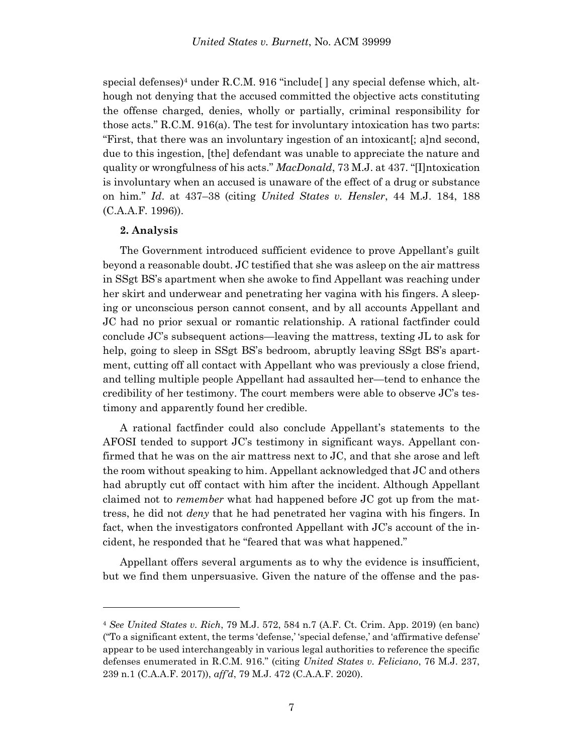special defenses)[4] under R.C.M. 916 "include[ ] any special defense which, although not denying that the accused committed the objective acts constituting the offense charged, denies, wholly or partially, criminal responsibility for those acts." R.C.M. 916(a). The test for involuntary intoxication has two parts: "First, that there was an involuntary ingestion of an intoxicant[; a]nd second, due to this ingestion, [the] defendant was unable to appreciate the nature and quality or wrongfulness of his acts." *MacDonald*, 73 M.J. at 437. "[I]ntoxication is involuntary when an accused is unaware of the effect of a drug or substance on him." *Id.* at 437–38 (citing *United States v. Hensler*, 44 M.J. 184, 188 (C.A.A.F. 1996)).

**2. Analysis**

The Government introduced sufficient evidence to prove Appellant's guilt beyond a reasonable doubt. JC testified that she was asleep on the air mattress in SSgt BS's apartment when she awoke to find Appellant was reaching under her skirt and underwear and penetrating her vagina with his fingers. A sleeping or unconscious person cannot consent, and by all accounts Appellant and JC had no prior sexual or romantic relationship. A rational factfinder could conclude JC's subsequent actions—leaving the mattress, texting JL to ask for help, going to sleep in SSgt BS's bedroom, abruptly leaving SSgt BS's apartment, cutting off all contact with Appellant who was previously a close friend, and telling multiple people Appellant had assaulted her—tend to enhance the credibility of her testimony. The court members were able to observe JC's testimony and apparently found her credible.

A rational factfinder could also conclude Appellant's statements to the AFOSI tended to support JC's testimony in significant ways. Appellant confirmed that he was on the air mattress next to JC, and that she arose and left the room without speaking to him. Appellant acknowledged that JC and others had abruptly cut off contact with him after the incident. Although Appellant claimed not to *remember* what had happened before JC got up from the mattress, he did not *deny* that he had penetrated her vagina with his fingers. In fact, when the investigators confronted Appellant with JC's account of the incident, he responded that he "feared that was what happened."

Appellant offers several arguments as to why the evidence is insufficient, but we find them unpersuasive. Given the nature of the offense and the pas-

---

[4] *See United States v. Rich*, 79 M.J. 572, 584 n.7 (A.F. Ct. Crim. App. 2019) (en banc) ("To a significant extent, the terms 'defense,' 'special defense,' and 'affirmative defense' appear to be used interchangeably in various legal authorities to reference the specific defenses enumerated in R.C.M. 916." (citing *United States v. Feliciano*, 76 M.J. 237, 239 n.1 (C.A.A.F. 2017)), *aff'd*, 79 M.J. 472 (C.A.A.F. 2020).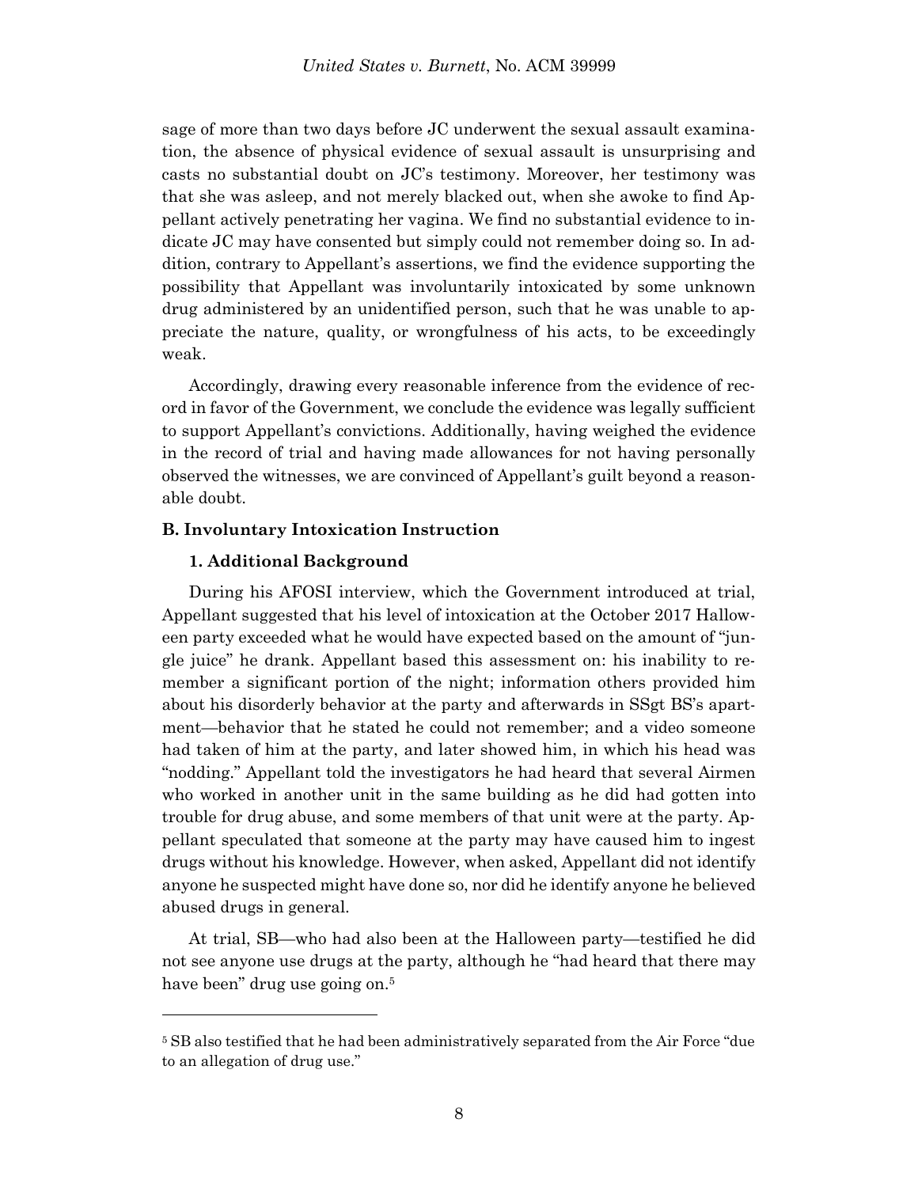sage of more than two days before JC underwent the sexual assault examination, the absence of physical evidence of sexual assault is unsurprising and casts no substantial doubt on JC's testimony. Moreover, her testimony was that she was asleep, and not merely blacked out, when she awoke to find Appellant actively penetrating her vagina. We find no substantial evidence to indicate JC may have consented but simply could not remember doing so. In addition, contrary to Appellant's assertions, we find the evidence supporting the possibility that Appellant was involuntarily intoxicated by some unknown drug administered by an unidentified person, such that he was unable to appreciate the nature, quality, or wrongfulness of his acts, to be exceedingly weak.

Accordingly, drawing every reasonable inference from the evidence of record in favor of the Government, we conclude the evidence was legally sufficient to support Appellant's convictions. Additionally, having weighed the evidence in the record of trial and having made allowances for not having personally observed the witnesses, we are convinced of Appellant's guilt beyond a reasonable doubt.

### B. Involuntary Intoxication Instruction

#### 1. Additional Background

During his AFOSI interview, which the Government introduced at trial, Appellant suggested that his level of intoxication at the October 2017 Halloween party exceeded what he would have expected based on the amount of "jungle juice" he drank. Appellant based this assessment on: his inability to remember a significant portion of the night; information others provided him about his disorderly behavior at the party and afterwards in SSgt BS's apartment—behavior that he stated he could not remember; and a video someone had taken of him at the party, and later showed him, in which his head was "nodding." Appellant told the investigators he had heard that several Airmen who worked in another unit in the same building as he did had gotten into trouble for drug abuse, and some members of that unit were at the party. Appellant speculated that someone at the party may have caused him to ingest drugs without his knowledge. However, when asked, Appellant did not identify anyone he suspected might have done so, nor did he identify anyone he believed abused drugs in general.

At trial, SB—who had also been at the Halloween party—testified he did not see anyone use drugs at the party, although he "had heard that there may have been" drug use going on.[5]

---

[5] SB also testified that he had been administratively separated from the Air Force "due to an allegation of drug use."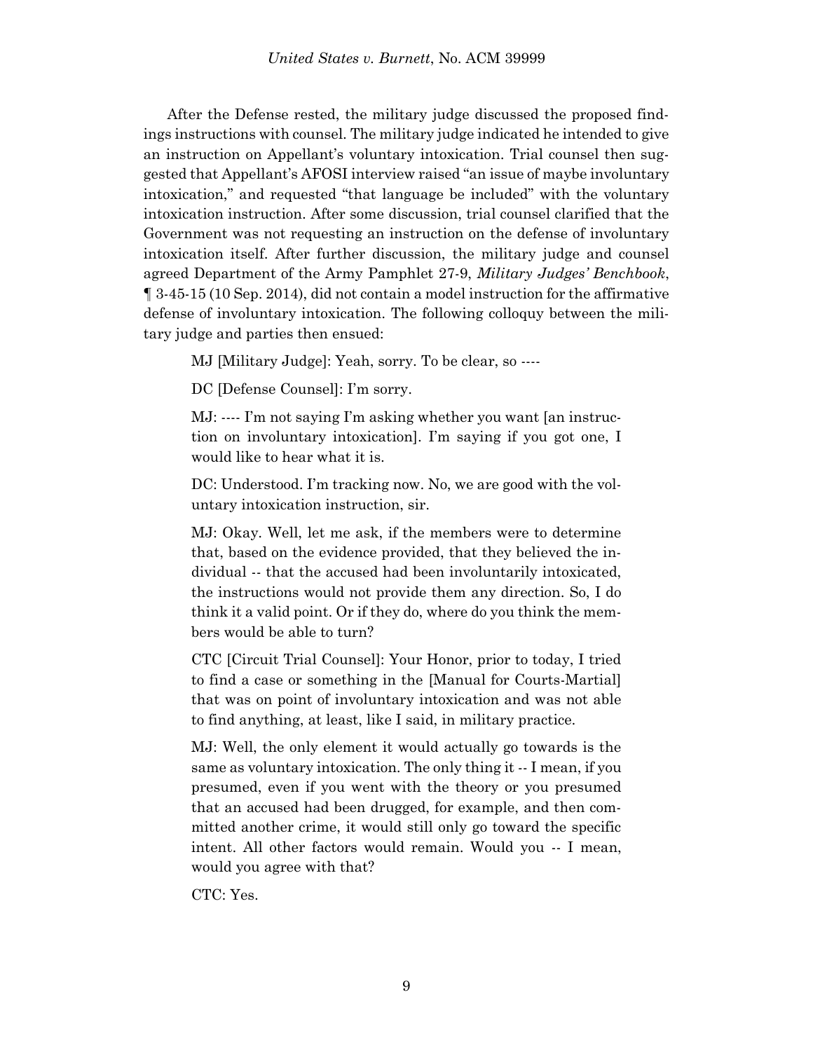After the Defense rested, the military judge discussed the proposed findings instructions with counsel. The military judge indicated he intended to give an instruction on Appellant's voluntary intoxication. Trial counsel then suggested that Appellant's AFOSI interview raised "an issue of maybe involuntary intoxication," and requested "that language be included" with the voluntary intoxication instruction. After some discussion, trial counsel clarified that the Government was not requesting an instruction on the defense of involuntary intoxication itself. After further discussion, the military judge and counsel agreed Department of the Army Pamphlet 27-9, *Military Judges' Benchbook*, ¶ 3-45-15 (10 Sep. 2014), did not contain a model instruction for the affirmative defense of involuntary intoxication. The following colloquy between the military judge and parties then ensued:

> MJ [Military Judge]: Yeah, sorry. To be clear, so ----
>
> DC [Defense Counsel]: I'm sorry.
>
> MJ: ---- I'm not saying I'm asking whether you want [an instruction on involuntary intoxication]. I'm saying if you got one, I would like to hear what it is.
>
> DC: Understood. I'm tracking now. No, we are good with the voluntary intoxication instruction, sir.
>
> MJ: Okay. Well, let me ask, if the members were to determine that, based on the evidence provided, that they believed the individual -- that the accused had been involuntarily intoxicated, the instructions would not provide them any direction. So, I do think it a valid point. Or if they do, where do you think the members would be able to turn?
>
> CTC [Circuit Trial Counsel]: Your Honor, prior to today, I tried to find a case or something in the [Manual for Courts-Martial] that was on point of involuntary intoxication and was not able to find anything, at least, like I said, in military practice.
>
> MJ: Well, the only element it would actually go towards is the same as voluntary intoxication. The only thing it -- I mean, if you presumed, even if you went with the theory or you presumed that an accused had been drugged, for example, and then committed another crime, it would still only go toward the specific intent. All other factors would remain. Would you -- I mean, would you agree with that?
>
> CTC: Yes.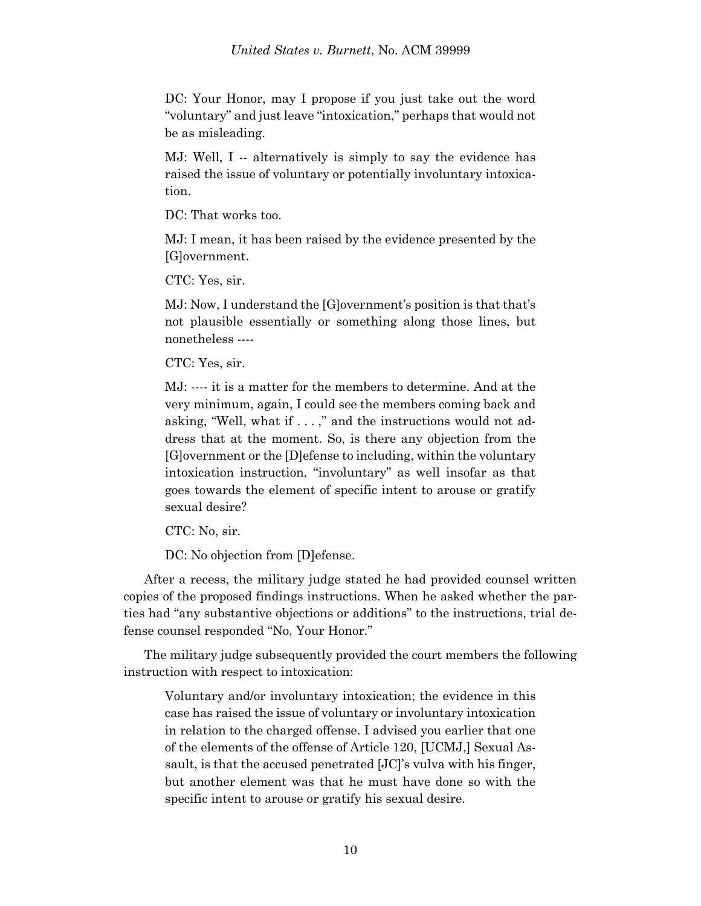> DC: Your Honor, may I propose if you just take out the word "voluntary" and just leave "intoxication," perhaps that would not be as misleading.
>
> MJ: Well, I -- alternatively is simply to say the evidence has raised the issue of voluntary or potentially involuntary intoxication.
>
> DC: That works too.
>
> MJ: I mean, it has been raised by the evidence presented by the [G]overnment.
>
> CTC: Yes, sir.
>
> MJ: Now, I understand the [G]overnment's position is that that's not plausible essentially or something along those lines, but nonetheless ----
>
> CTC: Yes, sir.
>
> MJ: ---- it is a matter for the members to determine. And at the very minimum, again, I could see the members coming back and asking, "Well, what if . . . ," and the instructions would not address that at the moment. So, is there any objection from the [G]overnment or the [D]efense to including, within the voluntary intoxication instruction, "involuntary" as well insofar as that goes towards the element of specific intent to arouse or gratify sexual desire?
>
> CTC: No, sir.
>
> DC: No objection from [D]efense.

After a recess, the military judge stated he had provided counsel written copies of the proposed findings instructions. When he asked whether the parties had "any substantive objections or additions" to the instructions, trial defense counsel responded "No, Your Honor."

The military judge subsequently provided the court members the following instruction with respect to intoxication:

> Voluntary and/or involuntary intoxication; the evidence in this case has raised the issue of voluntary or involuntary intoxication in relation to the charged offense. I advised you earlier that one of the elements of the offense of Article 120, [UCMJ,] Sexual Assault, is that the accused penetrated [JC]'s vulva with his finger, but another element was that he must have done so with the specific intent to arouse or gratify his sexual desire.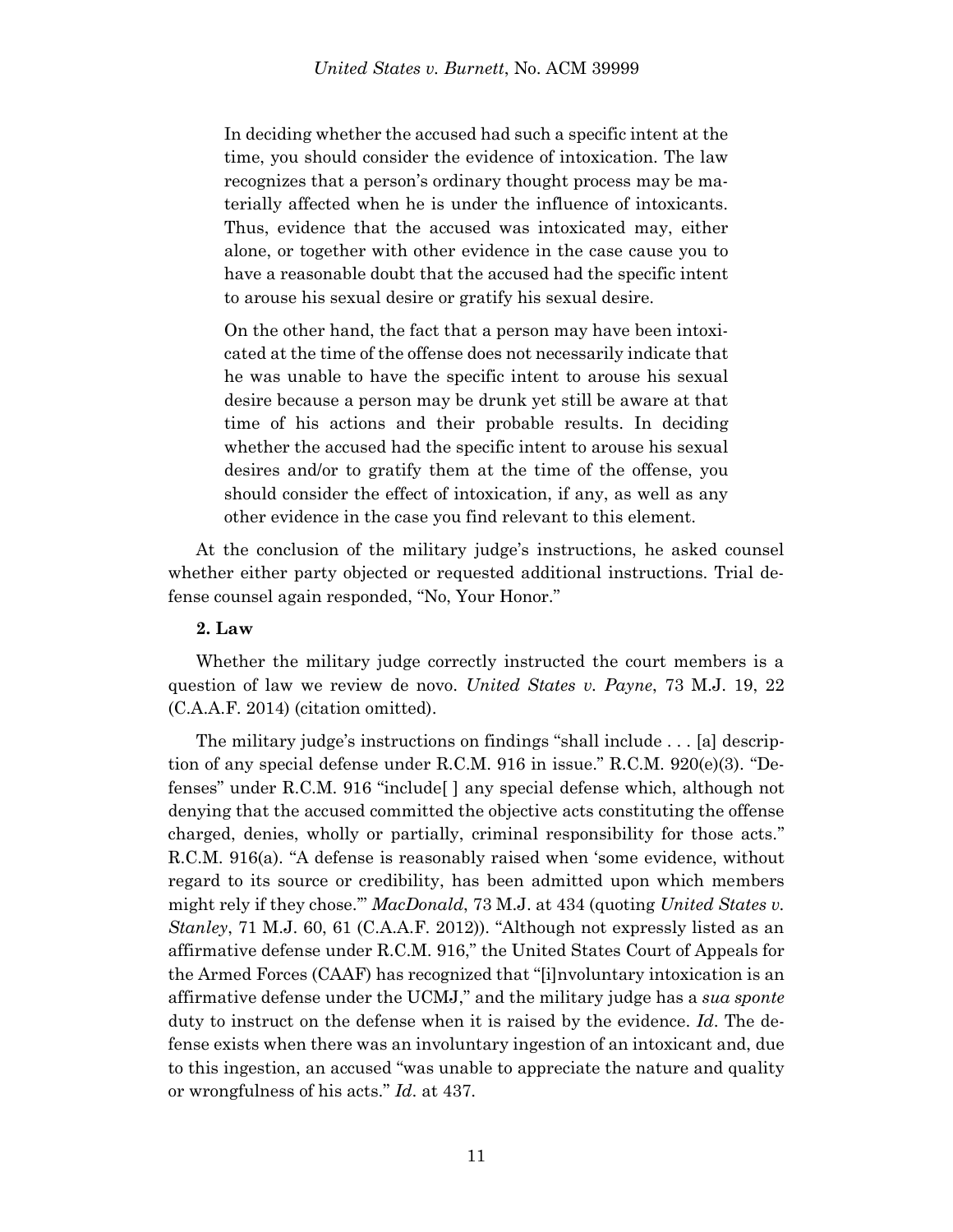> In deciding whether the accused had such a specific intent at the time, you should consider the evidence of intoxication. The law recognizes that a person's ordinary thought process may be materially affected when he is under the influence of intoxicants. Thus, evidence that the accused was intoxicated may, either alone, or together with other evidence in the case cause you to have a reasonable doubt that the accused had the specific intent to arouse his sexual desire or gratify his sexual desire.
>
> On the other hand, the fact that a person may have been intoxicated at the time of the offense does not necessarily indicate that he was unable to have the specific intent to arouse his sexual desire because a person may be drunk yet still be aware at that time of his actions and their probable results. In deciding whether the accused had the specific intent to arouse his sexual desires and/or to gratify them at the time of the offense, you should consider the effect of intoxication, if any, as well as any other evidence in the case you find relevant to this element.

At the conclusion of the military judge's instructions, he asked counsel whether either party objected or requested additional instructions. Trial defense counsel again responded, "No, Your Honor."

**2. Law**

Whether the military judge correctly instructed the court members is a question of law we review de novo. *United States v. Payne*, 73 M.J. 19, 22 (C.A.A.F. 2014) (citation omitted).

The military judge's instructions on findings "shall include . . . [a] description of any special defense under R.C.M. 916 in issue." R.C.M. 920(e)(3). "Defenses" under R.C.M. 916 "include[ ] any special defense which, although not denying that the accused committed the objective acts constituting the offense charged, denies, wholly or partially, criminal responsibility for those acts." R.C.M. 916(a). "A defense is reasonably raised when 'some evidence, without regard to its source or credibility, has been admitted upon which members might rely if they chose.'" *MacDonald*, 73 M.J. at 434 (quoting *United States v. Stanley*, 71 M.J. 60, 61 (C.A.A.F. 2012)). "Although not expressly listed as an affirmative defense under R.C.M. 916," the United States Court of Appeals for the Armed Forces (CAAF) has recognized that "[i]nvoluntary intoxication is an affirmative defense under the UCMJ," and the military judge has a *sua sponte* duty to instruct on the defense when it is raised by the evidence. *Id*. The defense exists when there was an involuntary ingestion of an intoxicant and, due to this ingestion, an accused "was unable to appreciate the nature and quality or wrongfulness of his acts." *Id*. at 437.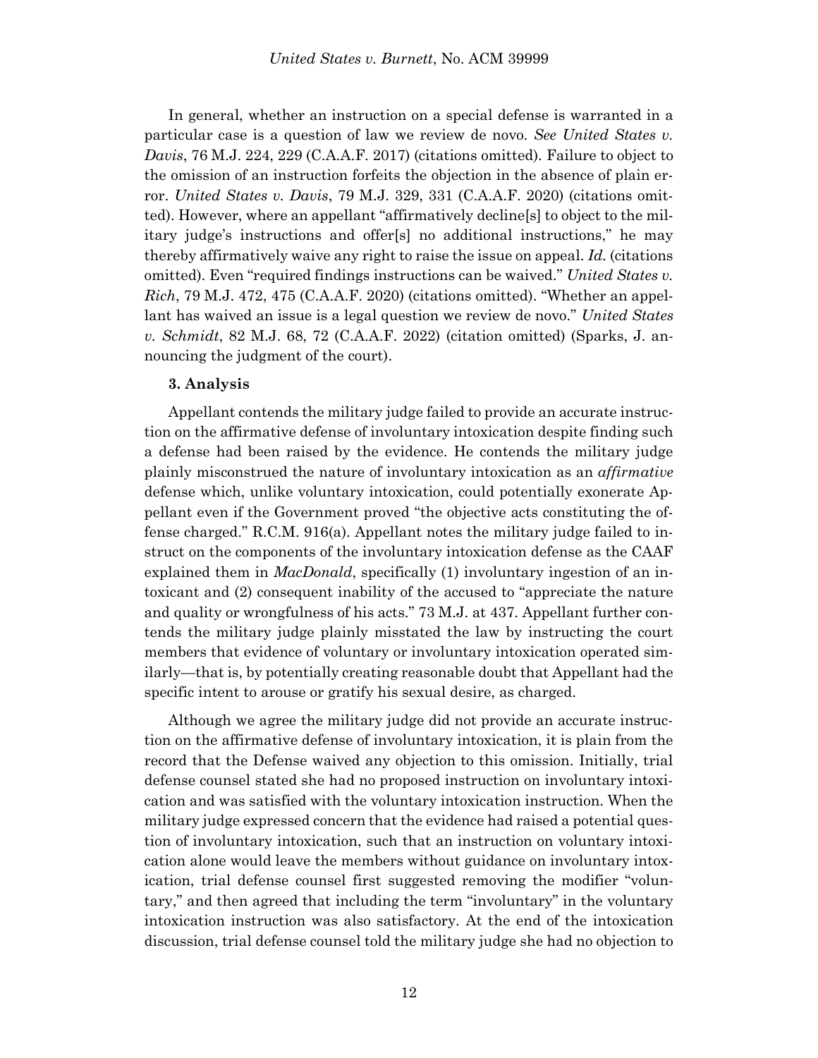In general, whether an instruction on a special defense is warranted in a particular case is a question of law we review de novo. *See United States v. Davis*, 76 M.J. 224, 229 (C.A.A.F. 2017) (citations omitted). Failure to object to the omission of an instruction forfeits the objection in the absence of plain error. *United States v. Davis*, 79 M.J. 329, 331 (C.A.A.F. 2020) (citations omitted). However, where an appellant "affirmatively decline[s] to object to the military judge's instructions and offer[s] no additional instructions," he may thereby affirmatively waive any right to raise the issue on appeal. *Id.* (citations omitted). Even "required findings instructions can be waived." *United States v. Rich*, 79 M.J. 472, 475 (C.A.A.F. 2020) (citations omitted). "Whether an appellant has waived an issue is a legal question we review de novo." *United States v. Schmidt*, 82 M.J. 68, 72 (C.A.A.F. 2022) (citation omitted) (Sparks, J. announcing the judgment of the court).

**3. Analysis**

Appellant contends the military judge failed to provide an accurate instruction on the affirmative defense of involuntary intoxication despite finding such a defense had been raised by the evidence. He contends the military judge plainly misconstrued the nature of involuntary intoxication as an *affirmative* defense which, unlike voluntary intoxication, could potentially exonerate Appellant even if the Government proved "the objective acts constituting the offense charged." R.C.M. 916(a). Appellant notes the military judge failed to instruct on the components of the involuntary intoxication defense as the CAAF explained them in *MacDonald*, specifically (1) involuntary ingestion of an intoxicant and (2) consequent inability of the accused to "appreciate the nature and quality or wrongfulness of his acts." 73 M.J. at 437. Appellant further contends the military judge plainly misstated the law by instructing the court members that evidence of voluntary or involuntary intoxication operated similarly—that is, by potentially creating reasonable doubt that Appellant had the specific intent to arouse or gratify his sexual desire, as charged.

Although we agree the military judge did not provide an accurate instruction on the affirmative defense of involuntary intoxication, it is plain from the record that the Defense waived any objection to this omission. Initially, trial defense counsel stated she had no proposed instruction on involuntary intoxication and was satisfied with the voluntary intoxication instruction. When the military judge expressed concern that the evidence had raised a potential question of involuntary intoxication, such that an instruction on voluntary intoxication alone would leave the members without guidance on involuntary intoxication, trial defense counsel first suggested removing the modifier "voluntary," and then agreed that including the term "involuntary" in the voluntary intoxication instruction was also satisfactory. At the end of the intoxication discussion, trial defense counsel told the military judge she had no objection to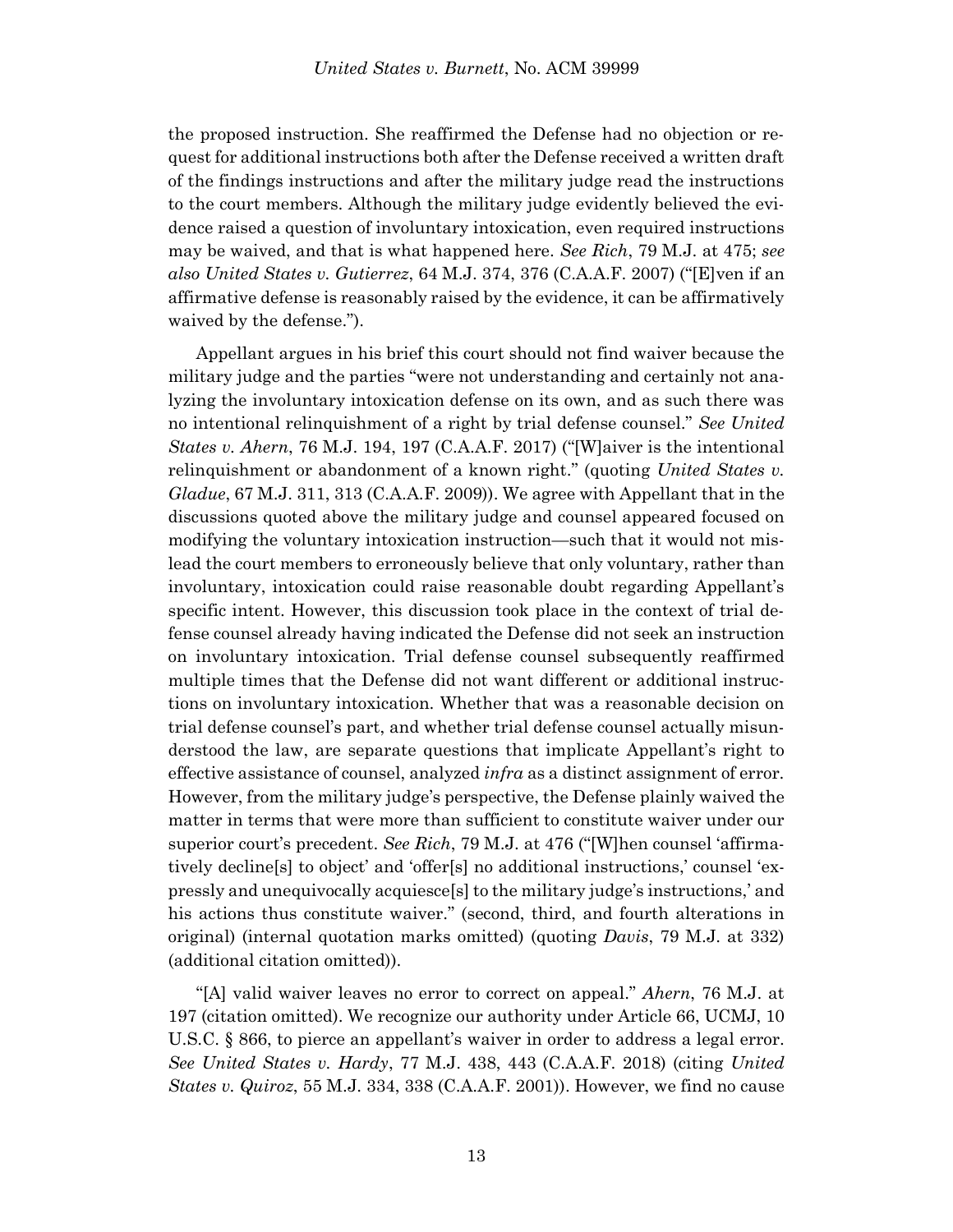the proposed instruction. She reaffirmed the Defense had no objection or request for additional instructions both after the Defense received a written draft of the findings instructions and after the military judge read the instructions to the court members. Although the military judge evidently believed the evidence raised a question of involuntary intoxication, even required instructions may be waived, and that is what happened here. *See Rich*, 79 M.J. at 475; *see also United States v. Gutierrez*, 64 M.J. 374, 376 (C.A.A.F. 2007) ("[E]ven if an affirmative defense is reasonably raised by the evidence, it can be affirmatively waived by the defense.").

Appellant argues in his brief this court should not find waiver because the military judge and the parties "were not understanding and certainly not analyzing the involuntary intoxication defense on its own, and as such there was no intentional relinquishment of a right by trial defense counsel." *See United States v. Ahern*, 76 M.J. 194, 197 (C.A.A.F. 2017) ("[W]aiver is the intentional relinquishment or abandonment of a known right." (quoting *United States v. Gladue*, 67 M.J. 311, 313 (C.A.A.F. 2009)). We agree with Appellant that in the discussions quoted above the military judge and counsel appeared focused on modifying the voluntary intoxication instruction—such that it would not mislead the court members to erroneously believe that only voluntary, rather than involuntary, intoxication could raise reasonable doubt regarding Appellant's specific intent. However, this discussion took place in the context of trial defense counsel already having indicated the Defense did not seek an instruction on involuntary intoxication. Trial defense counsel subsequently reaffirmed multiple times that the Defense did not want different or additional instructions on involuntary intoxication. Whether that was a reasonable decision on trial defense counsel's part, and whether trial defense counsel actually misunderstood the law, are separate questions that implicate Appellant's right to effective assistance of counsel, analyzed *infra* as a distinct assignment of error. However, from the military judge's perspective, the Defense plainly waived the matter in terms that were more than sufficient to constitute waiver under our superior court's precedent. *See Rich*, 79 M.J. at 476 ("[W]hen counsel 'affirmatively decline[s] to object' and 'offer[s] no additional instructions,' counsel 'expressly and unequivocally acquiesce[s] to the military judge's instructions,' and his actions thus constitute waiver." (second, third, and fourth alterations in original) (internal quotation marks omitted) (quoting *Davis*, 79 M.J. at 332) (additional citation omitted)).

"[A] valid waiver leaves no error to correct on appeal." *Ahern*, 76 M.J. at 197 (citation omitted). We recognize our authority under Article 66, UCMJ, 10 U.S.C. § 866, to pierce an appellant's waiver in order to address a legal error. *See United States v. Hardy*, 77 M.J. 438, 443 (C.A.A.F. 2018) (citing *United States v. Quiroz*, 55 M.J. 334, 338 (C.A.A.F. 2001)). However, we find no cause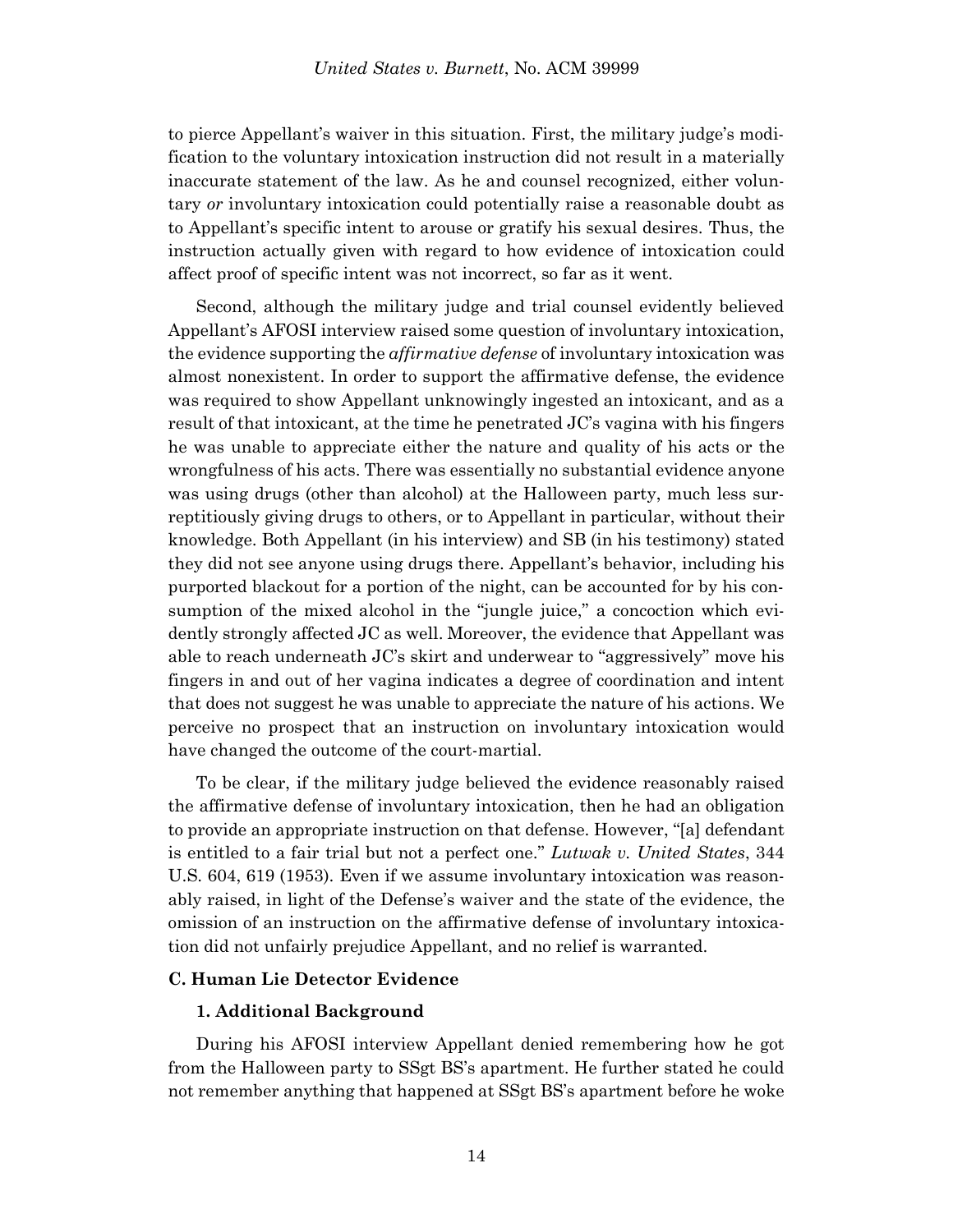to pierce Appellant's waiver in this situation. First, the military judge's modification to the voluntary intoxication instruction did not result in a materially inaccurate statement of the law. As he and counsel recognized, either voluntary *or* involuntary intoxication could potentially raise a reasonable doubt as to Appellant's specific intent to arouse or gratify his sexual desires. Thus, the instruction actually given with regard to how evidence of intoxication could affect proof of specific intent was not incorrect, so far as it went.

Second, although the military judge and trial counsel evidently believed Appellant's AFOSI interview raised some question of involuntary intoxication, the evidence supporting the *affirmative defense* of involuntary intoxication was almost nonexistent. In order to support the affirmative defense, the evidence was required to show Appellant unknowingly ingested an intoxicant, and as a result of that intoxicant, at the time he penetrated JC's vagina with his fingers he was unable to appreciate either the nature and quality of his acts or the wrongfulness of his acts. There was essentially no substantial evidence anyone was using drugs (other than alcohol) at the Halloween party, much less surreptitiously giving drugs to others, or to Appellant in particular, without their knowledge. Both Appellant (in his interview) and SB (in his testimony) stated they did not see anyone using drugs there. Appellant's behavior, including his purported blackout for a portion of the night, can be accounted for by his consumption of the mixed alcohol in the "jungle juice," a concoction which evidently strongly affected JC as well. Moreover, the evidence that Appellant was able to reach underneath JC's skirt and underwear to "aggressively" move his fingers in and out of her vagina indicates a degree of coordination and intent that does not suggest he was unable to appreciate the nature of his actions. We perceive no prospect that an instruction on involuntary intoxication would have changed the outcome of the court-martial.

To be clear, if the military judge believed the evidence reasonably raised the affirmative defense of involuntary intoxication, then he had an obligation to provide an appropriate instruction on that defense. However, "[a] defendant is entitled to a fair trial but not a perfect one." *Lutwak v. United States*, 344 U.S. 604, 619 (1953). Even if we assume involuntary intoxication was reasonably raised, in light of the Defense's waiver and the state of the evidence, the omission of an instruction on the affirmative defense of involuntary intoxication did not unfairly prejudice Appellant, and no relief is warranted.

### C. Human Lie Detector Evidence

#### 1. Additional Background

During his AFOSI interview Appellant denied remembering how he got from the Halloween party to SSgt BS's apartment. He further stated he could not remember anything that happened at SSgt BS's apartment before he woke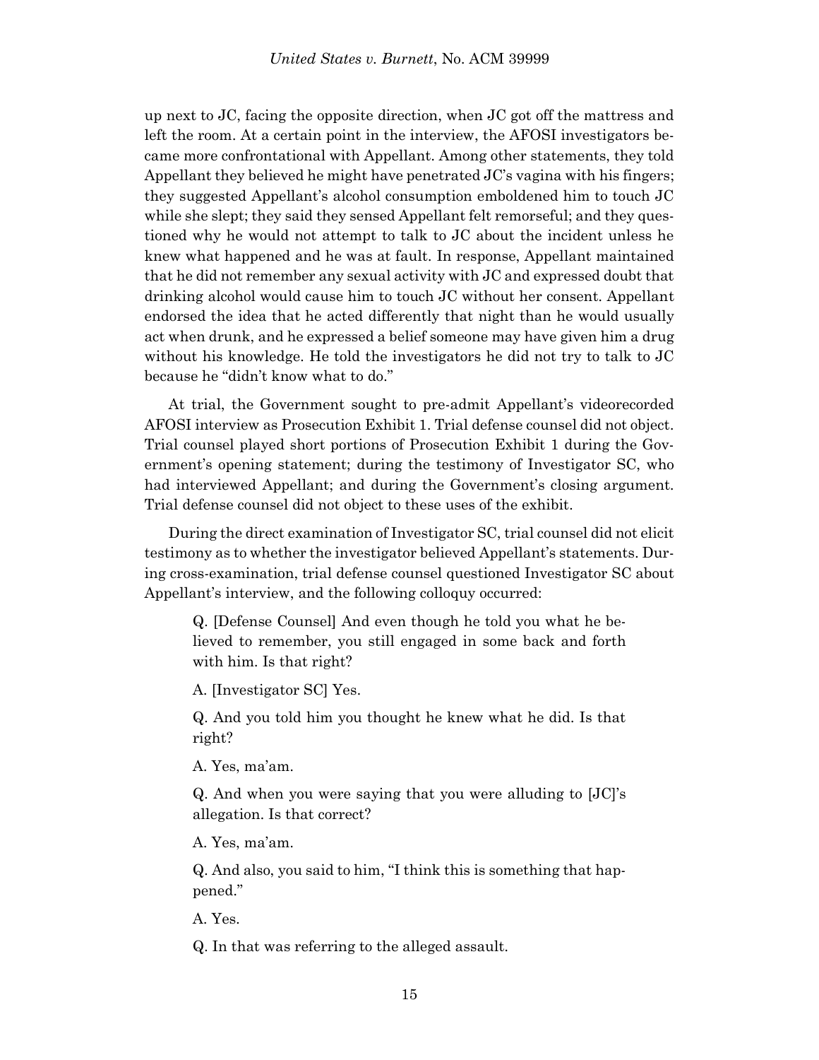up next to JC, facing the opposite direction, when JC got off the mattress and left the room. At a certain point in the interview, the AFOSI investigators became more confrontational with Appellant. Among other statements, they told Appellant they believed he might have penetrated JC's vagina with his fingers; they suggested Appellant's alcohol consumption emboldened him to touch JC while she slept; they said they sensed Appellant felt remorseful; and they questioned why he would not attempt to talk to JC about the incident unless he knew what happened and he was at fault. In response, Appellant maintained that he did not remember any sexual activity with JC and expressed doubt that drinking alcohol would cause him to touch JC without her consent. Appellant endorsed the idea that he acted differently that night than he would usually act when drunk, and he expressed a belief someone may have given him a drug without his knowledge. He told the investigators he did not try to talk to JC because he "didn't know what to do."

At trial, the Government sought to pre-admit Appellant's videorecorded AFOSI interview as Prosecution Exhibit 1. Trial defense counsel did not object. Trial counsel played short portions of Prosecution Exhibit 1 during the Government's opening statement; during the testimony of Investigator SC, who had interviewed Appellant; and during the Government's closing argument. Trial defense counsel did not object to these uses of the exhibit.

During the direct examination of Investigator SC, trial counsel did not elicit testimony as to whether the investigator believed Appellant's statements. During cross-examination, trial defense counsel questioned Investigator SC about Appellant's interview, and the following colloquy occurred:

> Q. [Defense Counsel] And even though he told you what he believed to remember, you still engaged in some back and forth with him. Is that right?
>
> A. [Investigator SC] Yes.
>
> Q. And you told him you thought he knew what he did. Is that right?
>
> A. Yes, ma'am.
>
> Q. And when you were saying that you were alluding to [JC]'s allegation. Is that correct?
>
> A. Yes, ma'am.
>
> Q. And also, you said to him, "I think this is something that happened."
>
> A. Yes.
>
> Q. In that was referring to the alleged assault.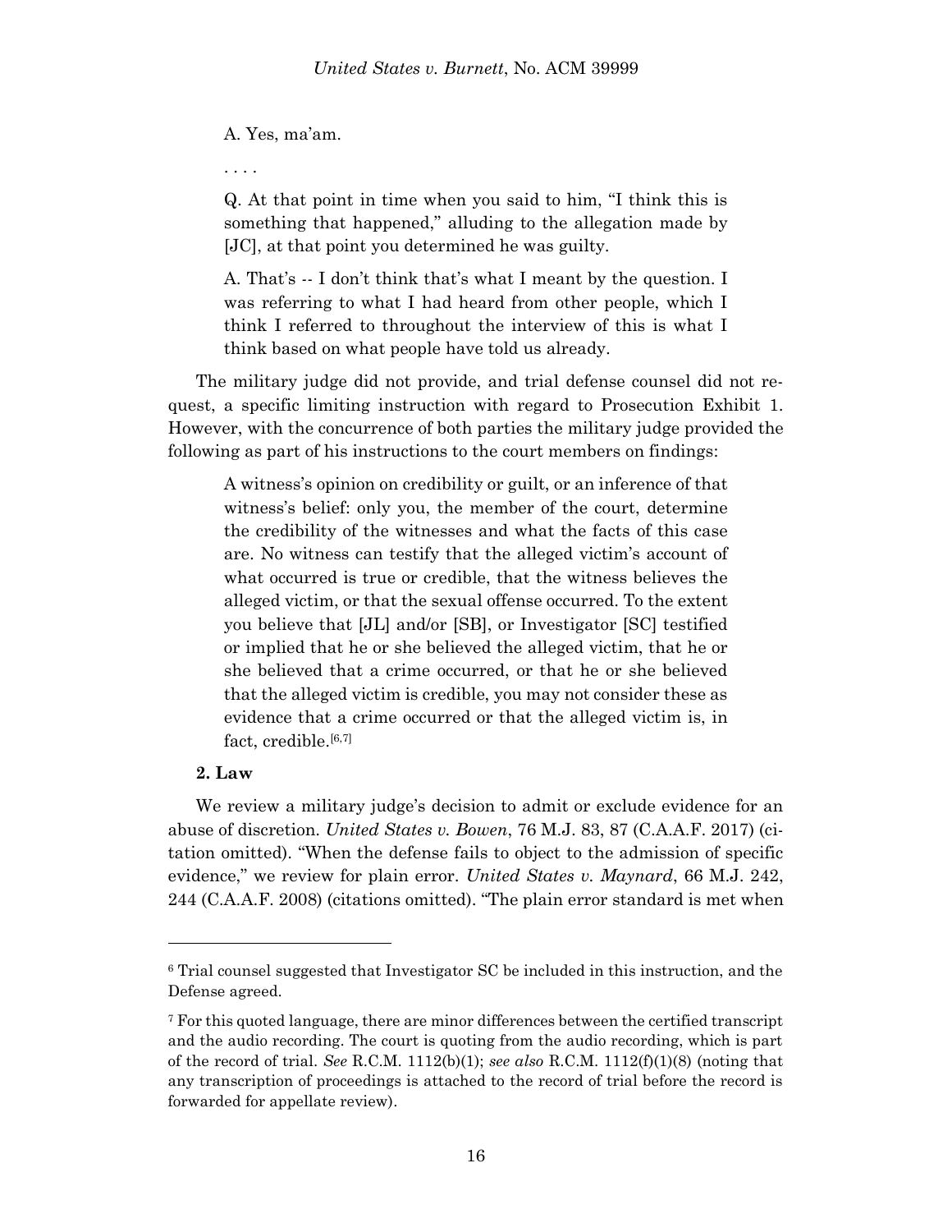A. Yes, ma'am.

. . . .

Q. At that point in time when you said to him, "I think this is something that happened," alluding to the allegation made by [JC], at that point you determined he was guilty.

A. That's -- I don't think that's what I meant by the question. I was referring to what I had heard from other people, which I think I referred to throughout the interview of this is what I think based on what people have told us already.

The military judge did not provide, and trial defense counsel did not request, a specific limiting instruction with regard to Prosecution Exhibit 1. However, with the concurrence of both parties the military judge provided the following as part of his instructions to the court members on findings:

> A witness's opinion on credibility or guilt, or an inference of that witness's belief: only you, the member of the court, determine the credibility of the witnesses and what the facts of this case are. No witness can testify that the alleged victim's account of what occurred is true or credible, that the witness believes the alleged victim, or that the sexual offense occurred. To the extent you believe that [JL] and/or [SB], or Investigator [SC] testified or implied that he or she believed the alleged victim, that he or she believed that a crime occurred, or that he or she believed that the alleged victim is credible, you may not consider these as evidence that a crime occurred or that the alleged victim is, in fact, credible.[6,7]

**2. Law**

We review a military judge's decision to admit or exclude evidence for an abuse of discretion. *United States v. Bowen*, 76 M.J. 83, 87 (C.A.A.F. 2017) (citation omitted). "When the defense fails to object to the admission of specific evidence," we review for plain error. *United States v. Maynard*, 66 M.J. 242, 244 (C.A.A.F. 2008) (citations omitted). "The plain error standard is met when

---

[6] Trial counsel suggested that Investigator SC be included in this instruction, and the Defense agreed.

[7] For this quoted language, there are minor differences between the certified transcript and the audio recording. The court is quoting from the audio recording, which is part of the record of trial. *See* R.C.M. 1112(b)(1); *see also* R.C.M. 1112(f)(1)(8) (noting that any transcription of proceedings is attached to the record of trial before the record is forwarded for appellate review).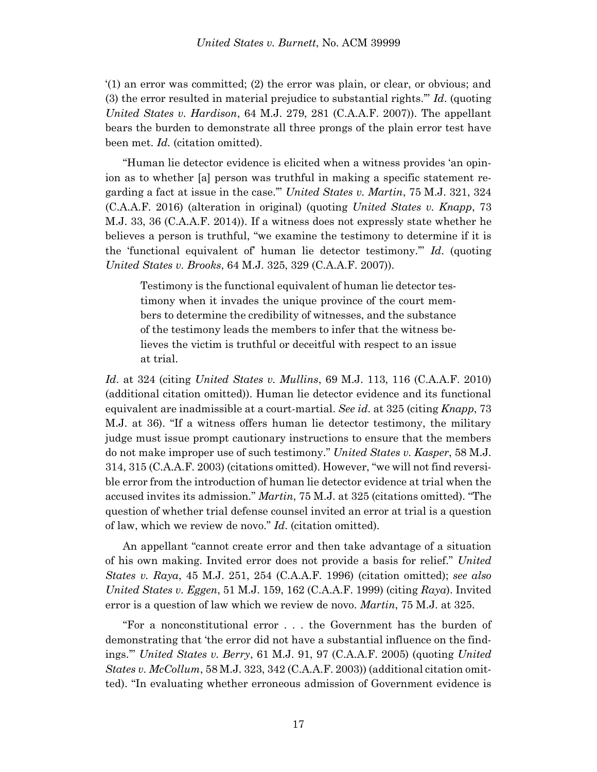'(1) an error was committed; (2) the error was plain, or clear, or obvious; and (3) the error resulted in material prejudice to substantial rights.'" *Id.* (quoting *United States v. Hardison*, 64 M.J. 279, 281 (C.A.A.F. 2007)). The appellant bears the burden to demonstrate all three prongs of the plain error test have been met. *Id.* (citation omitted).

"Human lie detector evidence is elicited when a witness provides 'an opinion as to whether [a] person was truthful in making a specific statement regarding a fact at issue in the case.'" *United States v. Martin*, 75 M.J. 321, 324 (C.A.A.F. 2016) (alteration in original) (quoting *United States v. Knapp*, 73 M.J. 33, 36 (C.A.A.F. 2014)). If a witness does not expressly state whether he believes a person is truthful, "we examine the testimony to determine if it is the 'functional equivalent of' human lie detector testimony.'" *Id.* (quoting *United States v. Brooks*, 64 M.J. 325, 329 (C.A.A.F. 2007)).

> Testimony is the functional equivalent of human lie detector testimony when it invades the unique province of the court members to determine the credibility of witnesses, and the substance of the testimony leads the members to infer that the witness believes the victim is truthful or deceitful with respect to an issue at trial.

*Id.* at 324 (citing *United States v. Mullins*, 69 M.J. 113, 116 (C.A.A.F. 2010) (additional citation omitted)). Human lie detector evidence and its functional equivalent are inadmissible at a court-martial. *See id.* at 325 (citing *Knapp*, 73 M.J. at 36). "If a witness offers human lie detector testimony, the military judge must issue prompt cautionary instructions to ensure that the members do not make improper use of such testimony." *United States v. Kasper*, 58 M.J. 314, 315 (C.A.A.F. 2003) (citations omitted). However, "we will not find reversible error from the introduction of human lie detector evidence at trial when the accused invites its admission." *Martin*, 75 M.J. at 325 (citations omitted). "The question of whether trial defense counsel invited an error at trial is a question of law, which we review de novo." *Id.* (citation omitted).

An appellant "cannot create error and then take advantage of a situation of his own making. Invited error does not provide a basis for relief." *United States v. Raya*, 45 M.J. 251, 254 (C.A.A.F. 1996) (citation omitted); *see also United States v. Eggen*, 51 M.J. 159, 162 (C.A.A.F. 1999) (citing *Raya*). Invited error is a question of law which we review de novo. *Martin*, 75 M.J. at 325.

"For a nonconstitutional error . . . the Government has the burden of demonstrating that 'the error did not have a substantial influence on the findings.'" *United States v. Berry*, 61 M.J. 91, 97 (C.A.A.F. 2005) (quoting *United States v. McCollum*, 58 M.J. 323, 342 (C.A.A.F. 2003)) (additional citation omitted). "In evaluating whether erroneous admission of Government evidence is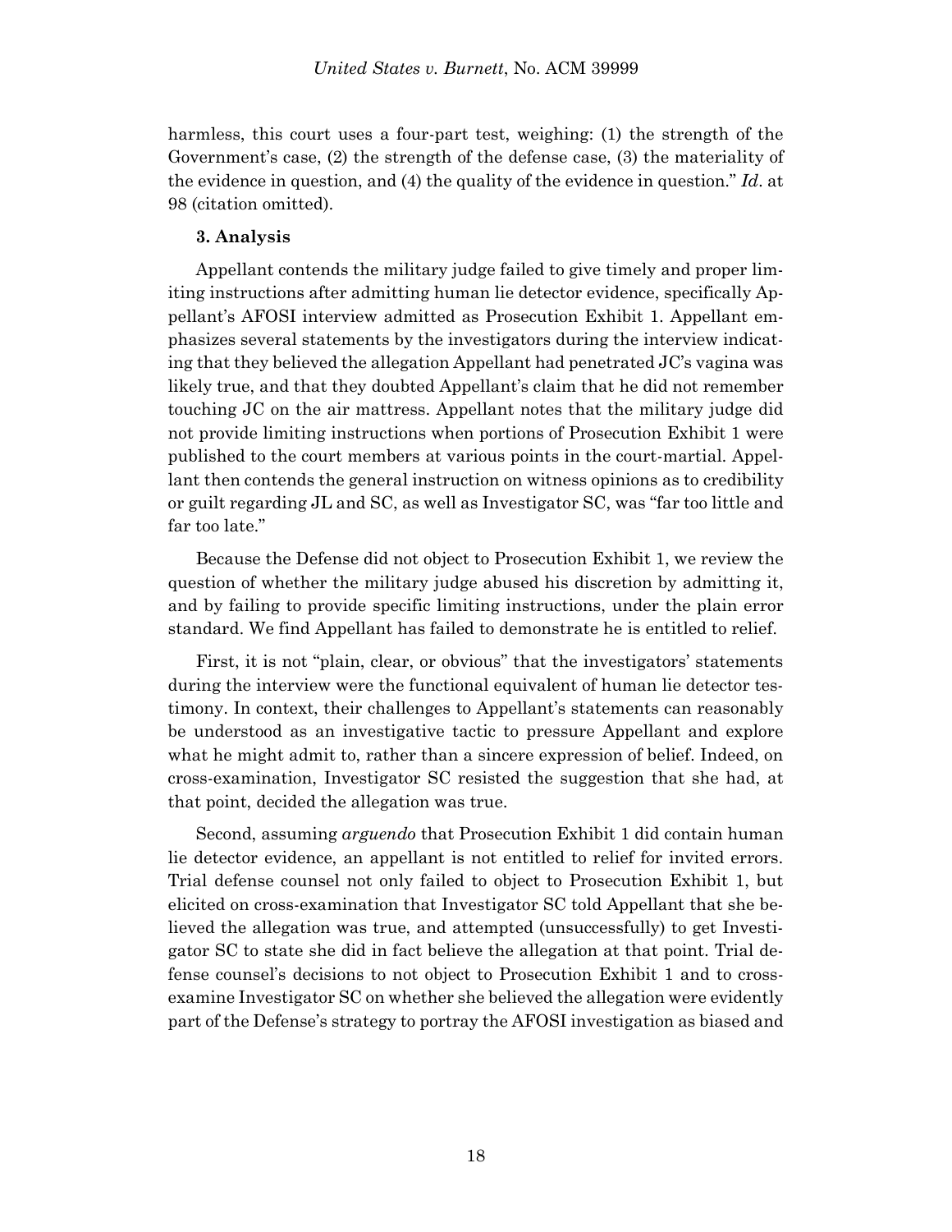harmless, this court uses a four-part test, weighing: (1) the strength of the Government's case, (2) the strength of the defense case, (3) the materiality of the evidence in question, and (4) the quality of the evidence in question." *Id*. at 98 (citation omitted).

### 3. Analysis

Appellant contends the military judge failed to give timely and proper limiting instructions after admitting human lie detector evidence, specifically Appellant's AFOSI interview admitted as Prosecution Exhibit 1. Appellant emphasizes several statements by the investigators during the interview indicating that they believed the allegation Appellant had penetrated JC's vagina was likely true, and that they doubted Appellant's claim that he did not remember touching JC on the air mattress. Appellant notes that the military judge did not provide limiting instructions when portions of Prosecution Exhibit 1 were published to the court members at various points in the court-martial. Appellant then contends the general instruction on witness opinions as to credibility or guilt regarding JL and SC, as well as Investigator SC, was "far too little and far too late."

Because the Defense did not object to Prosecution Exhibit 1, we review the question of whether the military judge abused his discretion by admitting it, and by failing to provide specific limiting instructions, under the plain error standard. We find Appellant has failed to demonstrate he is entitled to relief.

First, it is not "plain, clear, or obvious" that the investigators' statements during the interview were the functional equivalent of human lie detector testimony. In context, their challenges to Appellant's statements can reasonably be understood as an investigative tactic to pressure Appellant and explore what he might admit to, rather than a sincere expression of belief. Indeed, on cross-examination, Investigator SC resisted the suggestion that she had, at that point, decided the allegation was true.

Second, assuming *arguendo* that Prosecution Exhibit 1 did contain human lie detector evidence, an appellant is not entitled to relief for invited errors. Trial defense counsel not only failed to object to Prosecution Exhibit 1, but elicited on cross-examination that Investigator SC told Appellant that she believed the allegation was true, and attempted (unsuccessfully) to get Investigator SC to state she did in fact believe the allegation at that point. Trial defense counsel's decisions to not object to Prosecution Exhibit 1 and to cross-examine Investigator SC on whether she believed the allegation were evidently part of the Defense's strategy to portray the AFOSI investigation as biased and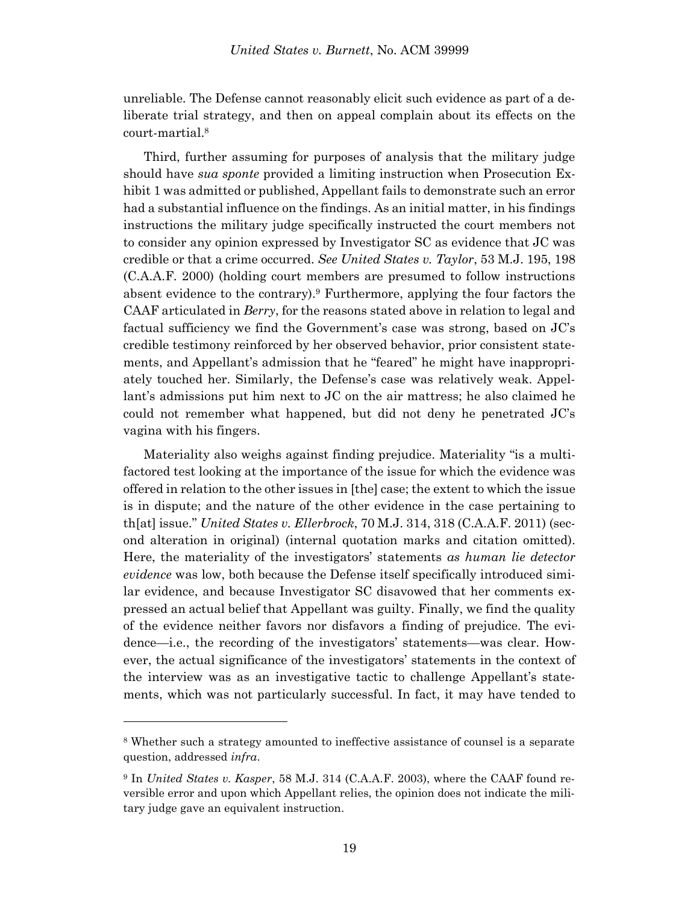unreliable. The Defense cannot reasonably elicit such evidence as part of a deliberate trial strategy, and then on appeal complain about its effects on the court-martial.[8]

Third, further assuming for purposes of analysis that the military judge should have *sua sponte* provided a limiting instruction when Prosecution Exhibit 1 was admitted or published, Appellant fails to demonstrate such an error had a substantial influence on the findings. As an initial matter, in his findings instructions the military judge specifically instructed the court members not to consider any opinion expressed by Investigator SC as evidence that JC was credible or that a crime occurred. *See United States v. Taylor*, 53 M.J. 195, 198 (C.A.A.F. 2000) (holding court members are presumed to follow instructions absent evidence to the contrary).[9] Furthermore, applying the four factors the CAAF articulated in *Berry*, for the reasons stated above in relation to legal and factual sufficiency we find the Government's case was strong, based on JC's credible testimony reinforced by her observed behavior, prior consistent statements, and Appellant's admission that he "feared" he might have inappropriately touched her. Similarly, the Defense's case was relatively weak. Appellant's admissions put him next to JC on the air mattress; he also claimed he could not remember what happened, but did not deny he penetrated JC's vagina with his fingers.

Materiality also weighs against finding prejudice. Materiality "is a multi-factored test looking at the importance of the issue for which the evidence was offered in relation to the other issues in [the] case; the extent to which the issue is in dispute; and the nature of the other evidence in the case pertaining to th[at] issue." *United States v. Ellerbrock*, 70 M.J. 314, 318 (C.A.A.F. 2011) (second alteration in original) (internal quotation marks and citation omitted). Here, the materiality of the investigators' statements *as human lie detector evidence* was low, both because the Defense itself specifically introduced similar evidence, and because Investigator SC disavowed that her comments expressed an actual belief that Appellant was guilty. Finally, we find the quality of the evidence neither favors nor disfavors a finding of prejudice. The evidence—i.e., the recording of the investigators' statements—was clear. However, the actual significance of the investigators' statements in the context of the interview was as an investigative tactic to challenge Appellant's statements, which was not particularly successful. In fact, it may have tended to

---

[8] Whether such a strategy amounted to ineffective assistance of counsel is a separate question, addressed *infra*.

[9] In *United States v. Kasper*, 58 M.J. 314 (C.A.A.F. 2003), where the CAAF found reversible error and upon which Appellant relies, the opinion does not indicate the military judge gave an equivalent instruction.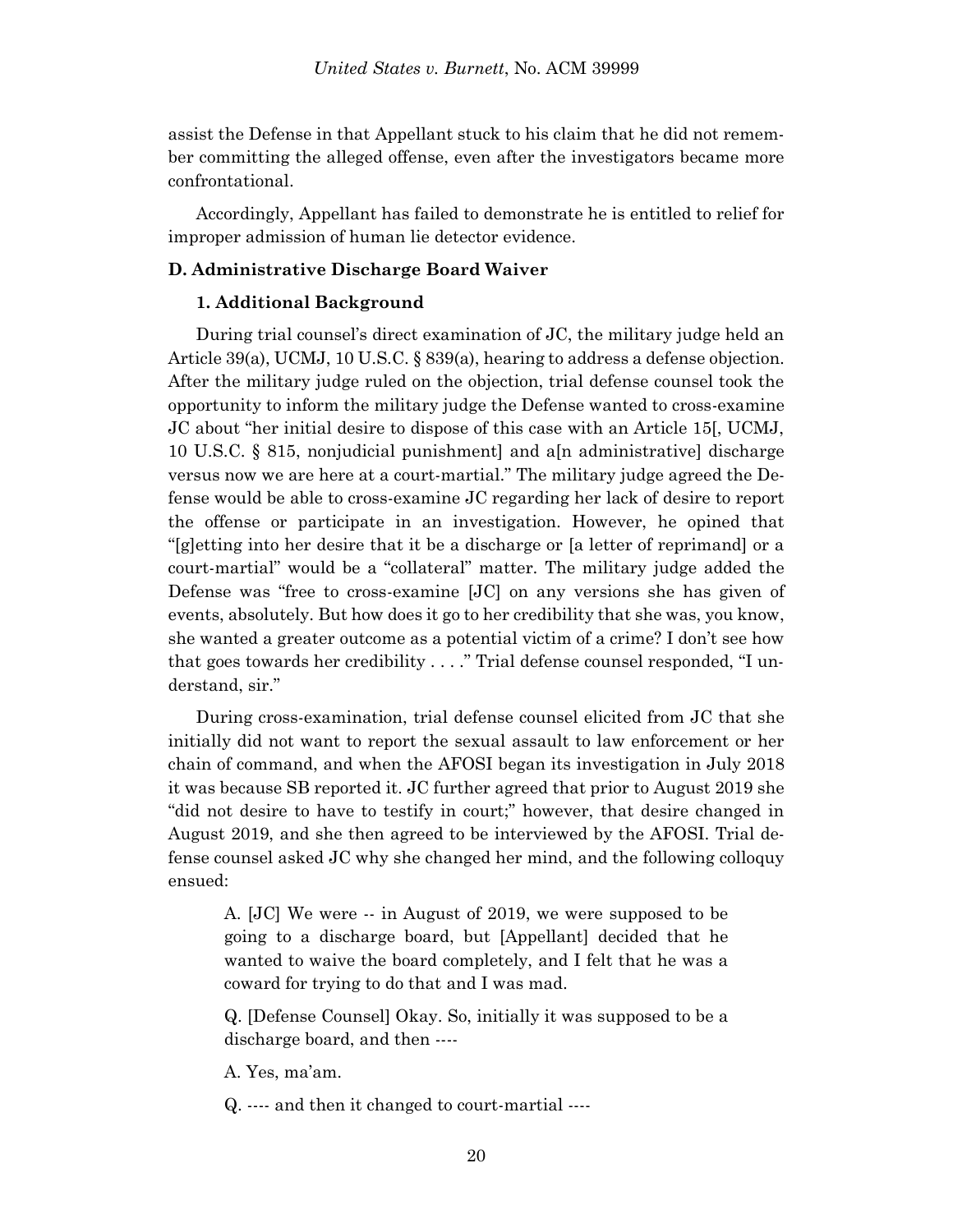assist the Defense in that Appellant stuck to his claim that he did not remember committing the alleged offense, even after the investigators became more confrontational.

Accordingly, Appellant has failed to demonstrate he is entitled to relief for improper admission of human lie detector evidence.

### D. Administrative Discharge Board Waiver

#### 1. Additional Background

During trial counsel's direct examination of JC, the military judge held an Article 39(a), UCMJ, 10 U.S.C. § 839(a), hearing to address a defense objection. After the military judge ruled on the objection, trial defense counsel took the opportunity to inform the military judge the Defense wanted to cross-examine JC about "her initial desire to dispose of this case with an Article 15[, UCMJ, 10 U.S.C. § 815, nonjudicial punishment] and a[n administrative] discharge versus now we are here at a court-martial." The military judge agreed the Defense would be able to cross-examine JC regarding her lack of desire to report the offense or participate in an investigation. However, he opined that "[g]etting into her desire that it be a discharge or [a letter of reprimand] or a court-martial" would be a "collateral" matter. The military judge added the Defense was "free to cross-examine [JC] on any versions she has given of events, absolutely. But how does it go to her credibility that she was, you know, she wanted a greater outcome as a potential victim of a crime? I don't see how that goes towards her credibility . . . ." Trial defense counsel responded, "I understand, sir."

During cross-examination, trial defense counsel elicited from JC that she initially did not want to report the sexual assault to law enforcement or her chain of command, and when the AFOSI began its investigation in July 2018 it was because SB reported it. JC further agreed that prior to August 2019 she "did not desire to have to testify in court;" however, that desire changed in August 2019, and she then agreed to be interviewed by the AFOSI. Trial defense counsel asked JC why she changed her mind, and the following colloquy ensued:

> A. [JC] We were -- in August of 2019, we were supposed to be going to a discharge board, but [Appellant] decided that he wanted to waive the board completely, and I felt that he was a coward for trying to do that and I was mad.
>
> Q. [Defense Counsel] Okay. So, initially it was supposed to be a discharge board, and then ----
>
> A. Yes, ma'am.
>
> Q. ---- and then it changed to court-martial ----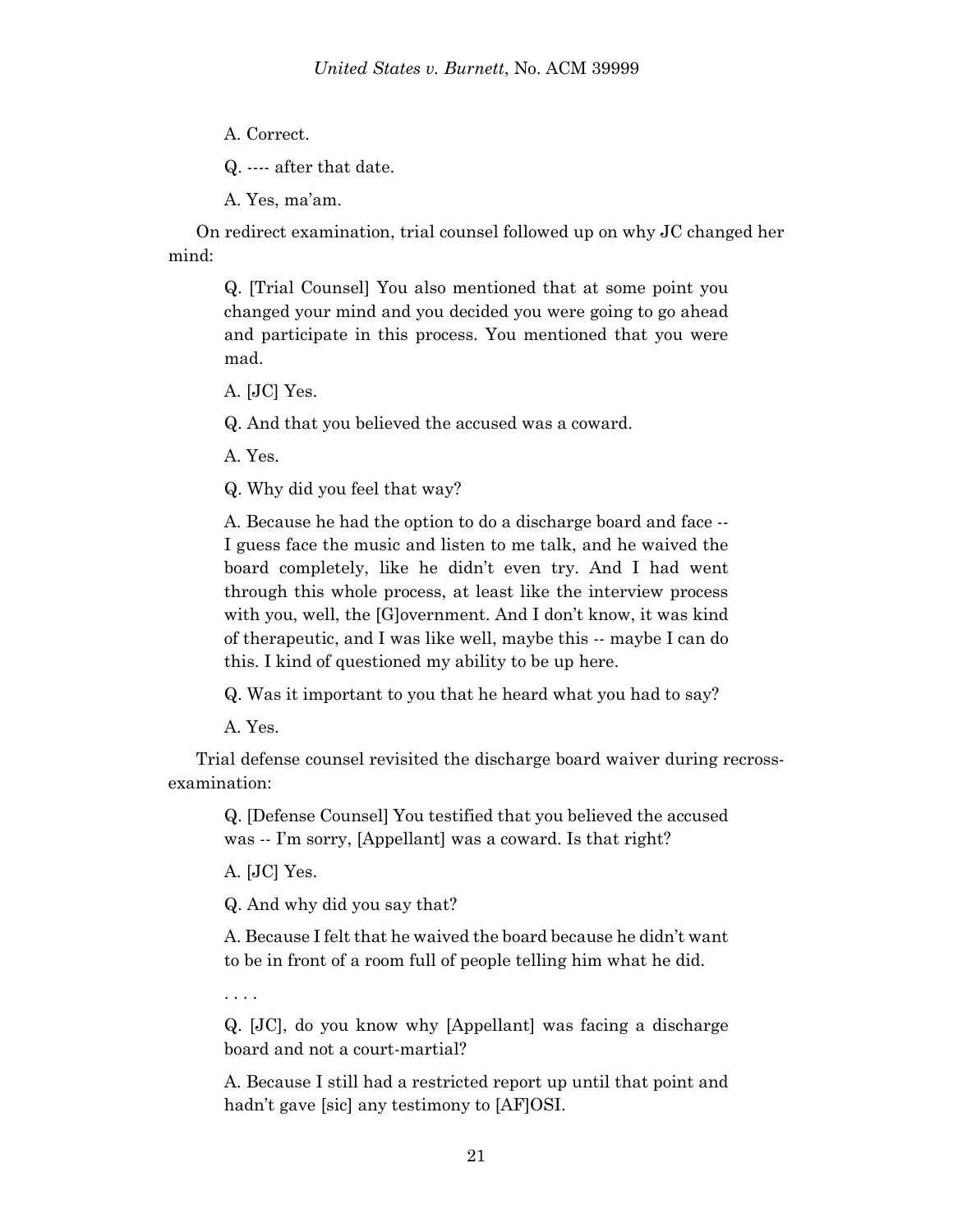A. Correct.

Q. ---- after that date.

A. Yes, ma'am.

On redirect examination, trial counsel followed up on why JC changed her mind:

> Q. [Trial Counsel] You also mentioned that at some point you changed your mind and you decided you were going to go ahead and participate in this process. You mentioned that you were mad.
>
> A. [JC] Yes.
>
> Q. And that you believed the accused was a coward.
>
> A. Yes.
>
> Q. Why did you feel that way?
>
> A. Because he had the option to do a discharge board and face -- I guess face the music and listen to me talk, and he waived the board completely, like he didn't even try. And I had went through this whole process, at least like the interview process with you, well, the [G]overnment. And I don't know, it was kind of therapeutic, and I was like well, maybe this -- maybe I can do this. I kind of questioned my ability to be up here.
>
> Q. Was it important to you that he heard what you had to say?
>
> A. Yes.

Trial defense counsel revisited the discharge board waiver during recross-examination:

> Q. [Defense Counsel] You testified that you believed the accused was -- I'm sorry, [Appellant] was a coward. Is that right?
>
> A. [JC] Yes.
>
> Q. And why did you say that?
>
> A. Because I felt that he waived the board because he didn't want to be in front of a room full of people telling him what he did.
>
> . . . .
>
> Q. [JC], do you know why [Appellant] was facing a discharge board and not a court-martial?
>
> A. Because I still had a restricted report up until that point and hadn't gave [sic] any testimony to [AF]OSI.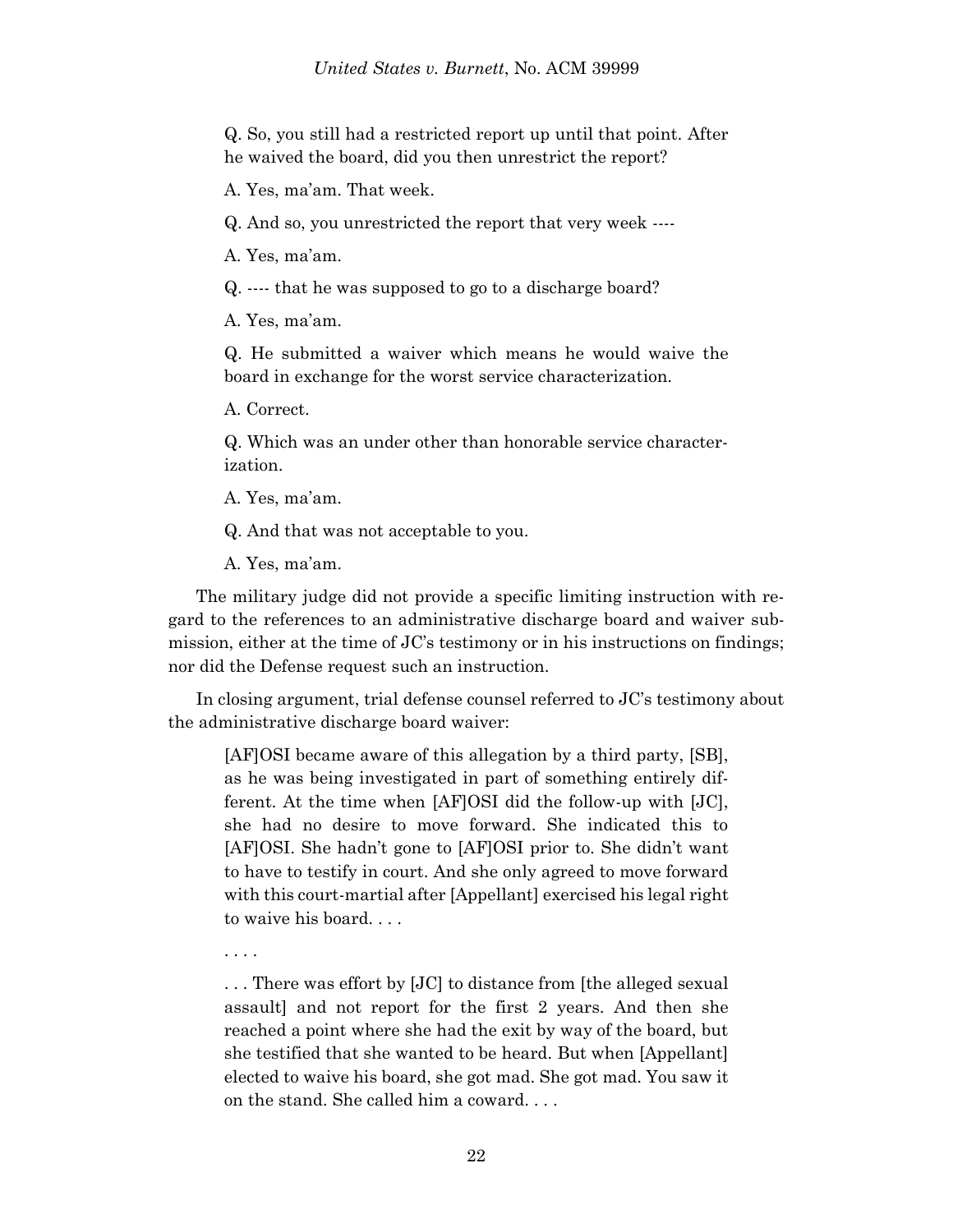> Q. So, you still had a restricted report up until that point. After he waived the board, did you then unrestrict the report?
>
> A. Yes, ma'am. That week.
>
> Q. And so, you unrestricted the report that very week ----
>
> A. Yes, ma'am.
>
> Q. ---- that he was supposed to go to a discharge board?
>
> A. Yes, ma'am.
>
> Q. He submitted a waiver which means he would waive the board in exchange for the worst service characterization.
>
> A. Correct.
>
> Q. Which was an under other than honorable service characterization.
>
> A. Yes, ma'am.
>
> Q. And that was not acceptable to you.
>
> A. Yes, ma'am.

The military judge did not provide a specific limiting instruction with regard to the references to an administrative discharge board and waiver submission, either at the time of JC's testimony or in his instructions on findings; nor did the Defense request such an instruction.

In closing argument, trial defense counsel referred to JC's testimony about the administrative discharge board waiver:

> [AF]OSI became aware of this allegation by a third party, [SB], as he was being investigated in part of something entirely different. At the time when [AF]OSI did the follow-up with [JC], she had no desire to move forward. She indicated this to [AF]OSI. She hadn't gone to [AF]OSI prior to. She didn't want to have to testify in court. And she only agreed to move forward with this court-martial after [Appellant] exercised his legal right to waive his board. . . .
>
> . . . .
>
> . . . There was effort by [JC] to distance from [the alleged sexual assault] and not report for the first 2 years. And then she reached a point where she had the exit by way of the board, but she testified that she wanted to be heard. But when [Appellant] elected to waive his board, she got mad. She got mad. You saw it on the stand. She called him a coward. . . .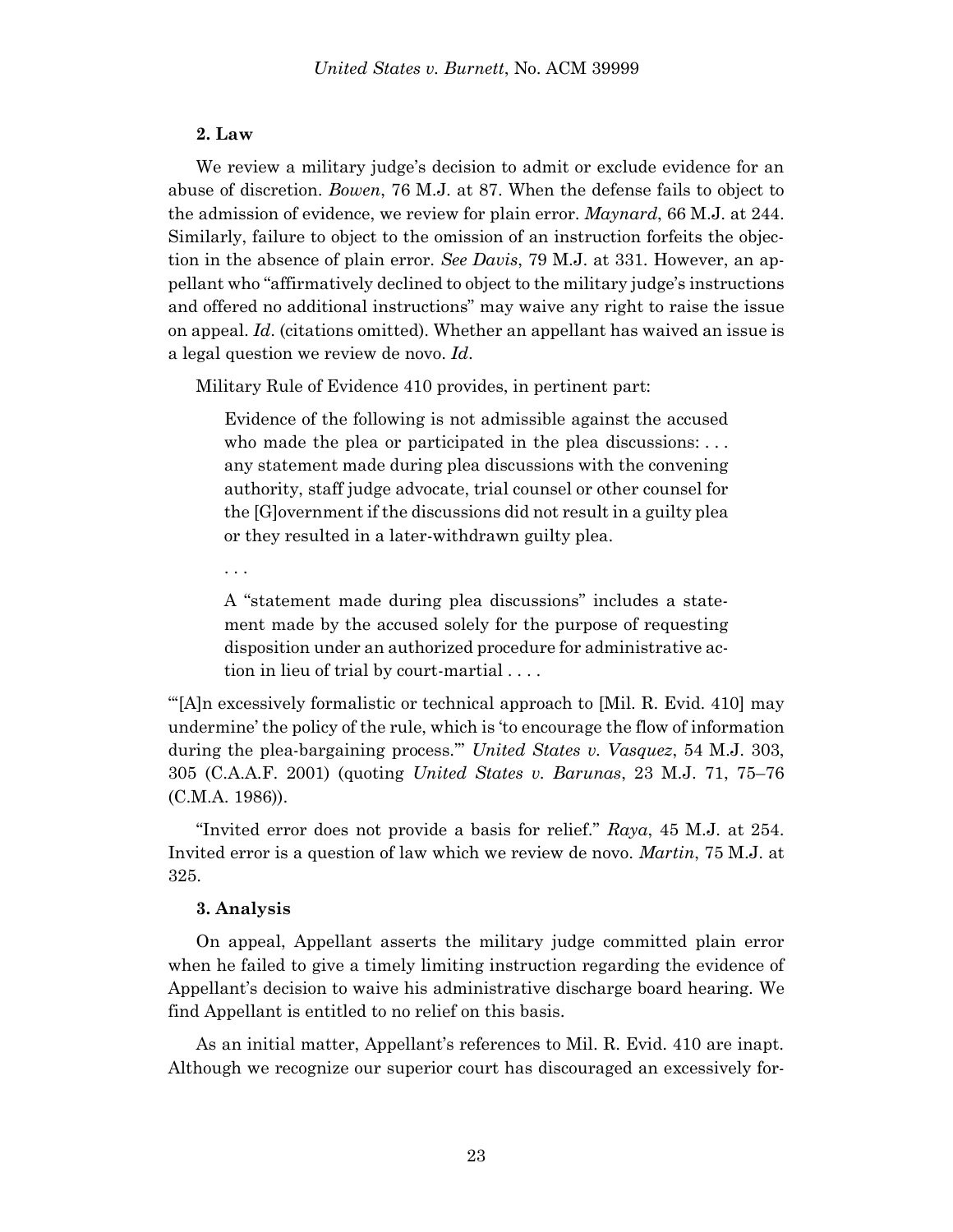### 2. Law

We review a military judge's decision to admit or exclude evidence for an abuse of discretion. *Bowen*, 76 M.J. at 87. When the defense fails to object to the admission of evidence, we review for plain error. *Maynard*, 66 M.J. at 244. Similarly, failure to object to the omission of an instruction forfeits the objection in the absence of plain error. *See Davis*, 79 M.J. at 331. However, an appellant who "affirmatively declined to object to the military judge's instructions and offered no additional instructions" may waive any right to raise the issue on appeal. *Id*. (citations omitted). Whether an appellant has waived an issue is a legal question we review de novo. *Id*.

Military Rule of Evidence 410 provides, in pertinent part:

> Evidence of the following is not admissible against the accused who made the plea or participated in the plea discussions: . . . any statement made during plea discussions with the convening authority, staff judge advocate, trial counsel or other counsel for the [G]overnment if the discussions did not result in a guilty plea or they resulted in a later-withdrawn guilty plea.
>
> . . .
>
> A "statement made during plea discussions" includes a statement made by the accused solely for the purpose of requesting disposition under an authorized procedure for administrative action in lieu of trial by court-martial . . . .

"'[A]n excessively formalistic or technical approach to [Mil. R. Evid. 410] may undermine' the policy of the rule, which is 'to encourage the flow of information during the plea-bargaining process.'" *United States v. Vasquez*, 54 M.J. 303, 305 (C.A.A.F. 2001) (quoting *United States v. Barunas*, 23 M.J. 71, 75–76 (C.M.A. 1986)).

"Invited error does not provide a basis for relief." *Raya*, 45 M.J. at 254. Invited error is a question of law which we review de novo. *Martin*, 75 M.J. at 325.

### 3. Analysis

On appeal, Appellant asserts the military judge committed plain error when he failed to give a timely limiting instruction regarding the evidence of Appellant's decision to waive his administrative discharge board hearing. We find Appellant is entitled to no relief on this basis.

As an initial matter, Appellant's references to Mil. R. Evid. 410 are inapt. Although we recognize our superior court has discouraged an excessively for-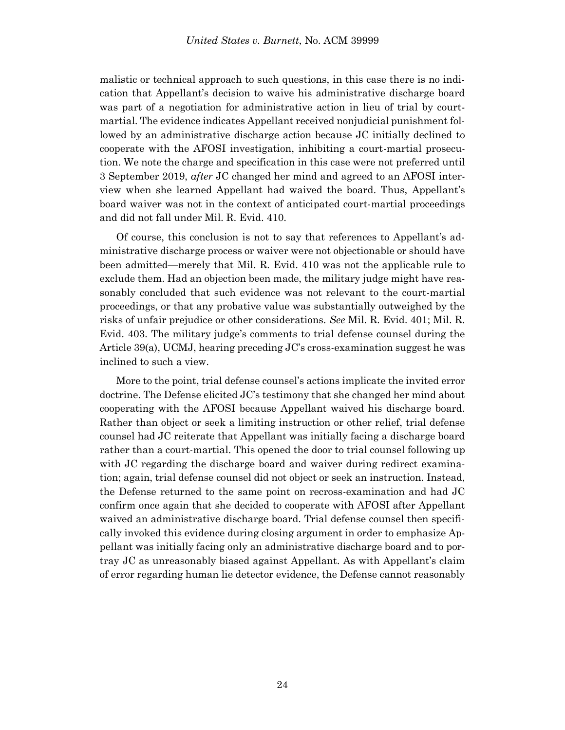malistic or technical approach to such questions, in this case there is no indication that Appellant's decision to waive his administrative discharge board was part of a negotiation for administrative action in lieu of trial by court-martial. The evidence indicates Appellant received nonjudicial punishment followed by an administrative discharge action because JC initially declined to cooperate with the AFOSI investigation, inhibiting a court-martial prosecution. We note the charge and specification in this case were not preferred until 3 September 2019, *after* JC changed her mind and agreed to an AFOSI interview when she learned Appellant had waived the board. Thus, Appellant's board waiver was not in the context of anticipated court-martial proceedings and did not fall under Mil. R. Evid. 410.

Of course, this conclusion is not to say that references to Appellant's administrative discharge process or waiver were not objectionable or should have been admitted—merely that Mil. R. Evid. 410 was not the applicable rule to exclude them. Had an objection been made, the military judge might have reasonably concluded that such evidence was not relevant to the court-martial proceedings, or that any probative value was substantially outweighed by the risks of unfair prejudice or other considerations. *See* Mil. R. Evid. 401; Mil. R. Evid. 403. The military judge's comments to trial defense counsel during the Article 39(a), UCMJ, hearing preceding JC's cross-examination suggest he was inclined to such a view.

More to the point, trial defense counsel's actions implicate the invited error doctrine. The Defense elicited JC's testimony that she changed her mind about cooperating with the AFOSI because Appellant waived his discharge board. Rather than object or seek a limiting instruction or other relief, trial defense counsel had JC reiterate that Appellant was initially facing a discharge board rather than a court-martial. This opened the door to trial counsel following up with JC regarding the discharge board and waiver during redirect examination; again, trial defense counsel did not object or seek an instruction. Instead, the Defense returned to the same point on recross-examination and had JC confirm once again that she decided to cooperate with AFOSI after Appellant waived an administrative discharge board. Trial defense counsel then specifically invoked this evidence during closing argument in order to emphasize Appellant was initially facing only an administrative discharge board and to portray JC as unreasonably biased against Appellant. As with Appellant's claim of error regarding human lie detector evidence, the Defense cannot reasonably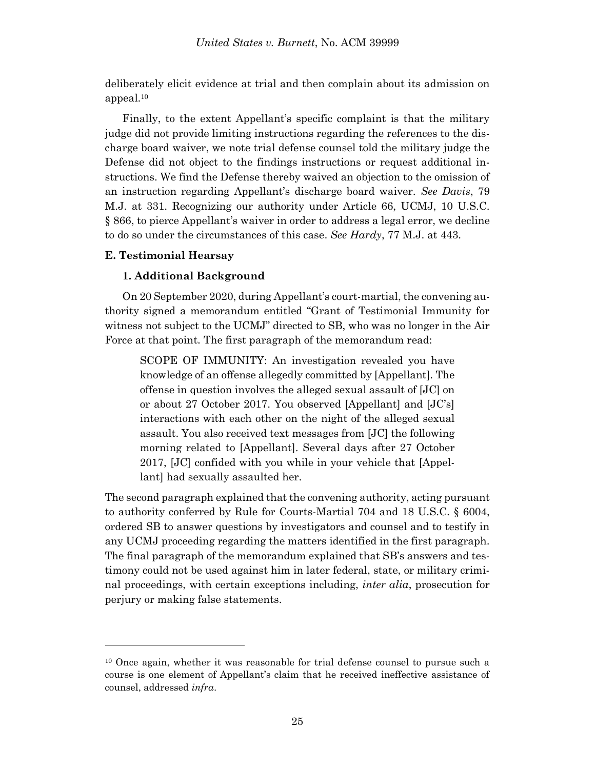deliberately elicit evidence at trial and then complain about its admission on appeal.[10]

Finally, to the extent Appellant's specific complaint is that the military judge did not provide limiting instructions regarding the references to the discharge board waiver, we note trial defense counsel told the military judge the Defense did not object to the findings instructions or request additional instructions. We find the Defense thereby waived an objection to the omission of an instruction regarding Appellant's discharge board waiver. *See Davis*, 79 M.J. at 331. Recognizing our authority under Article 66, UCMJ, 10 U.S.C. § 866, to pierce Appellant's waiver in order to address a legal error, we decline to do so under the circumstances of this case. *See Hardy*, 77 M.J. at 443.

### E. Testimonial Hearsay

#### 1. Additional Background

On 20 September 2020, during Appellant's court-martial, the convening authority signed a memorandum entitled "Grant of Testimonial Immunity for witness not subject to the UCMJ" directed to SB, who was no longer in the Air Force at that point. The first paragraph of the memorandum read:

> SCOPE OF IMMUNITY: An investigation revealed you have knowledge of an offense allegedly committed by [Appellant]. The offense in question involves the alleged sexual assault of [JC] on or about 27 October 2017. You observed [Appellant] and [JC's] interactions with each other on the night of the alleged sexual assault. You also received text messages from [JC] the following morning related to [Appellant]. Several days after 27 October 2017, [JC] confided with you while in your vehicle that [Appellant] had sexually assaulted her.

The second paragraph explained that the convening authority, acting pursuant to authority conferred by Rule for Courts-Martial 704 and 18 U.S.C. § 6004, ordered SB to answer questions by investigators and counsel and to testify in any UCMJ proceeding regarding the matters identified in the first paragraph. The final paragraph of the memorandum explained that SB's answers and testimony could not be used against him in later federal, state, or military criminal proceedings, with certain exceptions including, *inter alia*, prosecution for perjury or making false statements.

---

[10] Once again, whether it was reasonable for trial defense counsel to pursue such a course is one element of Appellant's claim that he received ineffective assistance of counsel, addressed *infra*.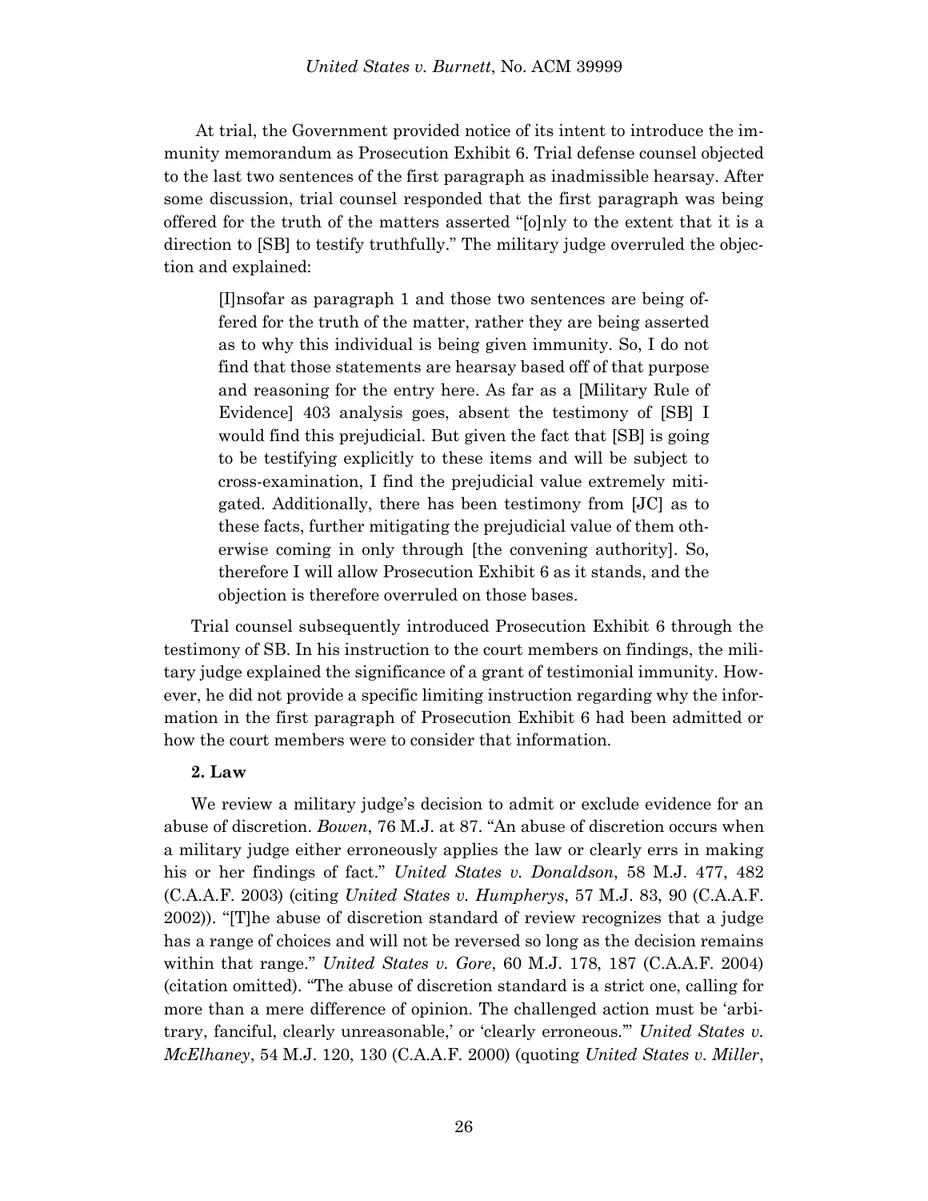At trial, the Government provided notice of its intent to introduce the immunity memorandum as Prosecution Exhibit 6. Trial defense counsel objected to the last two sentences of the first paragraph as inadmissible hearsay. After some discussion, trial counsel responded that the first paragraph was being offered for the truth of the matters asserted "[o]nly to the extent that it is a direction to [SB] to testify truthfully." The military judge overruled the objection and explained:

> [I]nsofar as paragraph 1 and those two sentences are being offered for the truth of the matter, rather they are being asserted as to why this individual is being given immunity. So, I do not find that those statements are hearsay based off of that purpose and reasoning for the entry here. As far as a [Military Rule of Evidence] 403 analysis goes, absent the testimony of [SB] I would find this prejudicial. But given the fact that [SB] is going to be testifying explicitly to these items and will be subject to cross-examination, I find the prejudicial value extremely mitigated. Additionally, there has been testimony from [JC] as to these facts, further mitigating the prejudicial value of them otherwise coming in only through [the convening authority]. So, therefore I will allow Prosecution Exhibit 6 as it stands, and the objection is therefore overruled on those bases.

Trial counsel subsequently introduced Prosecution Exhibit 6 through the testimony of SB. In his instruction to the court members on findings, the military judge explained the significance of a grant of testimonial immunity. However, he did not provide a specific limiting instruction regarding why the information in the first paragraph of Prosecution Exhibit 6 had been admitted or how the court members were to consider that information.

**2. Law**

We review a military judge's decision to admit or exclude evidence for an abuse of discretion. *Bowen*, 76 M.J. at 87. "An abuse of discretion occurs when a military judge either erroneously applies the law or clearly errs in making his or her findings of fact." *United States v. Donaldson*, 58 M.J. 477, 482 (C.A.A.F. 2003) (citing *United States v. Humpherys*, 57 M.J. 83, 90 (C.A.A.F. 2002)). "[T]he abuse of discretion standard of review recognizes that a judge has a range of choices and will not be reversed so long as the decision remains within that range." *United States v. Gore*, 60 M.J. 178, 187 (C.A.A.F. 2004) (citation omitted). "The abuse of discretion standard is a strict one, calling for more than a mere difference of opinion. The challenged action must be 'arbitrary, fanciful, clearly unreasonable,' or 'clearly erroneous.'" *United States v. McElhaney*, 54 M.J. 120, 130 (C.A.A.F. 2000) (quoting *United States v. Miller*,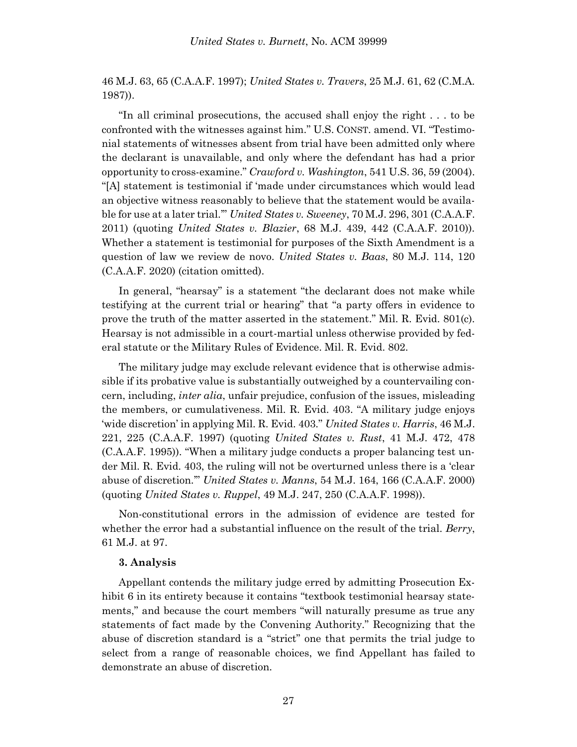46 M.J. 63, 65 (C.A.A.F. 1997); *United States v. Travers*, 25 M.J. 61, 62 (C.M.A. 1987)).

"In all criminal prosecutions, the accused shall enjoy the right . . . to be confronted with the witnesses against him." U.S. CONST. amend. VI. "Testimonial statements of witnesses absent from trial have been admitted only where the declarant is unavailable, and only where the defendant has had a prior opportunity to cross-examine." *Crawford v. Washington*, 541 U.S. 36, 59 (2004). "[A] statement is testimonial if 'made under circumstances which would lead an objective witness reasonably to believe that the statement would be available for use at a later trial.'" *United States v. Sweeney*, 70 M.J. 296, 301 (C.A.A.F. 2011) (quoting *United States v. Blazier*, 68 M.J. 439, 442 (C.A.A.F. 2010)). Whether a statement is testimonial for purposes of the Sixth Amendment is a question of law we review de novo. *United States v. Baas*, 80 M.J. 114, 120 (C.A.A.F. 2020) (citation omitted).

In general, "hearsay" is a statement "the declarant does not make while testifying at the current trial or hearing" that "a party offers in evidence to prove the truth of the matter asserted in the statement." Mil. R. Evid. 801(c). Hearsay is not admissible in a court-martial unless otherwise provided by federal statute or the Military Rules of Evidence. Mil. R. Evid. 802.

The military judge may exclude relevant evidence that is otherwise admissible if its probative value is substantially outweighed by a countervailing concern, including, *inter alia*, unfair prejudice, confusion of the issues, misleading the members, or cumulativeness. Mil. R. Evid. 403. "A military judge enjoys 'wide discretion' in applying Mil. R. Evid. 403." *United States v. Harris*, 46 M.J. 221, 225 (C.A.A.F. 1997) (quoting *United States v. Rust*, 41 M.J. 472, 478 (C.A.A.F. 1995)). "When a military judge conducts a proper balancing test under Mil. R. Evid. 403, the ruling will not be overturned unless there is a 'clear abuse of discretion.'" *United States v. Manns*, 54 M.J. 164, 166 (C.A.A.F. 2000) (quoting *United States v. Ruppel*, 49 M.J. 247, 250 (C.A.A.F. 1998)).

Non-constitutional errors in the admission of evidence are tested for whether the error had a substantial influence on the result of the trial. *Berry*, 61 M.J. at 97.

**3. Analysis**

Appellant contends the military judge erred by admitting Prosecution Exhibit 6 in its entirety because it contains "textbook testimonial hearsay statements," and because the court members "will naturally presume as true any statements of fact made by the Convening Authority." Recognizing that the abuse of discretion standard is a "strict" one that permits the trial judge to select from a range of reasonable choices, we find Appellant has failed to demonstrate an abuse of discretion.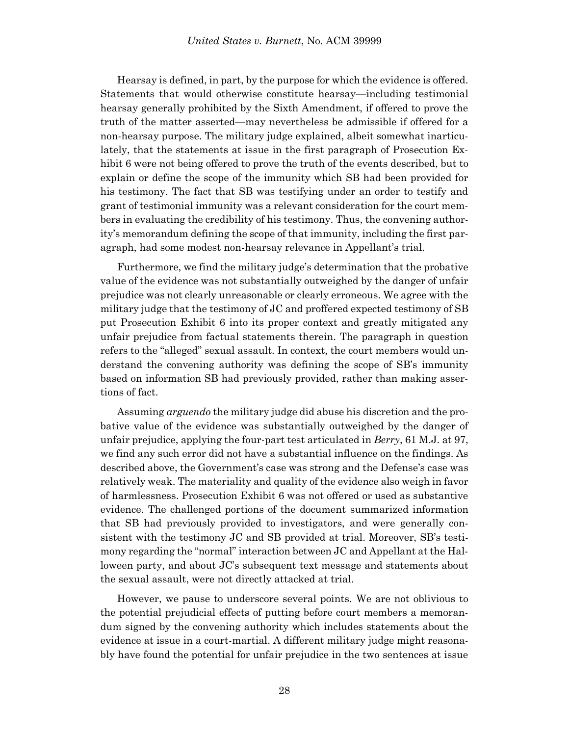Hearsay is defined, in part, by the purpose for which the evidence is offered. Statements that would otherwise constitute hearsay—including testimonial hearsay generally prohibited by the Sixth Amendment, if offered to prove the truth of the matter asserted—may nevertheless be admissible if offered for a non-hearsay purpose. The military judge explained, albeit somewhat inarticulately, that the statements at issue in the first paragraph of Prosecution Exhibit 6 were not being offered to prove the truth of the events described, but to explain or define the scope of the immunity which SB had been provided for his testimony. The fact that SB was testifying under an order to testify and grant of testimonial immunity was a relevant consideration for the court members in evaluating the credibility of his testimony. Thus, the convening authority's memorandum defining the scope of that immunity, including the first paragraph, had some modest non-hearsay relevance in Appellant's trial.

Furthermore, we find the military judge's determination that the probative value of the evidence was not substantially outweighed by the danger of unfair prejudice was not clearly unreasonable or clearly erroneous. We agree with the military judge that the testimony of JC and proffered expected testimony of SB put Prosecution Exhibit 6 into its proper context and greatly mitigated any unfair prejudice from factual statements therein. The paragraph in question refers to the "alleged" sexual assault. In context, the court members would understand the convening authority was defining the scope of SB's immunity based on information SB had previously provided, rather than making assertions of fact.

Assuming *arguendo* the military judge did abuse his discretion and the probative value of the evidence was substantially outweighed by the danger of unfair prejudice, applying the four-part test articulated in *Berry*, 61 M.J. at 97, we find any such error did not have a substantial influence on the findings. As described above, the Government's case was strong and the Defense's case was relatively weak. The materiality and quality of the evidence also weigh in favor of harmlessness. Prosecution Exhibit 6 was not offered or used as substantive evidence. The challenged portions of the document summarized information that SB had previously provided to investigators, and were generally consistent with the testimony JC and SB provided at trial. Moreover, SB's testimony regarding the "normal" interaction between JC and Appellant at the Halloween party, and about JC's subsequent text message and statements about the sexual assault, were not directly attacked at trial.

However, we pause to underscore several points. We are not oblivious to the potential prejudicial effects of putting before court members a memorandum signed by the convening authority which includes statements about the evidence at issue in a court-martial. A different military judge might reasonably have found the potential for unfair prejudice in the two sentences at issue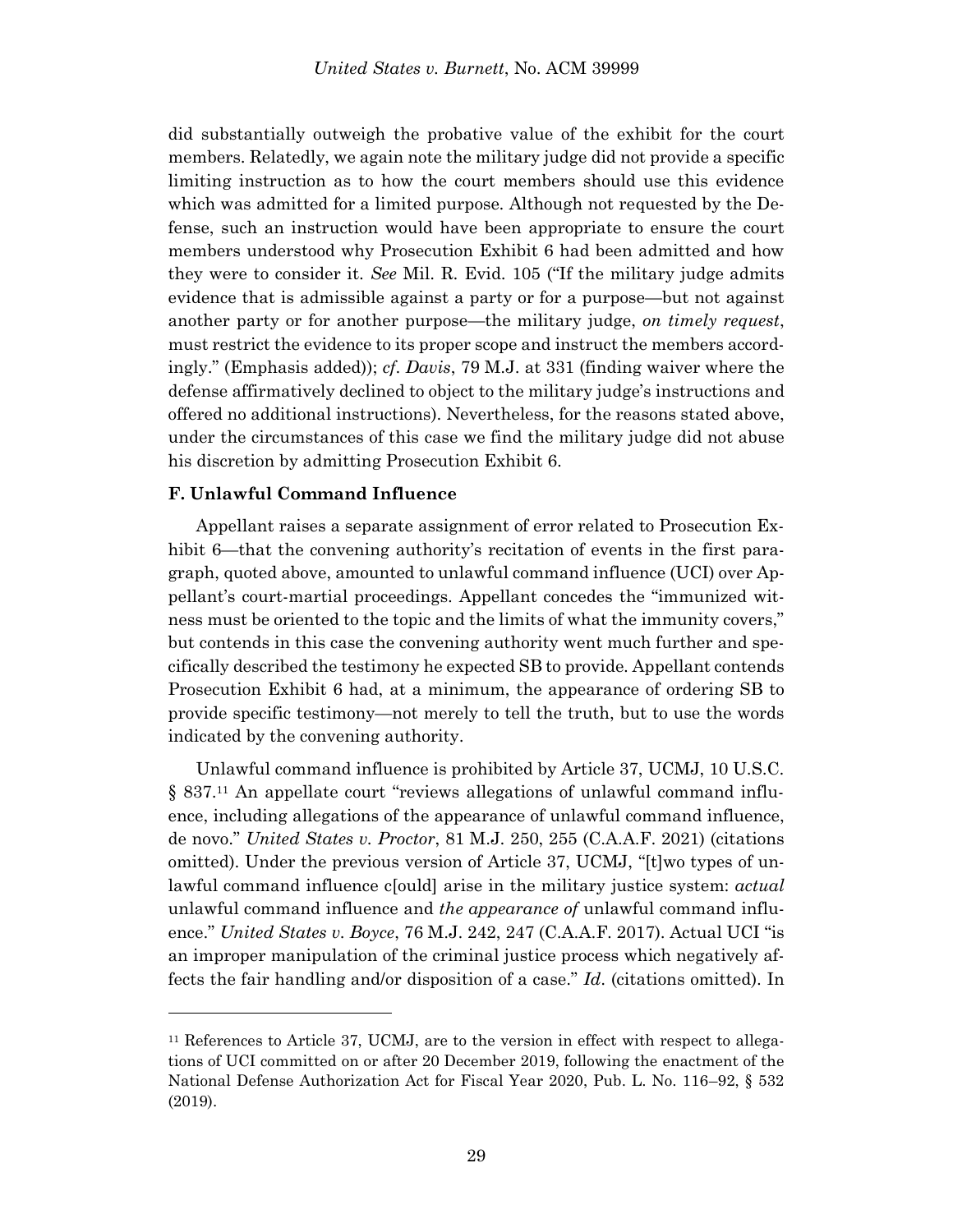did substantially outweigh the probative value of the exhibit for the court members. Relatedly, we again note the military judge did not provide a specific limiting instruction as to how the court members should use this evidence which was admitted for a limited purpose. Although not requested by the Defense, such an instruction would have been appropriate to ensure the court members understood why Prosecution Exhibit 6 had been admitted and how they were to consider it. *See* Mil. R. Evid. 105 ("If the military judge admits evidence that is admissible against a party or for a purpose—but not against another party or for another purpose—the military judge, *on timely request*, must restrict the evidence to its proper scope and instruct the members accordingly." (Emphasis added)); *cf*. *Davis*, 79 M.J. at 331 (finding waiver where the defense affirmatively declined to object to the military judge's instructions and offered no additional instructions). Nevertheless, for the reasons stated above, under the circumstances of this case we find the military judge did not abuse his discretion by admitting Prosecution Exhibit 6.

**F. Unlawful Command Influence**

Appellant raises a separate assignment of error related to Prosecution Exhibit 6—that the convening authority's recitation of events in the first paragraph, quoted above, amounted to unlawful command influence (UCI) over Appellant's court-martial proceedings. Appellant concedes the "immunized witness must be oriented to the topic and the limits of what the immunity covers," but contends in this case the convening authority went much further and specifically described the testimony he expected SB to provide. Appellant contends Prosecution Exhibit 6 had, at a minimum, the appearance of ordering SB to provide specific testimony—not merely to tell the truth, but to use the words indicated by the convening authority.

Unlawful command influence is prohibited by Article 37, UCMJ, 10 U.S.C. § 837.[11] An appellate court "reviews allegations of unlawful command influence, including allegations of the appearance of unlawful command influence, de novo." *United States v. Proctor*, 81 M.J. 250, 255 (C.A.A.F. 2021) (citations omitted). Under the previous version of Article 37, UCMJ, "[t]wo types of unlawful command influence c[ould] arise in the military justice system: *actual* unlawful command influence and *the appearance of* unlawful command influence." *United States v. Boyce*, 76 M.J. 242, 247 (C.A.A.F. 2017). Actual UCI "is an improper manipulation of the criminal justice process which negatively affects the fair handling and/or disposition of a case." *Id*. (citations omitted). In

---

[11] References to Article 37, UCMJ, are to the version in effect with respect to allegations of UCI committed on or after 20 December 2019, following the enactment of the National Defense Authorization Act for Fiscal Year 2020, Pub. L. No. 116–92, § 532 (2019).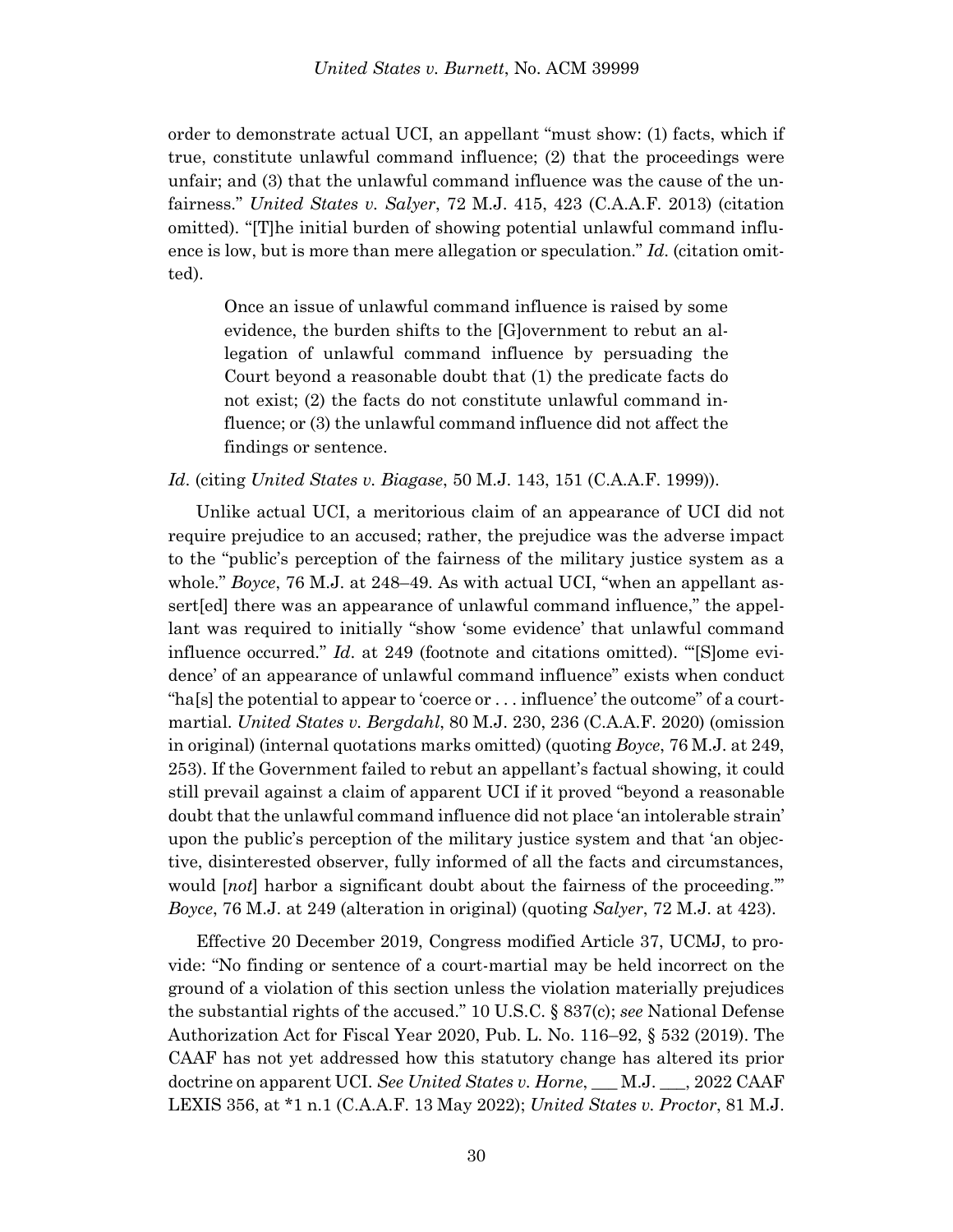order to demonstrate actual UCI, an appellant "must show: (1) facts, which if true, constitute unlawful command influence; (2) that the proceedings were unfair; and (3) that the unlawful command influence was the cause of the unfairness." *United States v. Salyer*, 72 M.J. 415, 423 (C.A.A.F. 2013) (citation omitted). "[T]he initial burden of showing potential unlawful command influence is low, but is more than mere allegation or speculation." *Id*. (citation omitted).

> Once an issue of unlawful command influence is raised by some evidence, the burden shifts to the [G]overnment to rebut an allegation of unlawful command influence by persuading the Court beyond a reasonable doubt that (1) the predicate facts do not exist; (2) the facts do not constitute unlawful command influence; or (3) the unlawful command influence did not affect the findings or sentence.

*Id*. (citing *United States v. Biagase*, 50 M.J. 143, 151 (C.A.A.F. 1999)).

Unlike actual UCI, a meritorious claim of an appearance of UCI did not require prejudice to an accused; rather, the prejudice was the adverse impact to the "public's perception of the fairness of the military justice system as a whole." *Boyce*, 76 M.J. at 248–49. As with actual UCI, "when an appellant assert[ed] there was an appearance of unlawful command influence," the appellant was required to initially "show 'some evidence' that unlawful command influence occurred." *Id*. at 249 (footnote and citations omitted). "'[S]ome evidence' of an appearance of unlawful command influence" exists when conduct "ha[s] the potential to appear to 'coerce or . . . influence' the outcome" of a court-martial. *United States v. Bergdahl*, 80 M.J. 230, 236 (C.A.A.F. 2020) (omission in original) (internal quotations marks omitted) (quoting *Boyce*, 76 M.J. at 249, 253). If the Government failed to rebut an appellant's factual showing, it could still prevail against a claim of apparent UCI if it proved "beyond a reasonable doubt that the unlawful command influence did not place 'an intolerable strain' upon the public's perception of the military justice system and that 'an objective, disinterested observer, fully informed of all the facts and circumstances, would [*not*] harbor a significant doubt about the fairness of the proceeding.'" *Boyce*, 76 M.J. at 249 (alteration in original) (quoting *Salyer*, 72 M.J. at 423).

Effective 20 December 2019, Congress modified Article 37, UCMJ, to provide: "No finding or sentence of a court-martial may be held incorrect on the ground of a violation of this section unless the violation materially prejudices the substantial rights of the accused." 10 U.S.C. § 837(c); *see* National Defense Authorization Act for Fiscal Year 2020, Pub. L. No. 116–92, § 532 (2019). The CAAF has not yet addressed how this statutory change has altered its prior doctrine on apparent UCI. *See United States v. Horne*, ___ M.J. ___, 2022 CAAF LEXIS 356, at *1 n.1 (C.A.A.F. 13 May 2022); *United States v. Proctor*, 81 M.J.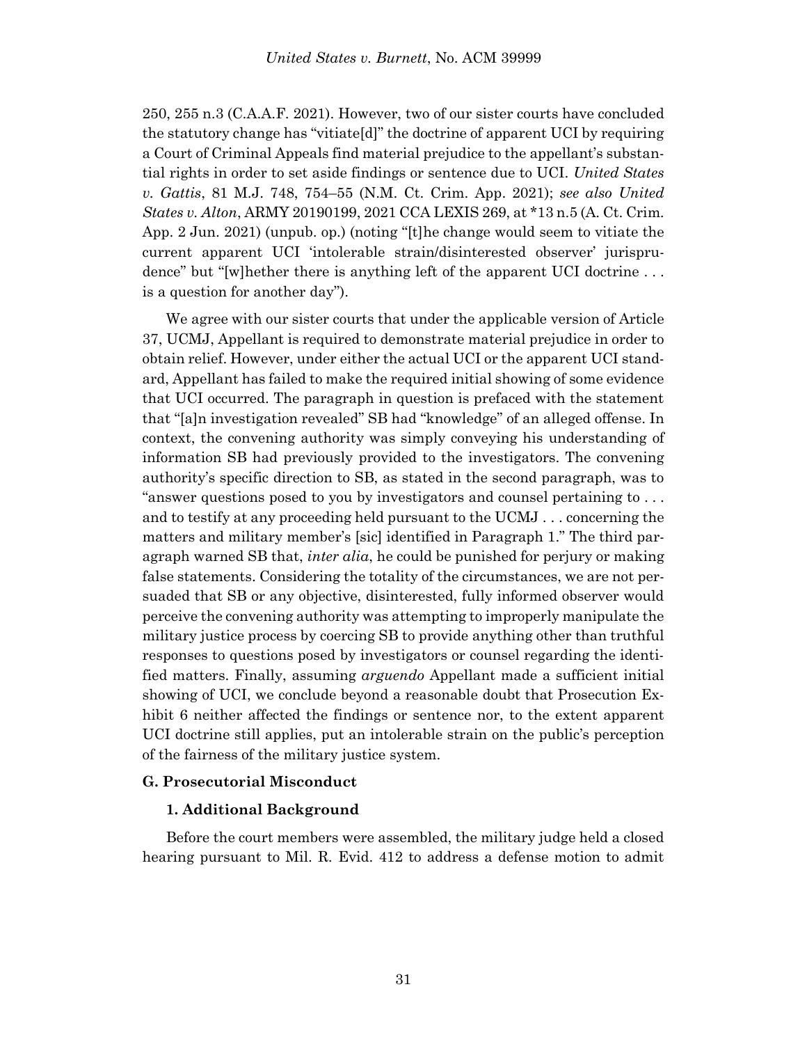250, 255 n.3 (C.A.A.F. 2021). However, two of our sister courts have concluded the statutory change has "vitiate[d]" the doctrine of apparent UCI by requiring a Court of Criminal Appeals find material prejudice to the appellant's substantial rights in order to set aside findings or sentence due to UCI. *United States v. Gattis*, 81 M.J. 748, 754–55 (N.M. Ct. Crim. App. 2021); *see also United States v. Alton*, ARMY 20190199, 2021 CCA LEXIS 269, at *13 n.5 (A. Ct. Crim. App. 2 Jun. 2021) (unpub. op.) (noting "[t]he change would seem to vitiate the current apparent UCI 'intolerable strain/disinterested observer' jurisprudence" but "[w]hether there is anything left of the apparent UCI doctrine . . . is a question for another day").

We agree with our sister courts that under the applicable version of Article 37, UCMJ, Appellant is required to demonstrate material prejudice in order to obtain relief. However, under either the actual UCI or the apparent UCI standard, Appellant has failed to make the required initial showing of some evidence that UCI occurred. The paragraph in question is prefaced with the statement that "[a]n investigation revealed" SB had "knowledge" of an alleged offense. In context, the convening authority was simply conveying his understanding of information SB had previously provided to the investigators. The convening authority's specific direction to SB, as stated in the second paragraph, was to "answer questions posed to you by investigators and counsel pertaining to . . . and to testify at any proceeding held pursuant to the UCMJ . . . concerning the matters and military member's [sic] identified in Paragraph 1." The third paragraph warned SB that, *inter alia*, he could be punished for perjury or making false statements. Considering the totality of the circumstances, we are not persuaded that SB or any objective, disinterested, fully informed observer would perceive the convening authority was attempting to improperly manipulate the military justice process by coercing SB to provide anything other than truthful responses to questions posed by investigators or counsel regarding the identified matters. Finally, assuming *arguendo* Appellant made a sufficient initial showing of UCI, we conclude beyond a reasonable doubt that Prosecution Exhibit 6 neither affected the findings or sentence nor, to the extent apparent UCI doctrine still applies, put an intolerable strain on the public's perception of the fairness of the military justice system.

### G. Prosecutorial Misconduct

#### 1. Additional Background

Before the court members were assembled, the military judge held a closed hearing pursuant to Mil. R. Evid. 412 to address a defense motion to admit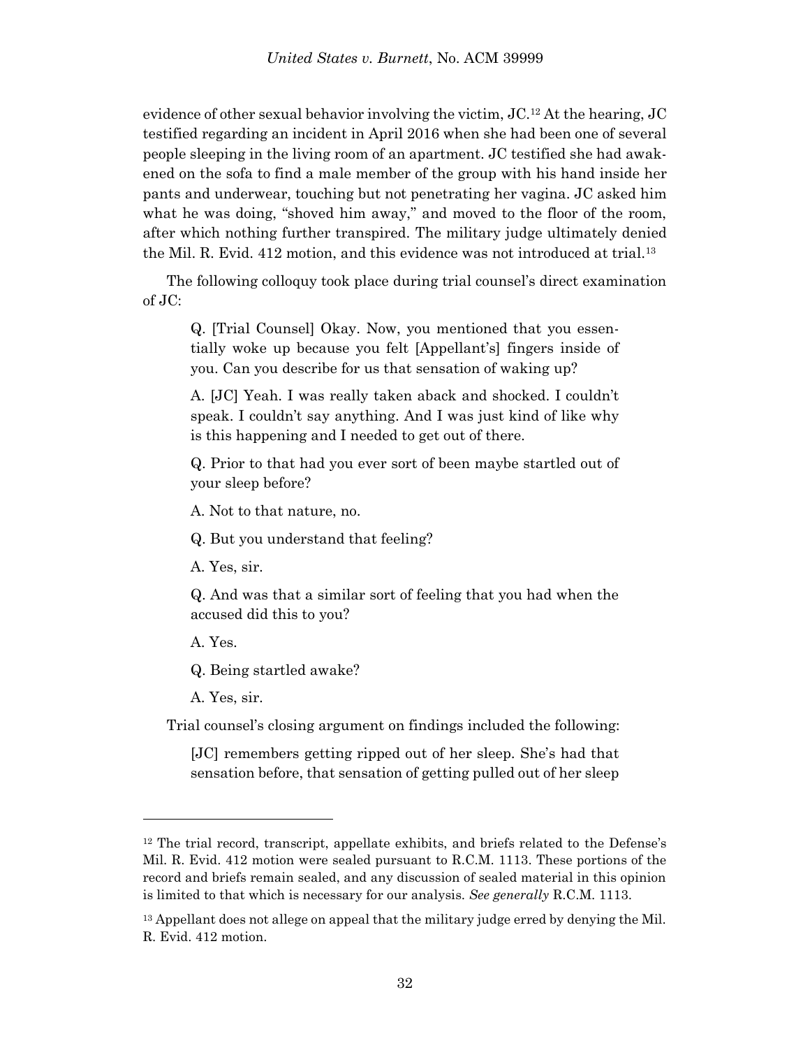evidence of other sexual behavior involving the victim, JC.[12] At the hearing, JC testified regarding an incident in April 2016 when she had been one of several people sleeping in the living room of an apartment. JC testified she had awakened on the sofa to find a male member of the group with his hand inside her pants and underwear, touching but not penetrating her vagina. JC asked him what he was doing, "shoved him away," and moved to the floor of the room, after which nothing further transpired. The military judge ultimately denied the Mil. R. Evid. 412 motion, and this evidence was not introduced at trial.[13]

The following colloquy took place during trial counsel's direct examination of JC:

> Q. [Trial Counsel] Okay. Now, you mentioned that you essentially woke up because you felt [Appellant's] fingers inside of you. Can you describe for us that sensation of waking up?
>
> A. [JC] Yeah. I was really taken aback and shocked. I couldn't speak. I couldn't say anything. And I was just kind of like why is this happening and I needed to get out of there.
>
> Q. Prior to that had you ever sort of been maybe startled out of your sleep before?
>
> A. Not to that nature, no.
>
> Q. But you understand that feeling?
>
> A. Yes, sir.
>
> Q. And was that a similar sort of feeling that you had when the accused did this to you?
>
> A. Yes.
>
> Q. Being startled awake?
>
> A. Yes, sir.

Trial counsel's closing argument on findings included the following:

> [JC] remembers getting ripped out of her sleep. She's had that sensation before, that sensation of getting pulled out of her sleep

---

[12] The trial record, transcript, appellate exhibits, and briefs related to the Defense's Mil. R. Evid. 412 motion were sealed pursuant to R.C.M. 1113. These portions of the record and briefs remain sealed, and any discussion of sealed material in this opinion is limited to that which is necessary for our analysis. *See generally* R.C.M. 1113.

[13] Appellant does not allege on appeal that the military judge erred by denying the Mil. R. Evid. 412 motion.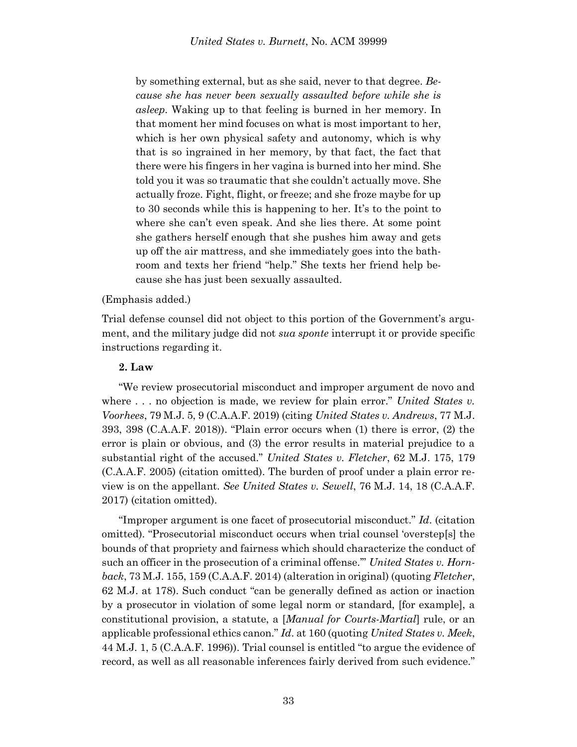> by something external, but as she said, never to that degree. *Because she has never been sexually assaulted before while she is asleep*. Waking up to that feeling is burned in her memory. In that moment her mind focuses on what is most important to her, which is her own physical safety and autonomy, which is why that is so ingrained in her memory, by that fact, the fact that there were his fingers in her vagina is burned into her mind. She told you it was so traumatic that she couldn't actually move. She actually froze. Fight, flight, or freeze; and she froze maybe for up to 30 seconds while this is happening to her. It's to the point to where she can't even speak. And she lies there. At some point she gathers herself enough that she pushes him away and gets up off the air mattress, and she immediately goes into the bathroom and texts her friend "help." She texts her friend help because she has just been sexually assaulted.

(Emphasis added.)

Trial defense counsel did not object to this portion of the Government's argument, and the military judge did not *sua sponte* interrupt it or provide specific instructions regarding it.

**2. Law**

"We review prosecutorial misconduct and improper argument de novo and where . . . no objection is made, we review for plain error." *United States v. Voorhees*, 79 M.J. 5, 9 (C.A.A.F. 2019) (citing *United States v. Andrews*, 77 M.J. 393, 398 (C.A.A.F. 2018)). "Plain error occurs when (1) there is error, (2) the error is plain or obvious, and (3) the error results in material prejudice to a substantial right of the accused." *United States v. Fletcher*, 62 M.J. 175, 179 (C.A.A.F. 2005) (citation omitted). The burden of proof under a plain error review is on the appellant. *See United States v. Sewell*, 76 M.J. 14, 18 (C.A.A.F. 2017) (citation omitted).

"Improper argument is one facet of prosecutorial misconduct." *Id*. (citation omitted). "Prosecutorial misconduct occurs when trial counsel 'overstep[s] the bounds of that propriety and fairness which should characterize the conduct of such an officer in the prosecution of a criminal offense.'" *United States v. Hornback*, 73 M.J. 155, 159 (C.A.A.F. 2014) (alteration in original) (quoting *Fletcher*, 62 M.J. at 178). Such conduct "can be generally defined as action or inaction by a prosecutor in violation of some legal norm or standard, [for example], a constitutional provision, a statute, a [*Manual for Courts-Martial*] rule, or an applicable professional ethics canon." *Id*. at 160 (quoting *United States v. Meek*, 44 M.J. 1, 5 (C.A.A.F. 1996)). Trial counsel is entitled "to argue the evidence of record, as well as all reasonable inferences fairly derived from such evidence."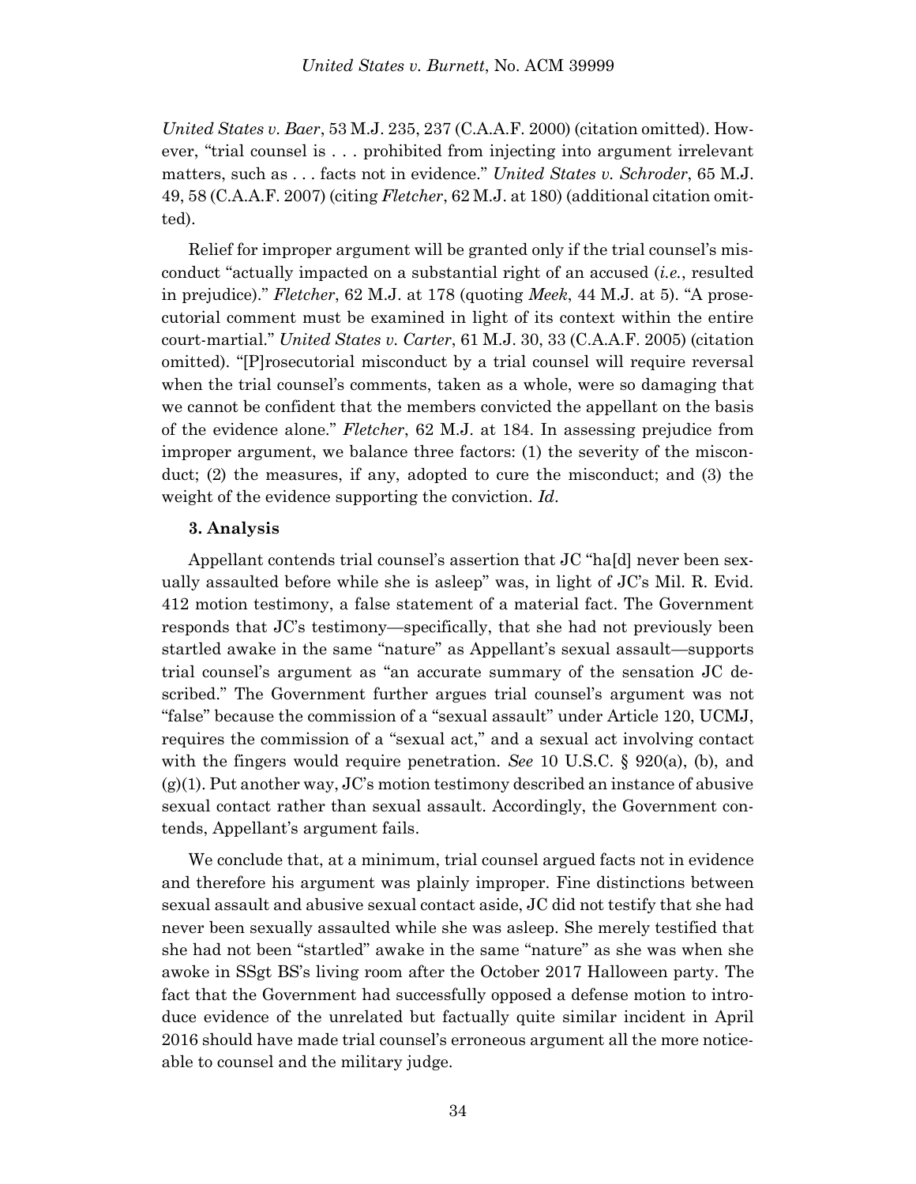*United States v. Baer*, 53 M.J. 235, 237 (C.A.A.F. 2000) (citation omitted). However, "trial counsel is . . . prohibited from injecting into argument irrelevant matters, such as . . . facts not in evidence." *United States v. Schroder*, 65 M.J. 49, 58 (C.A.A.F. 2007) (citing *Fletcher*, 62 M.J. at 180) (additional citation omitted).

Relief for improper argument will be granted only if the trial counsel's misconduct "actually impacted on a substantial right of an accused (*i.e.*, resulted in prejudice)." *Fletcher*, 62 M.J. at 178 (quoting *Meek*, 44 M.J. at 5). "A prosecutorial comment must be examined in light of its context within the entire court-martial." *United States v. Carter*, 61 M.J. 30, 33 (C.A.A.F. 2005) (citation omitted). "[P]rosecutorial misconduct by a trial counsel will require reversal when the trial counsel's comments, taken as a whole, were so damaging that we cannot be confident that the members convicted the appellant on the basis of the evidence alone." *Fletcher*, 62 M.J. at 184. In assessing prejudice from improper argument, we balance three factors: (1) the severity of the misconduct; (2) the measures, if any, adopted to cure the misconduct; and (3) the weight of the evidence supporting the conviction. *Id*.

**3. Analysis**

Appellant contends trial counsel's assertion that JC "ha[d] never been sexually assaulted before while she is asleep" was, in light of JC's Mil. R. Evid. 412 motion testimony, a false statement of a material fact. The Government responds that JC's testimony—specifically, that she had not previously been startled awake in the same "nature" as Appellant's sexual assault—supports trial counsel's argument as "an accurate summary of the sensation JC described." The Government further argues trial counsel's argument was not "false" because the commission of a "sexual assault" under Article 120, UCMJ, requires the commission of a "sexual act," and a sexual act involving contact with the fingers would require penetration. *See* 10 U.S.C. § 920(a), (b), and (g)(1). Put another way, JC's motion testimony described an instance of abusive sexual contact rather than sexual assault. Accordingly, the Government contends, Appellant's argument fails.

We conclude that, at a minimum, trial counsel argued facts not in evidence and therefore his argument was plainly improper. Fine distinctions between sexual assault and abusive sexual contact aside, JC did not testify that she had never been sexually assaulted while she was asleep. She merely testified that she had not been "startled" awake in the same "nature" as she was when she awoke in SSgt BS's living room after the October 2017 Halloween party. The fact that the Government had successfully opposed a defense motion to introduce evidence of the unrelated but factually quite similar incident in April 2016 should have made trial counsel's erroneous argument all the more noticeable to counsel and the military judge.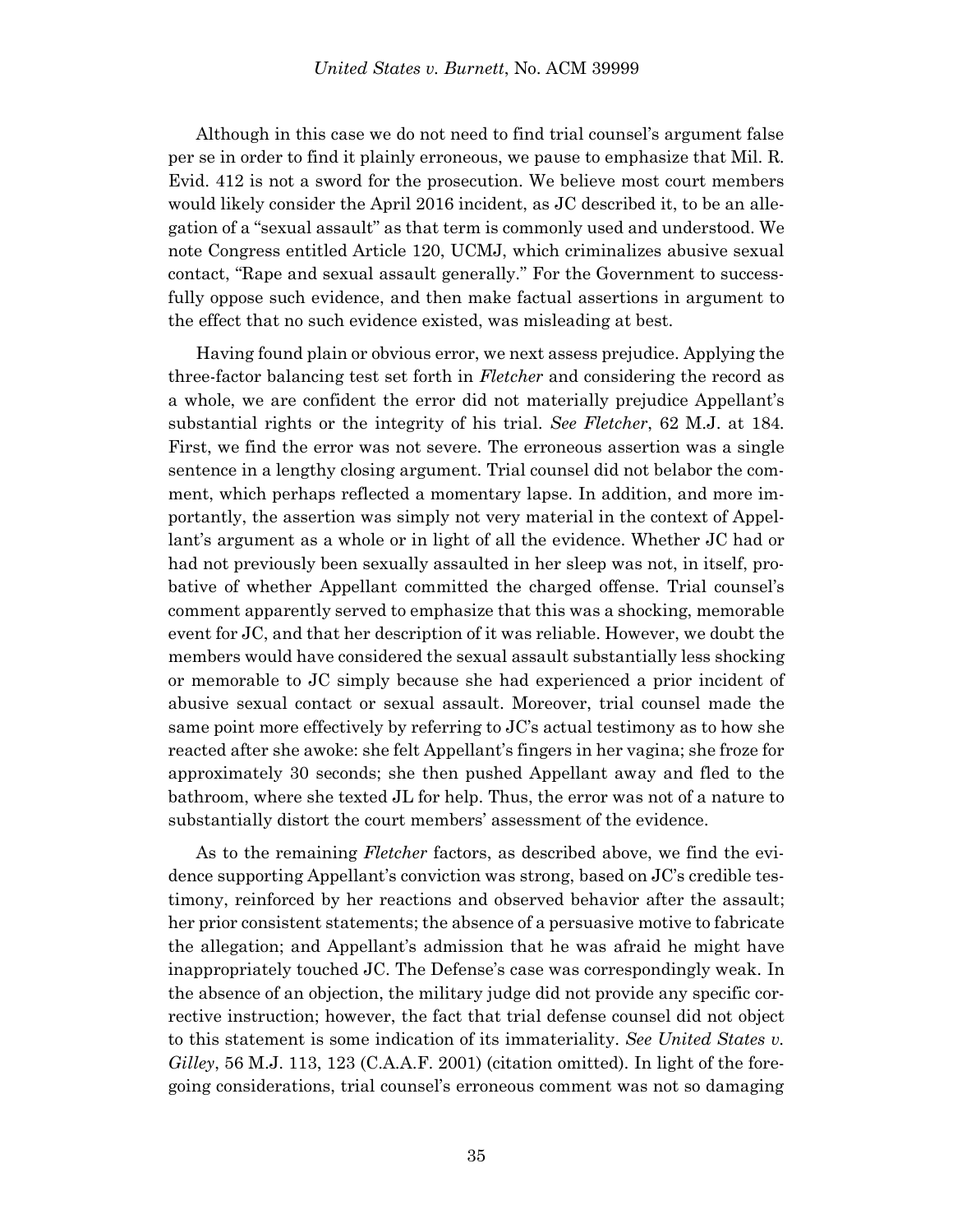Although in this case we do not need to find trial counsel's argument false per se in order to find it plainly erroneous, we pause to emphasize that Mil. R. Evid. 412 is not a sword for the prosecution. We believe most court members would likely consider the April 2016 incident, as JC described it, to be an allegation of a "sexual assault" as that term is commonly used and understood. We note Congress entitled Article 120, UCMJ, which criminalizes abusive sexual contact, "Rape and sexual assault generally." For the Government to successfully oppose such evidence, and then make factual assertions in argument to the effect that no such evidence existed, was misleading at best.

Having found plain or obvious error, we next assess prejudice. Applying the three-factor balancing test set forth in *Fletcher* and considering the record as a whole, we are confident the error did not materially prejudice Appellant's substantial rights or the integrity of his trial. *See Fletcher*, 62 M.J. at 184. First, we find the error was not severe. The erroneous assertion was a single sentence in a lengthy closing argument. Trial counsel did not belabor the comment, which perhaps reflected a momentary lapse. In addition, and more importantly, the assertion was simply not very material in the context of Appellant's argument as a whole or in light of all the evidence. Whether JC had or had not previously been sexually assaulted in her sleep was not, in itself, probative of whether Appellant committed the charged offense. Trial counsel's comment apparently served to emphasize that this was a shocking, memorable event for JC, and that her description of it was reliable. However, we doubt the members would have considered the sexual assault substantially less shocking or memorable to JC simply because she had experienced a prior incident of abusive sexual contact or sexual assault. Moreover, trial counsel made the same point more effectively by referring to JC's actual testimony as to how she reacted after she awoke: she felt Appellant's fingers in her vagina; she froze for approximately 30 seconds; she then pushed Appellant away and fled to the bathroom, where she texted JL for help. Thus, the error was not of a nature to substantially distort the court members' assessment of the evidence.

As to the remaining *Fletcher* factors, as described above, we find the evidence supporting Appellant's conviction was strong, based on JC's credible testimony, reinforced by her reactions and observed behavior after the assault; her prior consistent statements; the absence of a persuasive motive to fabricate the allegation; and Appellant's admission that he was afraid he might have inappropriately touched JC. The Defense's case was correspondingly weak. In the absence of an objection, the military judge did not provide any specific corrective instruction; however, the fact that trial defense counsel did not object to this statement is some indication of its immateriality. *See United States v. Gilley*, 56 M.J. 113, 123 (C.A.A.F. 2001) (citation omitted). In light of the foregoing considerations, trial counsel's erroneous comment was not so damaging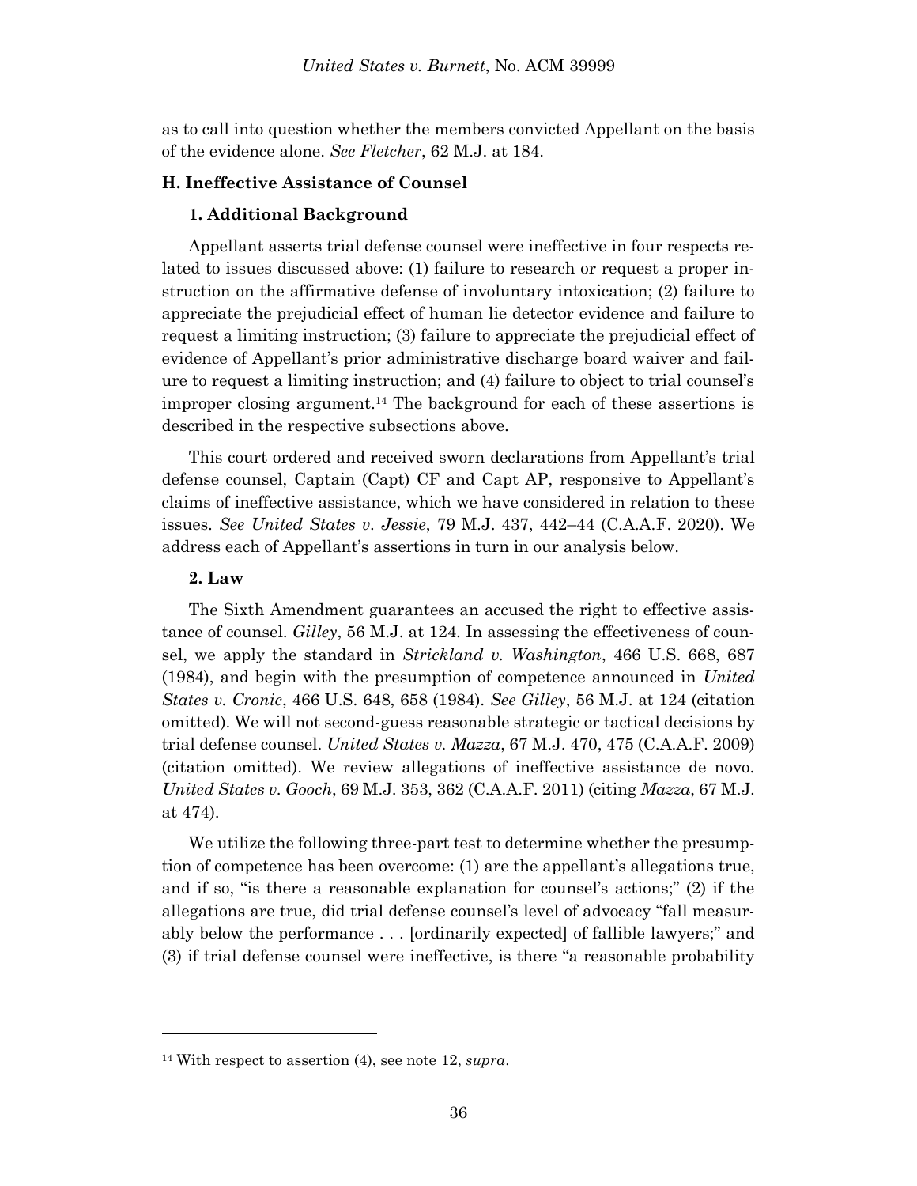as to call into question whether the members convicted Appellant on the basis of the evidence alone. *See Fletcher*, 62 M.J. at 184.

### H. Ineffective Assistance of Counsel

#### 1. Additional Background

Appellant asserts trial defense counsel were ineffective in four respects related to issues discussed above: (1) failure to research or request a proper instruction on the affirmative defense of involuntary intoxication; (2) failure to appreciate the prejudicial effect of human lie detector evidence and failure to request a limiting instruction; (3) failure to appreciate the prejudicial effect of evidence of Appellant's prior administrative discharge board waiver and failure to request a limiting instruction; and (4) failure to object to trial counsel's improper closing argument.[14] The background for each of these assertions is described in the respective subsections above.

This court ordered and received sworn declarations from Appellant's trial defense counsel, Captain (Capt) CF and Capt AP, responsive to Appellant's claims of ineffective assistance, which we have considered in relation to these issues. *See United States v. Jessie*, 79 M.J. 437, 442–44 (C.A.A.F. 2020). We address each of Appellant's assertions in turn in our analysis below.

#### 2. Law

The Sixth Amendment guarantees an accused the right to effective assistance of counsel. *Gilley*, 56 M.J. at 124. In assessing the effectiveness of counsel, we apply the standard in *Strickland v. Washington*, 466 U.S. 668, 687 (1984), and begin with the presumption of competence announced in *United States v. Cronic*, 466 U.S. 648, 658 (1984). *See Gilley*, 56 M.J. at 124 (citation omitted). We will not second-guess reasonable strategic or tactical decisions by trial defense counsel. *United States v. Mazza*, 67 M.J. 470, 475 (C.A.A.F. 2009) (citation omitted). We review allegations of ineffective assistance de novo. *United States v. Gooch*, 69 M.J. 353, 362 (C.A.A.F. 2011) (citing *Mazza*, 67 M.J. at 474).

We utilize the following three-part test to determine whether the presumption of competence has been overcome: (1) are the appellant's allegations true, and if so, "is there a reasonable explanation for counsel's actions;" (2) if the allegations are true, did trial defense counsel's level of advocacy "fall measurably below the performance . . . [ordinarily expected] of fallible lawyers;" and (3) if trial defense counsel were ineffective, is there "a reasonable probability

---

[14] With respect to assertion (4), see note 12, *supra*.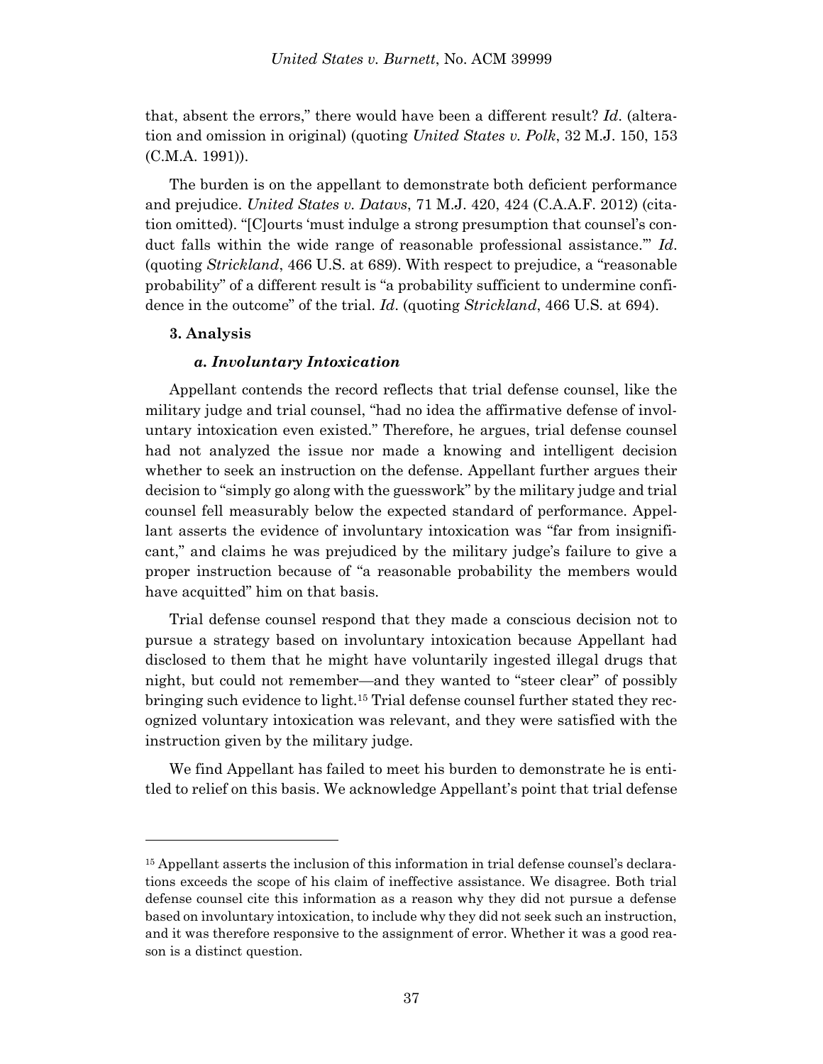that, absent the errors," there would have been a different result? *Id*. (alteration and omission in original) (quoting *United States v. Polk*, 32 M.J. 150, 153 (C.M.A. 1991)).

The burden is on the appellant to demonstrate both deficient performance and prejudice. *United States v. Datavs*, 71 M.J. 420, 424 (C.A.A.F. 2012) (citation omitted). "[C]ourts 'must indulge a strong presumption that counsel's conduct falls within the wide range of reasonable professional assistance.'" *Id*. (quoting *Strickland*, 466 U.S. at 689). With respect to prejudice, a "reasonable probability" of a different result is "a probability sufficient to undermine confidence in the outcome" of the trial. *Id*. (quoting *Strickland*, 466 U.S. at 694).

### 3. Analysis

#### *a. Involuntary Intoxication*

Appellant contends the record reflects that trial defense counsel, like the military judge and trial counsel, "had no idea the affirmative defense of involuntary intoxication even existed." Therefore, he argues, trial defense counsel had not analyzed the issue nor made a knowing and intelligent decision whether to seek an instruction on the defense. Appellant further argues their decision to "simply go along with the guesswork" by the military judge and trial counsel fell measurably below the expected standard of performance. Appellant asserts the evidence of involuntary intoxication was "far from insignificant," and claims he was prejudiced by the military judge's failure to give a proper instruction because of "a reasonable probability the members would have acquitted" him on that basis.

Trial defense counsel respond that they made a conscious decision not to pursue a strategy based on involuntary intoxication because Appellant had disclosed to them that he might have voluntarily ingested illegal drugs that night, but could not remember—and they wanted to "steer clear" of possibly bringing such evidence to light.[15] Trial defense counsel further stated they recognized voluntary intoxication was relevant, and they were satisfied with the instruction given by the military judge.

We find Appellant has failed to meet his burden to demonstrate he is entitled to relief on this basis. We acknowledge Appellant's point that trial defense

---

[15] Appellant asserts the inclusion of this information in trial defense counsel's declarations exceeds the scope of his claim of ineffective assistance. We disagree. Both trial defense counsel cite this information as a reason why they did not pursue a defense based on involuntary intoxication, to include why they did not seek such an instruction, and it was therefore responsive to the assignment of error. Whether it was a good reason is a distinct question.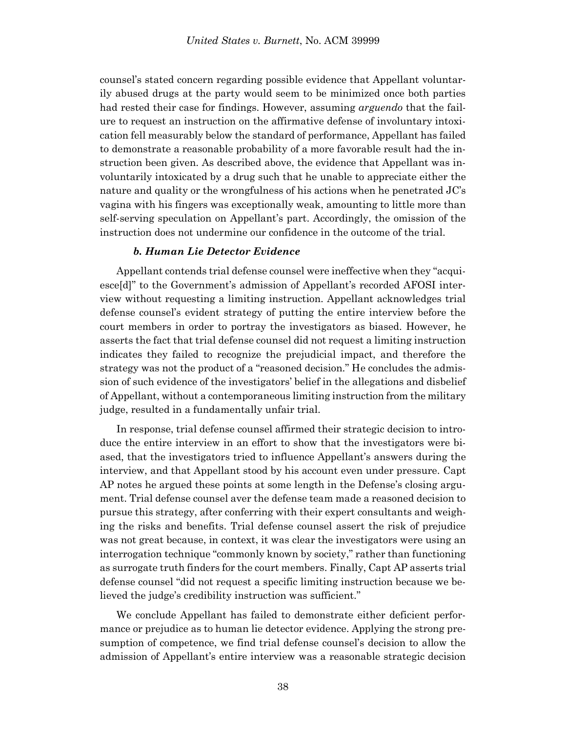counsel's stated concern regarding possible evidence that Appellant voluntarily abused drugs at the party would seem to be minimized once both parties had rested their case for findings. However, assuming *arguendo* that the failure to request an instruction on the affirmative defense of involuntary intoxication fell measurably below the standard of performance, Appellant has failed to demonstrate a reasonable probability of a more favorable result had the instruction been given. As described above, the evidence that Appellant was involuntarily intoxicated by a drug such that he unable to appreciate either the nature and quality or the wrongfulness of his actions when he penetrated JC's vagina with his fingers was exceptionally weak, amounting to little more than self-serving speculation on Appellant's part. Accordingly, the omission of the instruction does not undermine our confidence in the outcome of the trial.

#### *b. Human Lie Detector Evidence*

Appellant contends trial defense counsel were ineffective when they "acquiesce[d]" to the Government's admission of Appellant's recorded AFOSI interview without requesting a limiting instruction. Appellant acknowledges trial defense counsel's evident strategy of putting the entire interview before the court members in order to portray the investigators as biased. However, he asserts the fact that trial defense counsel did not request a limiting instruction indicates they failed to recognize the prejudicial impact, and therefore the strategy was not the product of a "reasoned decision." He concludes the admission of such evidence of the investigators' belief in the allegations and disbelief of Appellant, without a contemporaneous limiting instruction from the military judge, resulted in a fundamentally unfair trial.

In response, trial defense counsel affirmed their strategic decision to introduce the entire interview in an effort to show that the investigators were biased, that the investigators tried to influence Appellant's answers during the interview, and that Appellant stood by his account even under pressure. Capt AP notes he argued these points at some length in the Defense's closing argument. Trial defense counsel aver the defense team made a reasoned decision to pursue this strategy, after conferring with their expert consultants and weighing the risks and benefits. Trial defense counsel assert the risk of prejudice was not great because, in context, it was clear the investigators were using an interrogation technique "commonly known by society," rather than functioning as surrogate truth finders for the court members. Finally, Capt AP asserts trial defense counsel "did not request a specific limiting instruction because we believed the judge's credibility instruction was sufficient."

We conclude Appellant has failed to demonstrate either deficient performance or prejudice as to human lie detector evidence. Applying the strong presumption of competence, we find trial defense counsel's decision to allow the admission of Appellant's entire interview was a reasonable strategic decision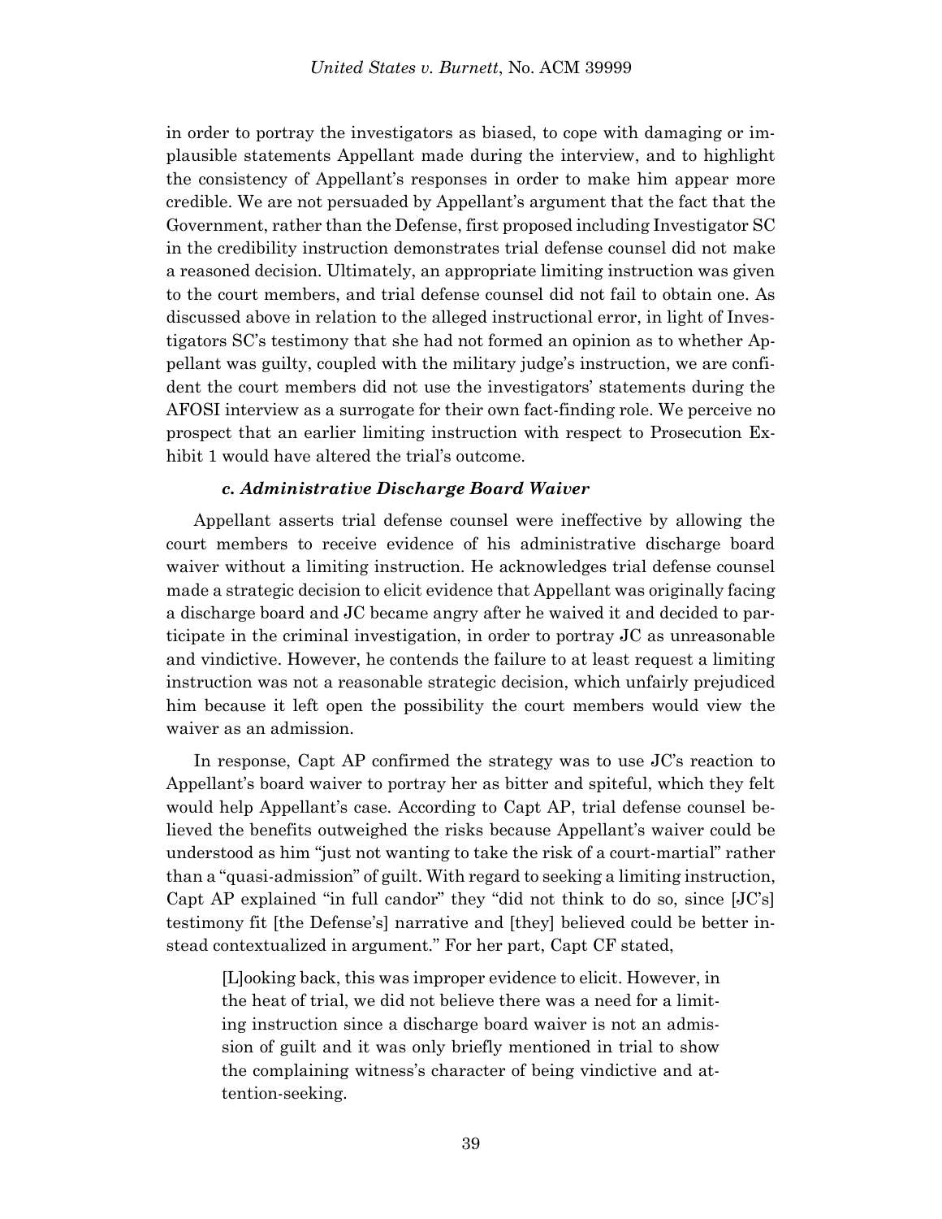in order to portray the investigators as biased, to cope with damaging or implausible statements Appellant made during the interview, and to highlight the consistency of Appellant's responses in order to make him appear more credible. We are not persuaded by Appellant's argument that the fact that the Government, rather than the Defense, first proposed including Investigator SC in the credibility instruction demonstrates trial defense counsel did not make a reasoned decision. Ultimately, an appropriate limiting instruction was given to the court members, and trial defense counsel did not fail to obtain one. As discussed above in relation to the alleged instructional error, in light of Investigators SC's testimony that she had not formed an opinion as to whether Appellant was guilty, coupled with the military judge's instruction, we are confident the court members did not use the investigators' statements during the AFOSI interview as a surrogate for their own fact-finding role. We perceive no prospect that an earlier limiting instruction with respect to Prosecution Exhibit 1 would have altered the trial's outcome.

#### *c. Administrative Discharge Board Waiver*

Appellant asserts trial defense counsel were ineffective by allowing the court members to receive evidence of his administrative discharge board waiver without a limiting instruction. He acknowledges trial defense counsel made a strategic decision to elicit evidence that Appellant was originally facing a discharge board and JC became angry after he waived it and decided to participate in the criminal investigation, in order to portray JC as unreasonable and vindictive. However, he contends the failure to at least request a limiting instruction was not a reasonable strategic decision, which unfairly prejudiced him because it left open the possibility the court members would view the waiver as an admission.

In response, Capt AP confirmed the strategy was to use JC's reaction to Appellant's board waiver to portray her as bitter and spiteful, which they felt would help Appellant's case. According to Capt AP, trial defense counsel believed the benefits outweighed the risks because Appellant's waiver could be understood as him "just not wanting to take the risk of a court-martial" rather than a "quasi-admission" of guilt. With regard to seeking a limiting instruction, Capt AP explained "in full candor" they "did not think to do so, since [JC's] testimony fit [the Defense's] narrative and [they] believed could be better instead contextualized in argument." For her part, Capt CF stated,

> [L]ooking back, this was improper evidence to elicit. However, in the heat of trial, we did not believe there was a need for a limiting instruction since a discharge board waiver is not an admission of guilt and it was only briefly mentioned in trial to show the complaining witness's character of being vindictive and attention-seeking.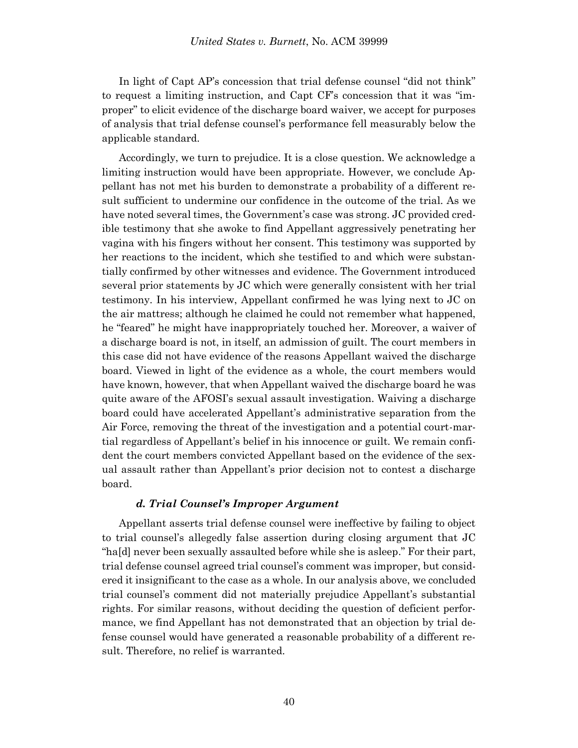In light of Capt AP's concession that trial defense counsel "did not think" to request a limiting instruction, and Capt CF's concession that it was "improper" to elicit evidence of the discharge board waiver, we accept for purposes of analysis that trial defense counsel's performance fell measurably below the applicable standard.

Accordingly, we turn to prejudice. It is a close question. We acknowledge a limiting instruction would have been appropriate. However, we conclude Appellant has not met his burden to demonstrate a probability of a different result sufficient to undermine our confidence in the outcome of the trial. As we have noted several times, the Government's case was strong. JC provided credible testimony that she awoke to find Appellant aggressively penetrating her vagina with his fingers without her consent. This testimony was supported by her reactions to the incident, which she testified to and which were substantially confirmed by other witnesses and evidence. The Government introduced several prior statements by JC which were generally consistent with her trial testimony. In his interview, Appellant confirmed he was lying next to JC on the air mattress; although he claimed he could not remember what happened, he "feared" he might have inappropriately touched her. Moreover, a waiver of a discharge board is not, in itself, an admission of guilt. The court members in this case did not have evidence of the reasons Appellant waived the discharge board. Viewed in light of the evidence as a whole, the court members would have known, however, that when Appellant waived the discharge board he was quite aware of the AFOSI's sexual assault investigation. Waiving a discharge board could have accelerated Appellant's administrative separation from the Air Force, removing the threat of the investigation and a potential court-martial regardless of Appellant's belief in his innocence or guilt. We remain confident the court members convicted Appellant based on the evidence of the sexual assault rather than Appellant's prior decision not to contest a discharge board.

#### *d. Trial Counsel's Improper Argument*

Appellant asserts trial defense counsel were ineffective by failing to object to trial counsel's allegedly false assertion during closing argument that JC "ha[d] never been sexually assaulted before while she is asleep." For their part, trial defense counsel agreed trial counsel's comment was improper, but considered it insignificant to the case as a whole. In our analysis above, we concluded trial counsel's comment did not materially prejudice Appellant's substantial rights. For similar reasons, without deciding the question of deficient performance, we find Appellant has not demonstrated that an objection by trial defense counsel would have generated a reasonable probability of a different result. Therefore, no relief is warranted.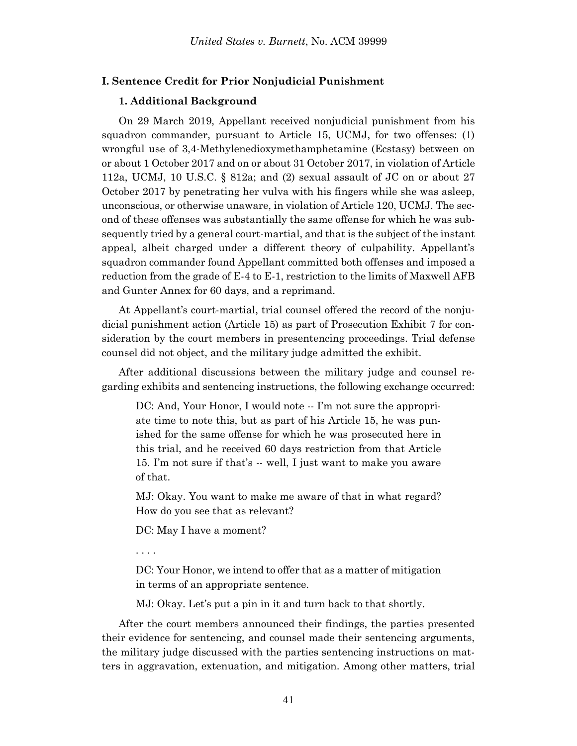## I. Sentence Credit for Prior Nonjudicial Punishment

### 1. Additional Background

On 29 March 2019, Appellant received nonjudicial punishment from his squadron commander, pursuant to Article 15, UCMJ, for two offenses: (1) wrongful use of 3,4-Methylenedioxymethamphetamine (Ecstasy) between on or about 1 October 2017 and on or about 31 October 2017, in violation of Article 112a, UCMJ, 10 U.S.C. § 812a; and (2) sexual assault of JC on or about 27 October 2017 by penetrating her vulva with his fingers while she was asleep, unconscious, or otherwise unaware, in violation of Article 120, UCMJ. The second of these offenses was substantially the same offense for which he was subsequently tried by a general court-martial, and that is the subject of the instant appeal, albeit charged under a different theory of culpability. Appellant's squadron commander found Appellant committed both offenses and imposed a reduction from the grade of E-4 to E-1, restriction to the limits of Maxwell AFB and Gunter Annex for 60 days, and a reprimand.

At Appellant's court-martial, trial counsel offered the record of the nonjudicial punishment action (Article 15) as part of Prosecution Exhibit 7 for consideration by the court members in presentencing proceedings. Trial defense counsel did not object, and the military judge admitted the exhibit.

After additional discussions between the military judge and counsel regarding exhibits and sentencing instructions, the following exchange occurred:

> DC: And, Your Honor, I would note -- I'm not sure the appropriate time to note this, but as part of his Article 15, he was punished for the same offense for which he was prosecuted here in this trial, and he received 60 days restriction from that Article 15. I'm not sure if that's -- well, I just want to make you aware of that.
>
> MJ: Okay. You want to make me aware of that in what regard? How do you see that as relevant?
>
> DC: May I have a moment?
>
> . . . .
>
> DC: Your Honor, we intend to offer that as a matter of mitigation in terms of an appropriate sentence.
>
> MJ: Okay. Let's put a pin in it and turn back to that shortly.

After the court members announced their findings, the parties presented their evidence for sentencing, and counsel made their sentencing arguments, the military judge discussed with the parties sentencing instructions on matters in aggravation, extenuation, and mitigation. Among other matters, trial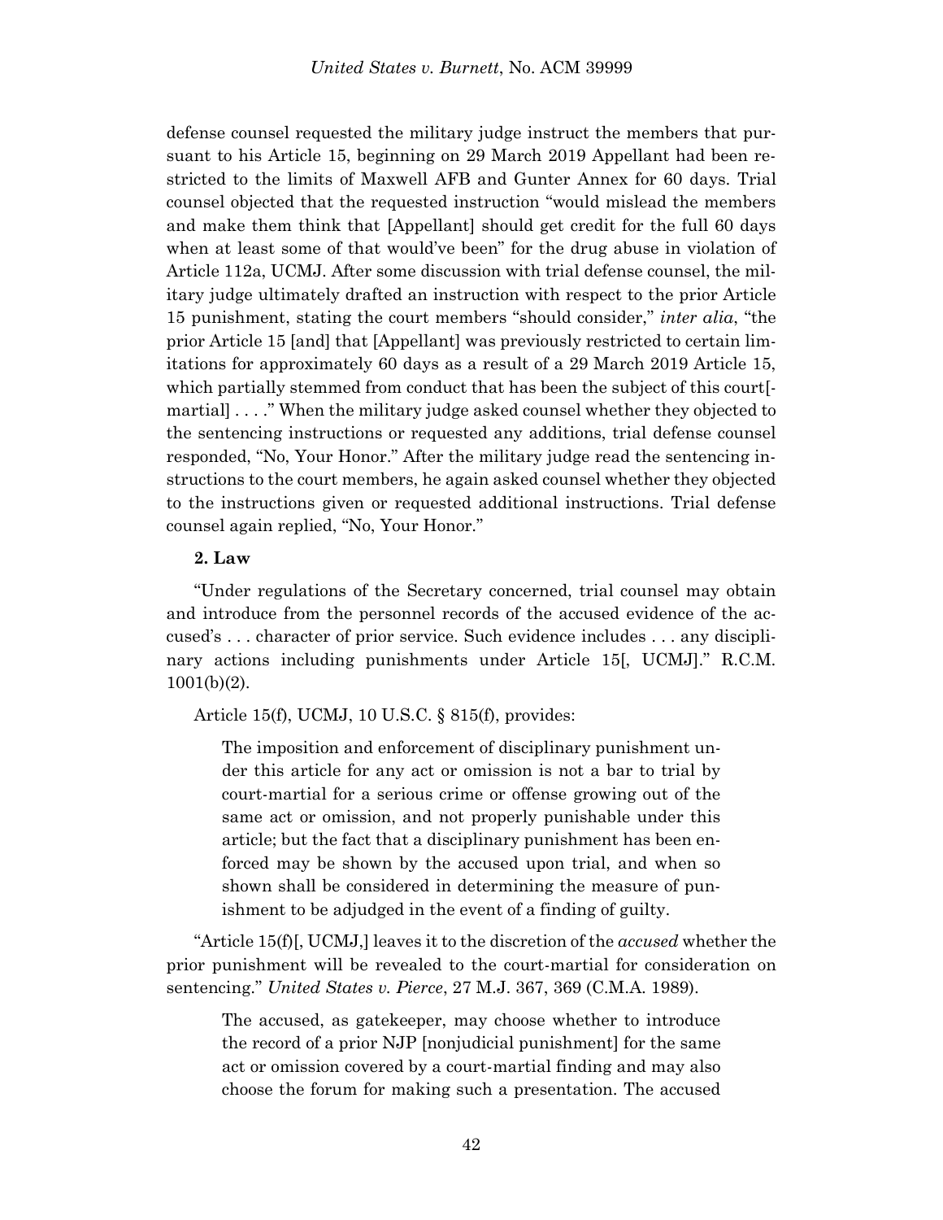defense counsel requested the military judge instruct the members that pursuant to his Article 15, beginning on 29 March 2019 Appellant had been restricted to the limits of Maxwell AFB and Gunter Annex for 60 days. Trial counsel objected that the requested instruction "would mislead the members and make them think that [Appellant] should get credit for the full 60 days when at least some of that would've been" for the drug abuse in violation of Article 112a, UCMJ. After some discussion with trial defense counsel, the military judge ultimately drafted an instruction with respect to the prior Article 15 punishment, stating the court members "should consider," *inter alia*, "the prior Article 15 [and] that [Appellant] was previously restricted to certain limitations for approximately 60 days as a result of a 29 March 2019 Article 15, which partially stemmed from conduct that has been the subject of this court[-martial] . . . ." When the military judge asked counsel whether they objected to the sentencing instructions or requested any additions, trial defense counsel responded, "No, Your Honor." After the military judge read the sentencing instructions to the court members, he again asked counsel whether they objected to the instructions given or requested additional instructions. Trial defense counsel again replied, "No, Your Honor."

**2. Law**

"Under regulations of the Secretary concerned, trial counsel may obtain and introduce from the personnel records of the accused evidence of the accused's . . . character of prior service. Such evidence includes . . . any disciplinary actions including punishments under Article 15[, UCMJ]." R.C.M. 1001(b)(2).

Article 15(f), UCMJ, 10 U.S.C. § 815(f), provides:

> The imposition and enforcement of disciplinary punishment under this article for any act or omission is not a bar to trial by court-martial for a serious crime or offense growing out of the same act or omission, and not properly punishable under this article; but the fact that a disciplinary punishment has been enforced may be shown by the accused upon trial, and when so shown shall be considered in determining the measure of punishment to be adjudged in the event of a finding of guilty.

"Article 15(f)[, UCMJ,] leaves it to the discretion of the *accused* whether the prior punishment will be revealed to the court-martial for consideration on sentencing." *United States v. Pierce*, 27 M.J. 367, 369 (C.M.A. 1989).

> The accused, as gatekeeper, may choose whether to introduce the record of a prior NJP [nonjudicial punishment] for the same act or omission covered by a court-martial finding and may also choose the forum for making such a presentation. The accused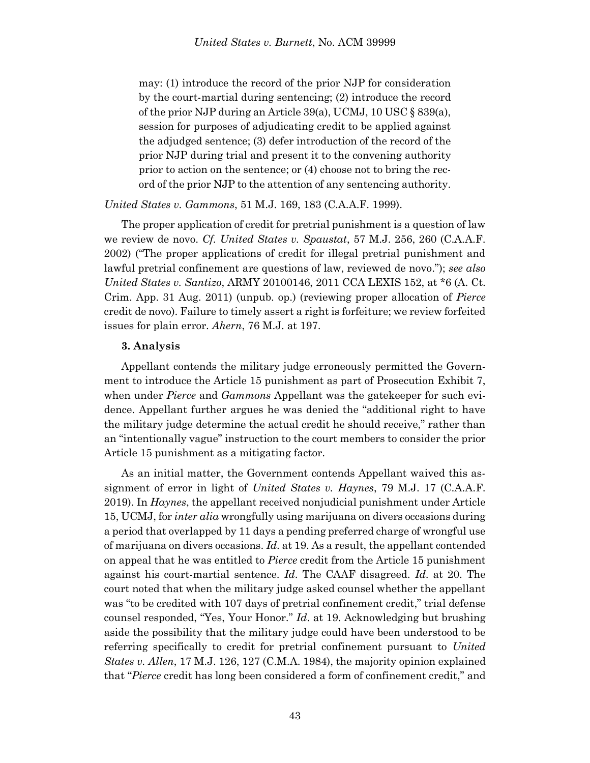> may: (1) introduce the record of the prior NJP for consideration by the court-martial during sentencing; (2) introduce the record of the prior NJP during an Article 39(a), UCMJ, 10 USC § 839(a), session for purposes of adjudicating credit to be applied against the adjudged sentence; (3) defer introduction of the record of the prior NJP during trial and present it to the convening authority prior to action on the sentence; or (4) choose not to bring the record of the prior NJP to the attention of any sentencing authority.

*United States v. Gammons*, 51 M.J. 169, 183 (C.A.A.F. 1999).

The proper application of credit for pretrial punishment is a question of law we review de novo. *Cf. United States v. Spaustat*, 57 M.J. 256, 260 (C.A.A.F. 2002) ("The proper applications of credit for illegal pretrial punishment and lawful pretrial confinement are questions of law, reviewed de novo."); *see also United States v. Santizo*, ARMY 20100146, 2011 CCA LEXIS 152, at \*6 (A. Ct. Crim. App. 31 Aug. 2011) (unpub. op.) (reviewing proper allocation of *Pierce* credit de novo). Failure to timely assert a right is forfeiture; we review forfeited issues for plain error. *Ahern*, 76 M.J. at 197.

### 3. Analysis

Appellant contends the military judge erroneously permitted the Government to introduce the Article 15 punishment as part of Prosecution Exhibit 7, when under *Pierce* and *Gammons* Appellant was the gatekeeper for such evidence. Appellant further argues he was denied the "additional right to have the military judge determine the actual credit he should receive," rather than an "intentionally vague" instruction to the court members to consider the prior Article 15 punishment as a mitigating factor.

As an initial matter, the Government contends Appellant waived this assignment of error in light of *United States v. Haynes*, 79 M.J. 17 (C.A.A.F. 2019). In *Haynes*, the appellant received nonjudicial punishment under Article 15, UCMJ, for *inter alia* wrongfully using marijuana on divers occasions during a period that overlapped by 11 days a pending preferred charge of wrongful use of marijuana on divers occasions. *Id*. at 19. As a result, the appellant contended on appeal that he was entitled to *Pierce* credit from the Article 15 punishment against his court-martial sentence. *Id*. The CAAF disagreed. *Id*. at 20. The court noted that when the military judge asked counsel whether the appellant was "to be credited with 107 days of pretrial confinement credit," trial defense counsel responded, "Yes, Your Honor." *Id*. at 19. Acknowledging but brushing aside the possibility that the military judge could have been understood to be referring specifically to credit for pretrial confinement pursuant to *United States v. Allen*, 17 M.J. 126, 127 (C.M.A. 1984), the majority opinion explained that "*Pierce* credit has long been considered a form of confinement credit," and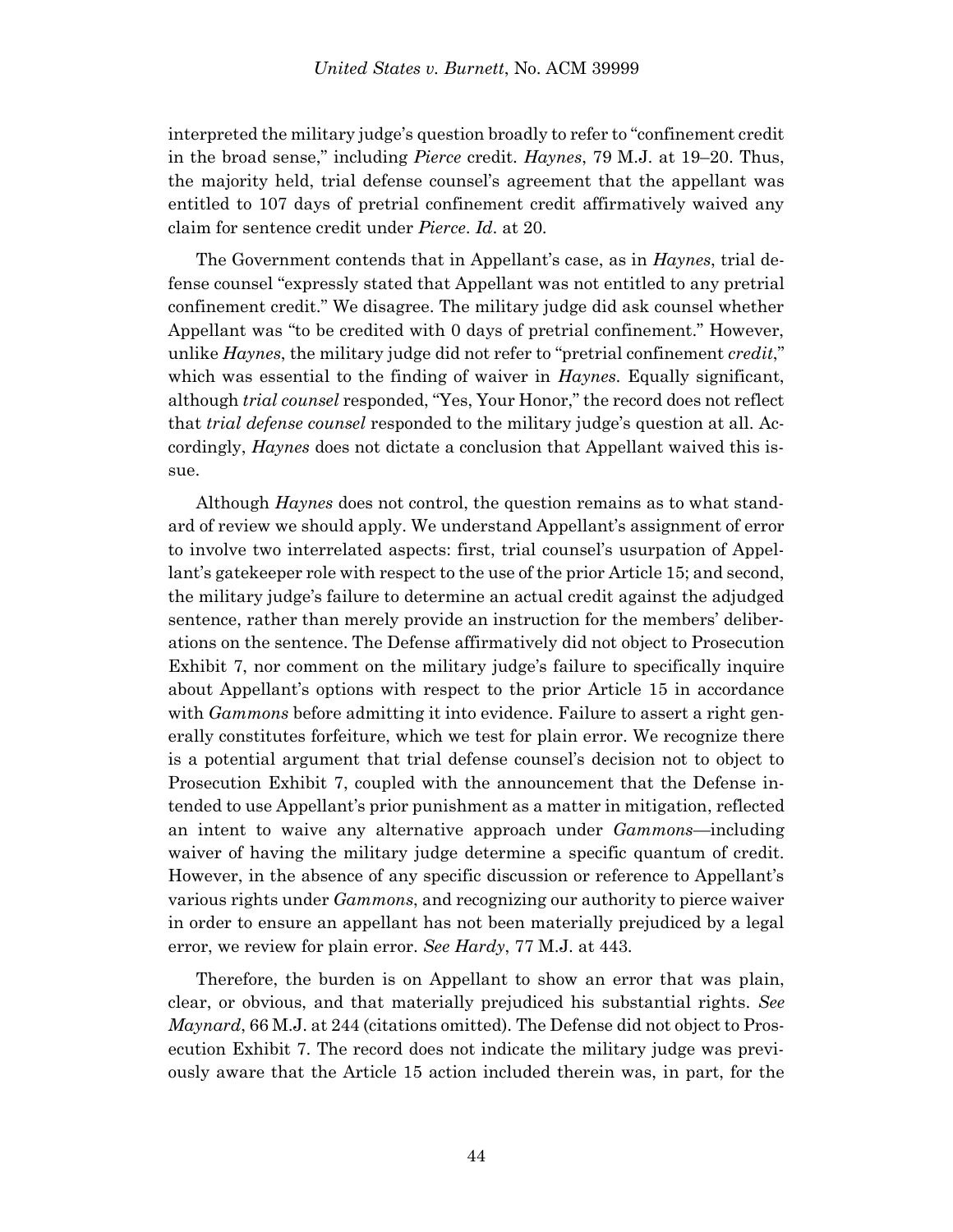interpreted the military judge's question broadly to refer to "confinement credit in the broad sense," including *Pierce* credit. *Haynes*, 79 M.J. at 19–20. Thus, the majority held, trial defense counsel's agreement that the appellant was entitled to 107 days of pretrial confinement credit affirmatively waived any claim for sentence credit under *Pierce*. *Id*. at 20.

The Government contends that in Appellant's case, as in *Haynes*, trial defense counsel "expressly stated that Appellant was not entitled to any pretrial confinement credit." We disagree. The military judge did ask counsel whether Appellant was "to be credited with 0 days of pretrial confinement." However, unlike *Haynes*, the military judge did not refer to "pretrial confinement *credit*," which was essential to the finding of waiver in *Haynes*. Equally significant, although *trial counsel* responded, "Yes, Your Honor," the record does not reflect that *trial defense counsel* responded to the military judge's question at all. Accordingly, *Haynes* does not dictate a conclusion that Appellant waived this issue.

Although *Haynes* does not control, the question remains as to what standard of review we should apply. We understand Appellant's assignment of error to involve two interrelated aspects: first, trial counsel's usurpation of Appellant's gatekeeper role with respect to the use of the prior Article 15; and second, the military judge's failure to determine an actual credit against the adjudged sentence, rather than merely provide an instruction for the members' deliberations on the sentence. The Defense affirmatively did not object to Prosecution Exhibit 7, nor comment on the military judge's failure to specifically inquire about Appellant's options with respect to the prior Article 15 in accordance with *Gammons* before admitting it into evidence. Failure to assert a right generally constitutes forfeiture, which we test for plain error. We recognize there is a potential argument that trial defense counsel's decision not to object to Prosecution Exhibit 7, coupled with the announcement that the Defense intended to use Appellant's prior punishment as a matter in mitigation, reflected an intent to waive any alternative approach under *Gammons*—including waiver of having the military judge determine a specific quantum of credit. However, in the absence of any specific discussion or reference to Appellant's various rights under *Gammons*, and recognizing our authority to pierce waiver in order to ensure an appellant has not been materially prejudiced by a legal error, we review for plain error. *See Hardy*, 77 M.J. at 443.

Therefore, the burden is on Appellant to show an error that was plain, clear, or obvious, and that materially prejudiced his substantial rights. *See Maynard*, 66 M.J. at 244 (citations omitted). The Defense did not object to Prosecution Exhibit 7. The record does not indicate the military judge was previously aware that the Article 15 action included therein was, in part, for the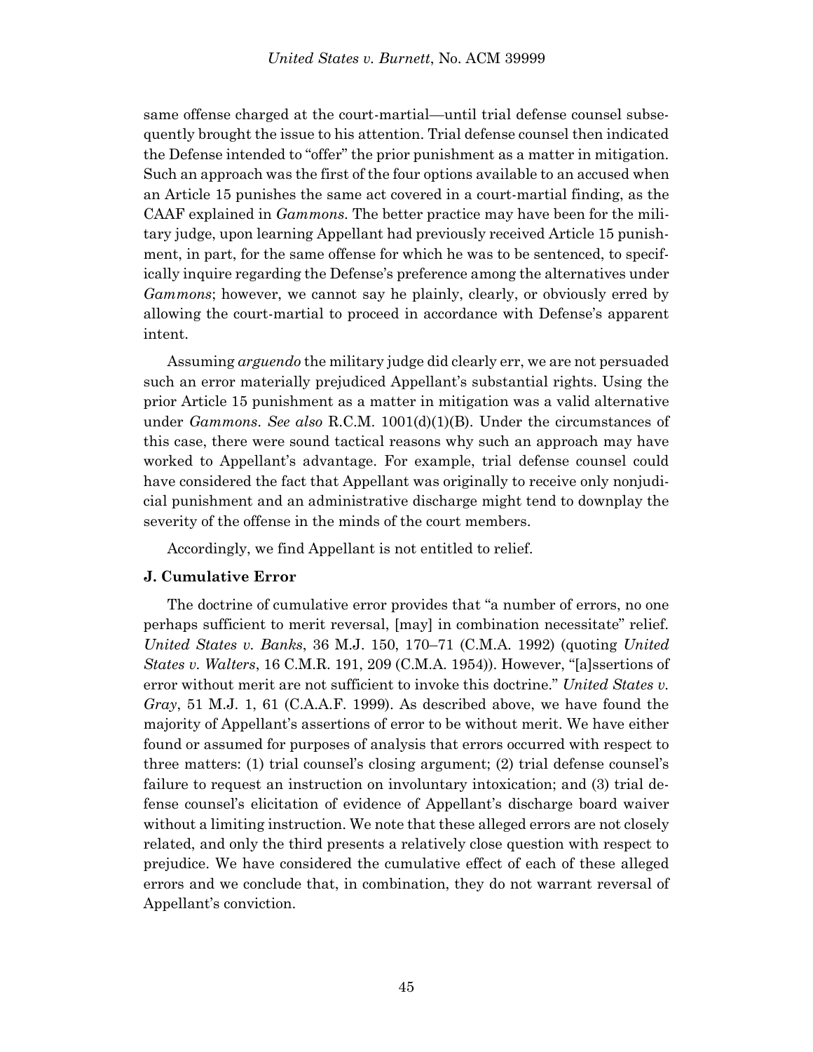same offense charged at the court-martial—until trial defense counsel subsequently brought the issue to his attention. Trial defense counsel then indicated the Defense intended to "offer" the prior punishment as a matter in mitigation. Such an approach was the first of the four options available to an accused when an Article 15 punishes the same act covered in a court-martial finding, as the CAAF explained in *Gammons*. The better practice may have been for the military judge, upon learning Appellant had previously received Article 15 punishment, in part, for the same offense for which he was to be sentenced, to specifically inquire regarding the Defense's preference among the alternatives under *Gammons*; however, we cannot say he plainly, clearly, or obviously erred by allowing the court-martial to proceed in accordance with Defense's apparent intent.

Assuming *arguendo* the military judge did clearly err, we are not persuaded such an error materially prejudiced Appellant's substantial rights. Using the prior Article 15 punishment as a matter in mitigation was a valid alternative under *Gammons*. *See also* R.C.M. 1001(d)(1)(B). Under the circumstances of this case, there were sound tactical reasons why such an approach may have worked to Appellant's advantage. For example, trial defense counsel could have considered the fact that Appellant was originally to receive only nonjudicial punishment and an administrative discharge might tend to downplay the severity of the offense in the minds of the court members.

Accordingly, we find Appellant is not entitled to relief.

### J. Cumulative Error

The doctrine of cumulative error provides that "a number of errors, no one perhaps sufficient to merit reversal, [may] in combination necessitate" relief. *United States v. Banks*, 36 M.J. 150, 170–71 (C.M.A. 1992) (quoting *United States v. Walters*, 16 C.M.R. 191, 209 (C.M.A. 1954)). However, "[a]ssertions of error without merit are not sufficient to invoke this doctrine." *United States v. Gray*, 51 M.J. 1, 61 (C.A.A.F. 1999). As described above, we have found the majority of Appellant's assertions of error to be without merit. We have either found or assumed for purposes of analysis that errors occurred with respect to three matters: (1) trial counsel's closing argument; (2) trial defense counsel's failure to request an instruction on involuntary intoxication; and (3) trial defense counsel's elicitation of evidence of Appellant's discharge board waiver without a limiting instruction. We note that these alleged errors are not closely related, and only the third presents a relatively close question with respect to prejudice. We have considered the cumulative effect of each of these alleged errors and we conclude that, in combination, they do not warrant reversal of Appellant's conviction.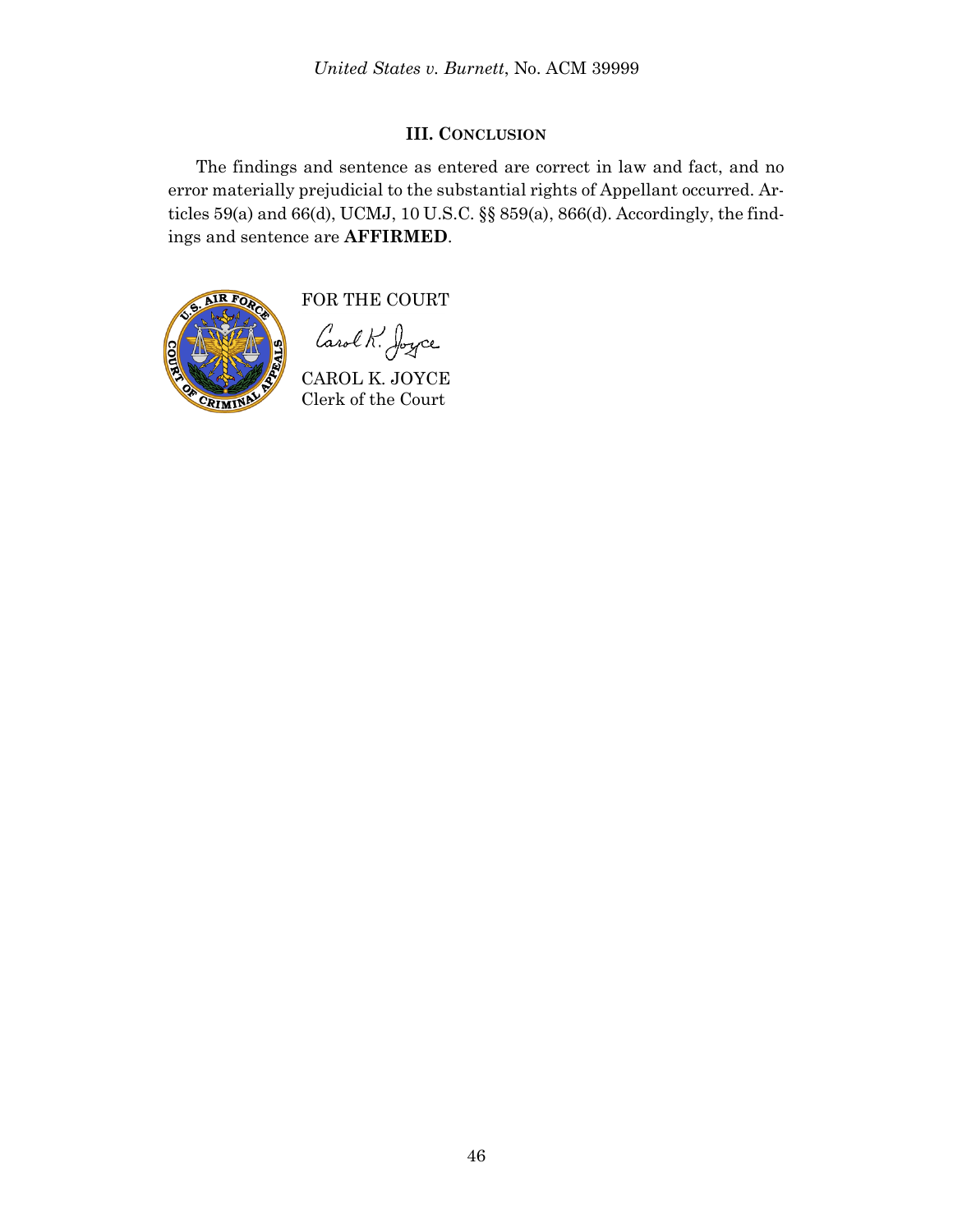### III. Conclusion

The findings and sentence as entered are correct in law and fact, and no error materially prejudicial to the substantial rights of Appellant occurred. Articles 59(a) and 66(d), UCMJ, 10 U.S.C. §§ 859(a), 866(d). Accordingly, the findings and sentence are **AFFIRMED**.

FOR THE COURT

Carol K. Joyce

CAROL K. JOYCE
Clerk of the Court